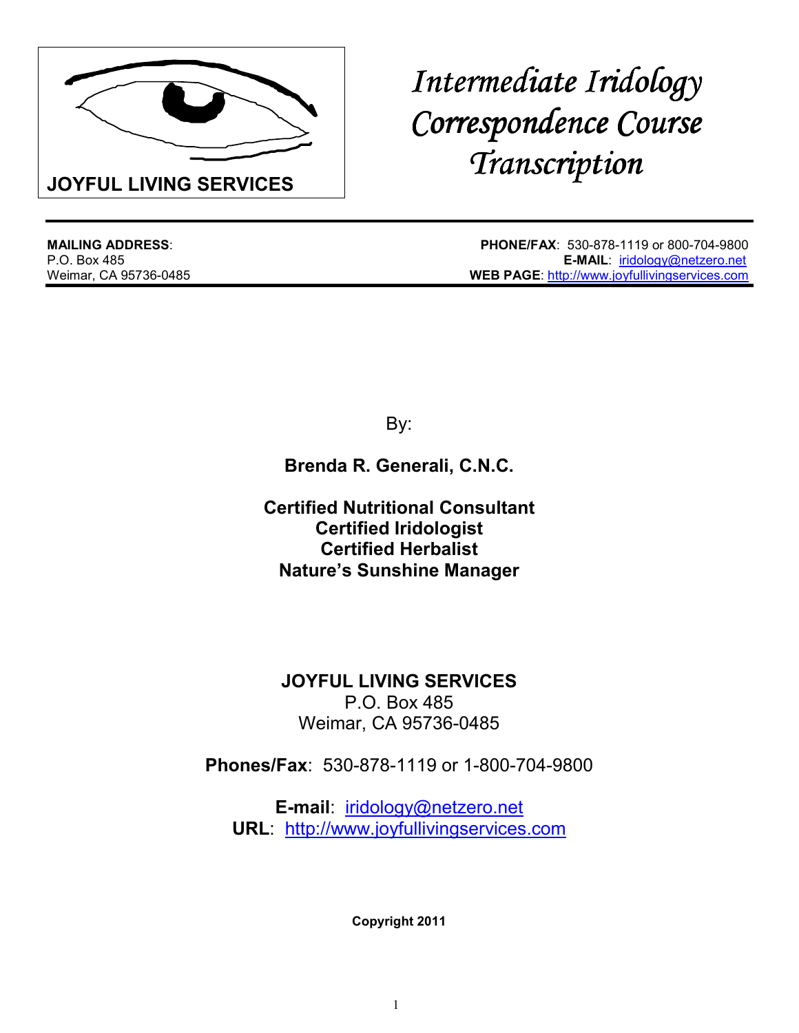JOYFUL LIVING SERVICES

# Intermediate Iridology Correspondence Course Transcription

**MAILING ADDRESS**:
P.O. Box 485
Weimar, CA 95736-0485

**PHONE/FAX**: 530-878-1119 or 800-704-9800
**E-MAIL**: iridology@netzero.net
**WEB PAGE**: http://www.joyfullivingservices.com

By:

**Brenda R. Generali, C.N.C.**

**Certified Nutritional Consultant**
**Certified Iridologist**
**Certified Herbalist**
**Nature's Sunshine Manager**

**JOYFUL LIVING SERVICES**
P.O. Box 485
Weimar, CA 95736-0485

**Phones/Fax**: 530-878-1119 or 1-800-704-9800

**E-mail**: iridology@netzero.net
**URL**: http://www.joyfullivingservices.com

**Copyright 2011**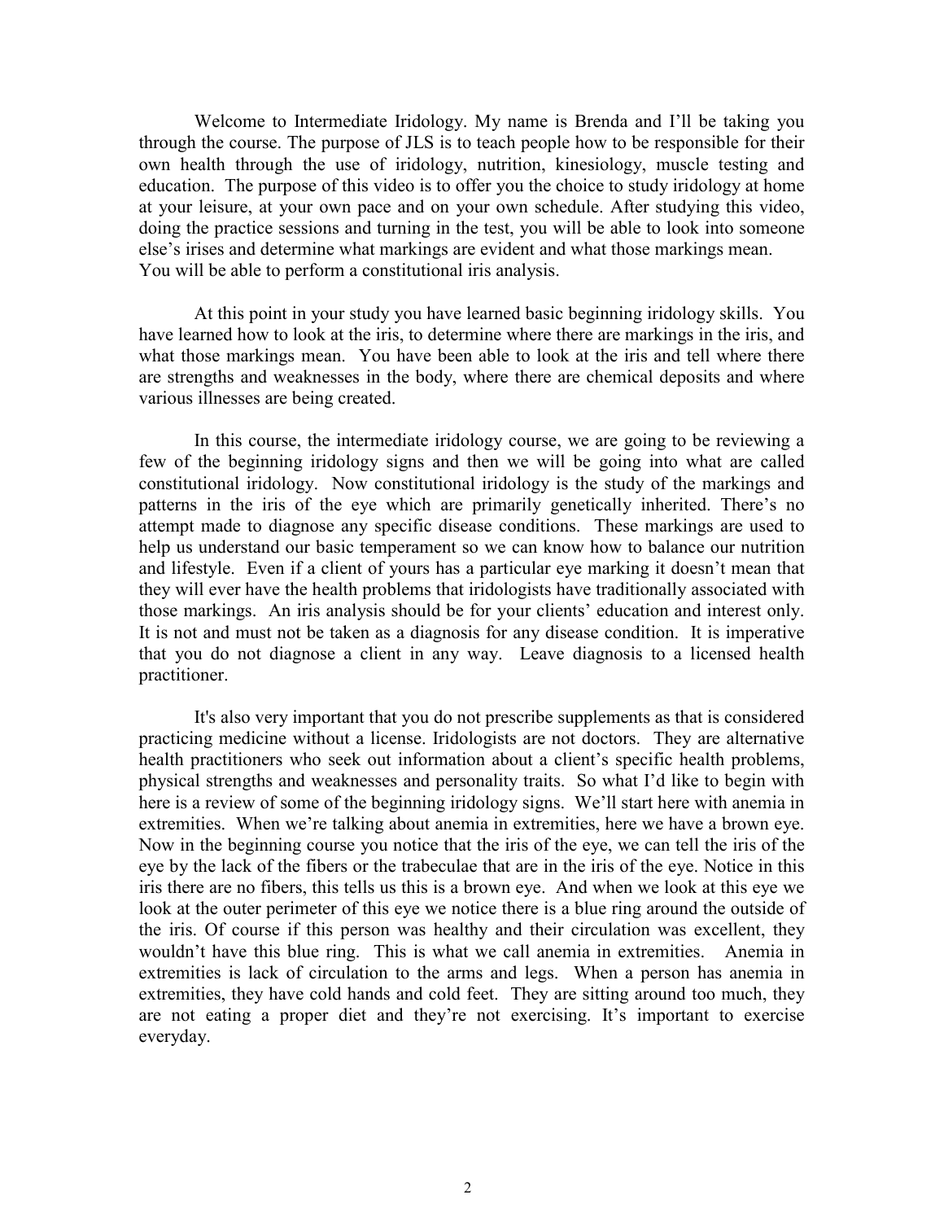Welcome to Intermediate Iridology. My name is Brenda and I'll be taking you through the course. The purpose of JLS is to teach people how to be responsible for their own health through the use of iridology, nutrition, kinesiology, muscle testing and education. The purpose of this video is to offer you the choice to study iridology at home at your leisure, at your own pace and on your own schedule. After studying this video, doing the practice sessions and turning in the test, you will be able to look into someone else's irises and determine what markings are evident and what those markings mean. You will be able to perform a constitutional iris analysis.

At this point in your study you have learned basic beginning iridology skills. You have learned how to look at the iris, to determine where there are markings in the iris, and what those markings mean. You have been able to look at the iris and tell where there are strengths and weaknesses in the body, where there are chemical deposits and where various illnesses are being created.

In this course, the intermediate iridology course, we are going to be reviewing a few of the beginning iridology signs and then we will be going into what are called constitutional iridology. Now constitutional iridology is the study of the markings and patterns in the iris of the eye which are primarily genetically inherited. There's no attempt made to diagnose any specific disease conditions. These markings are used to help us understand our basic temperament so we can know how to balance our nutrition and lifestyle. Even if a client of yours has a particular eye marking it doesn't mean that they will ever have the health problems that iridologists have traditionally associated with those markings. An iris analysis should be for your clients' education and interest only. It is not and must not be taken as a diagnosis for any disease condition. It is imperative that you do not diagnose a client in any way. Leave diagnosis to a licensed health practitioner.

It's also very important that you do not prescribe supplements as that is considered practicing medicine without a license. Iridologists are not doctors. They are alternative health practitioners who seek out information about a client's specific health problems, physical strengths and weaknesses and personality traits. So what I'd like to begin with here is a review of some of the beginning iridology signs. We'll start here with anemia in extremities. When we're talking about anemia in extremities, here we have a brown eye. Now in the beginning course you notice that the iris of the eye, we can tell the iris of the eye by the lack of the fibers or the trabeculae that are in the iris of the eye. Notice in this iris there are no fibers, this tells us this is a brown eye. And when we look at this eye we look at the outer perimeter of this eye we notice there is a blue ring around the outside of the iris. Of course if this person was healthy and their circulation was excellent, they wouldn't have this blue ring. This is what we call anemia in extremities. Anemia in extremities is lack of circulation to the arms and legs. When a person has anemia in extremities, they have cold hands and cold feet. They are sitting around too much, they are not eating a proper diet and they're not exercising. It's important to exercise everyday.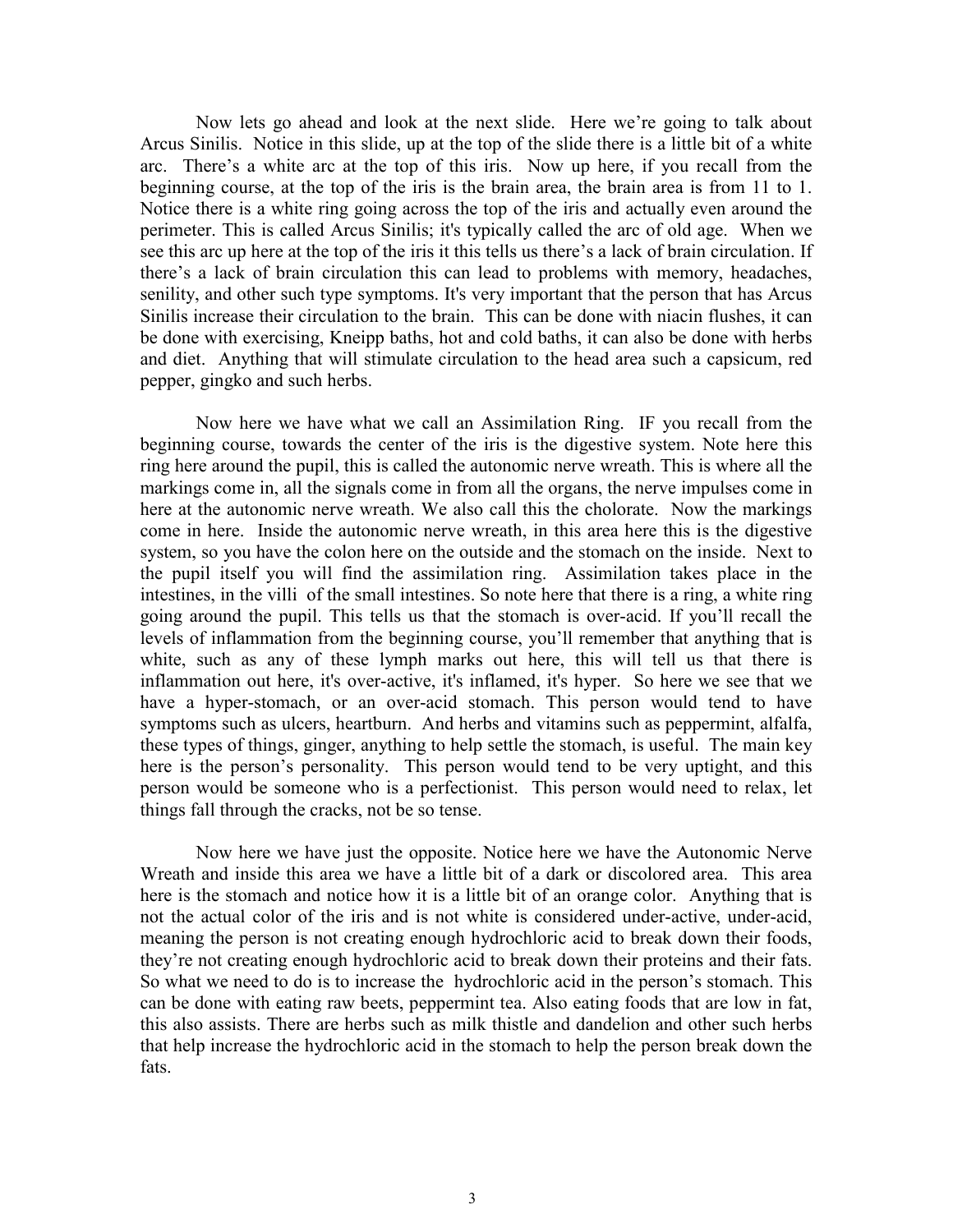Now lets go ahead and look at the next slide. Here we're going to talk about Arcus Sinilis. Notice in this slide, up at the top of the slide there is a little bit of a white arc. There's a white arc at the top of this iris. Now up here, if you recall from the beginning course, at the top of the iris is the brain area, the brain area is from 11 to 1. Notice there is a white ring going across the top of the iris and actually even around the perimeter. This is called Arcus Sinilis; it's typically called the arc of old age. When we see this arc up here at the top of the iris it this tells us there's a lack of brain circulation. If there's a lack of brain circulation this can lead to problems with memory, headaches, senility, and other such type symptoms. It's very important that the person that has Arcus Sinilis increase their circulation to the brain. This can be done with niacin flushes, it can be done with exercising, Kneipp baths, hot and cold baths, it can also be done with herbs and diet. Anything that will stimulate circulation to the head area such a capsicum, red pepper, gingko and such herbs.

Now here we have what we call an Assimilation Ring. IF you recall from the beginning course, towards the center of the iris is the digestive system. Note here this ring here around the pupil, this is called the autonomic nerve wreath. This is where all the markings come in, all the signals come in from all the organs, the nerve impulses come in here at the autonomic nerve wreath. We also call this the cholorate. Now the markings come in here. Inside the autonomic nerve wreath, in this area here this is the digestive system, so you have the colon here on the outside and the stomach on the inside. Next to the pupil itself you will find the assimilation ring. Assimilation takes place in the intestines, in the villi of the small intestines. So note here that there is a ring, a white ring going around the pupil. This tells us that the stomach is over-acid. If you'll recall the levels of inflammation from the beginning course, you'll remember that anything that is white, such as any of these lymph marks out here, this will tell us that there is inflammation out here, it's over-active, it's inflamed, it's hyper. So here we see that we have a hyper-stomach, or an over-acid stomach. This person would tend to have symptoms such as ulcers, heartburn. And herbs and vitamins such as peppermint, alfalfa, these types of things, ginger, anything to help settle the stomach, is useful. The main key here is the person's personality. This person would tend to be very uptight, and this person would be someone who is a perfectionist. This person would need to relax, let things fall through the cracks, not be so tense.

Now here we have just the opposite. Notice here we have the Autonomic Nerve Wreath and inside this area we have a little bit of a dark or discolored area. This area here is the stomach and notice how it is a little bit of an orange color. Anything that is not the actual color of the iris and is not white is considered under-active, under-acid, meaning the person is not creating enough hydrochloric acid to break down their foods, they're not creating enough hydrochloric acid to break down their proteins and their fats. So what we need to do is to increase the hydrochloric acid in the person's stomach. This can be done with eating raw beets, peppermint tea. Also eating foods that are low in fat, this also assists. There are herbs such as milk thistle and dandelion and other such herbs that help increase the hydrochloric acid in the stomach to help the person break down the fats.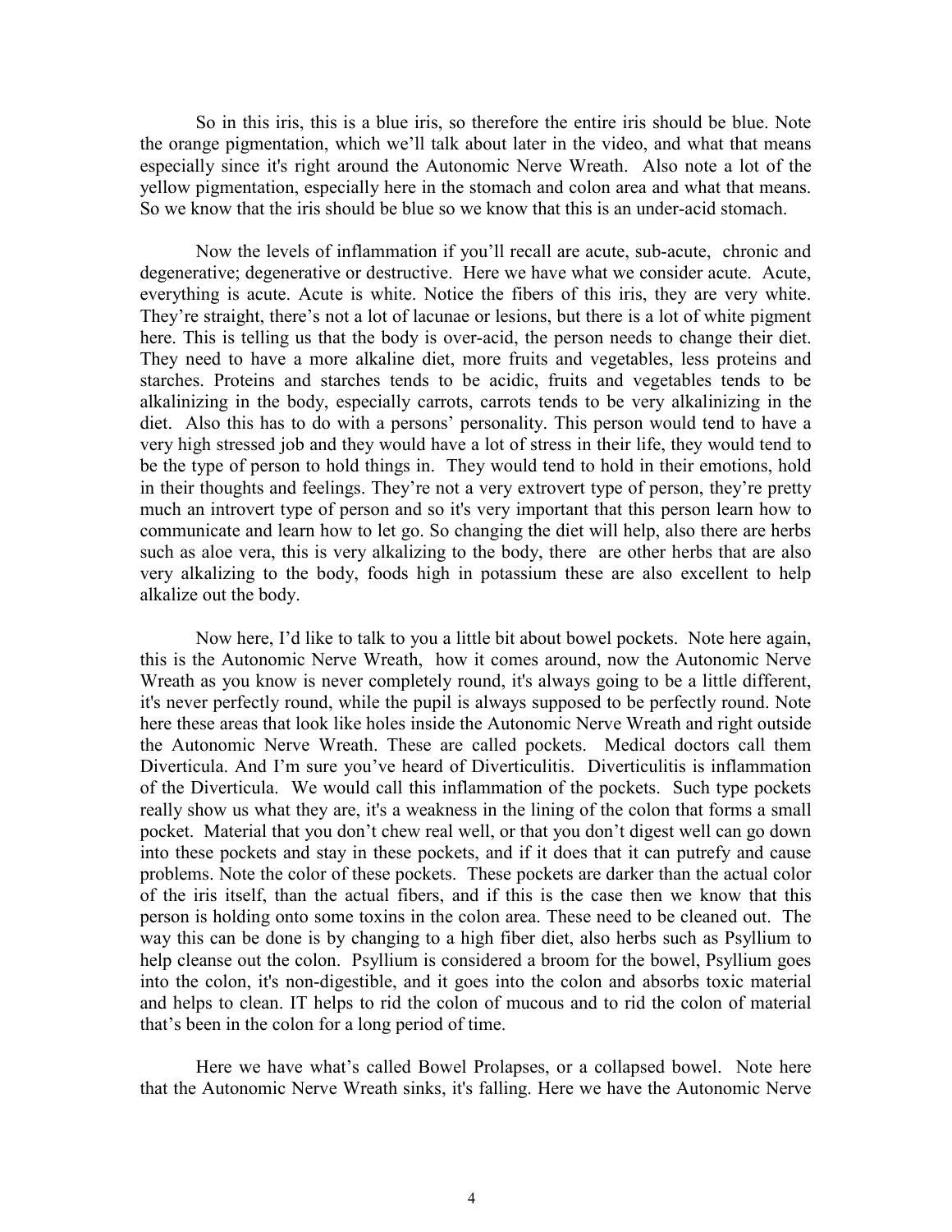So in this iris, this is a blue iris, so therefore the entire iris should be blue. Note the orange pigmentation, which we'll talk about later in the video, and what that means especially since it's right around the Autonomic Nerve Wreath. Also note a lot of the yellow pigmentation, especially here in the stomach and colon area and what that means. So we know that the iris should be blue so we know that this is an under-acid stomach.

Now the levels of inflammation if you'll recall are acute, sub-acute, chronic and degenerative; degenerative or destructive. Here we have what we consider acute. Acute, everything is acute. Acute is white. Notice the fibers of this iris, they are very white. They're straight, there's not a lot of lacunae or lesions, but there is a lot of white pigment here. This is telling us that the body is over-acid, the person needs to change their diet. They need to have a more alkaline diet, more fruits and vegetables, less proteins and starches. Proteins and starches tends to be acidic, fruits and vegetables tends to be alkalinizing in the body, especially carrots, carrots tends to be very alkalinizing in the diet. Also this has to do with a persons' personality. This person would tend to have a very high stressed job and they would have a lot of stress in their life, they would tend to be the type of person to hold things in. They would tend to hold in their emotions, hold in their thoughts and feelings. They're not a very extrovert type of person, they're pretty much an introvert type of person and so it's very important that this person learn how to communicate and learn how to let go. So changing the diet will help, also there are herbs such as aloe vera, this is very alkalizing to the body, there are other herbs that are also very alkalizing to the body, foods high in potassium these are also excellent to help alkalize out the body.

Now here, I'd like to talk to you a little bit about bowel pockets. Note here again, this is the Autonomic Nerve Wreath, how it comes around, now the Autonomic Nerve Wreath as you know is never completely round, it's always going to be a little different, it's never perfectly round, while the pupil is always supposed to be perfectly round. Note here these areas that look like holes inside the Autonomic Nerve Wreath and right outside the Autonomic Nerve Wreath. These are called pockets. Medical doctors call them Diverticula. And I'm sure you've heard of Diverticulitis. Diverticulitis is inflammation of the Diverticula. We would call this inflammation of the pockets. Such type pockets really show us what they are, it's a weakness in the lining of the colon that forms a small pocket. Material that you don't chew real well, or that you don't digest well can go down into these pockets and stay in these pockets, and if it does that it can putrefy and cause problems. Note the color of these pockets. These pockets are darker than the actual color of the iris itself, than the actual fibers, and if this is the case then we know that this person is holding onto some toxins in the colon area. These need to be cleaned out. The way this can be done is by changing to a high fiber diet, also herbs such as Psyllium to help cleanse out the colon. Psyllium is considered a broom for the bowel, Psyllium goes into the colon, it's non-digestible, and it goes into the colon and absorbs toxic material and helps to clean. IT helps to rid the colon of mucous and to rid the colon of material that's been in the colon for a long period of time.

Here we have what's called Bowel Prolapses, or a collapsed bowel. Note here that the Autonomic Nerve Wreath sinks, it's falling. Here we have the Autonomic Nerve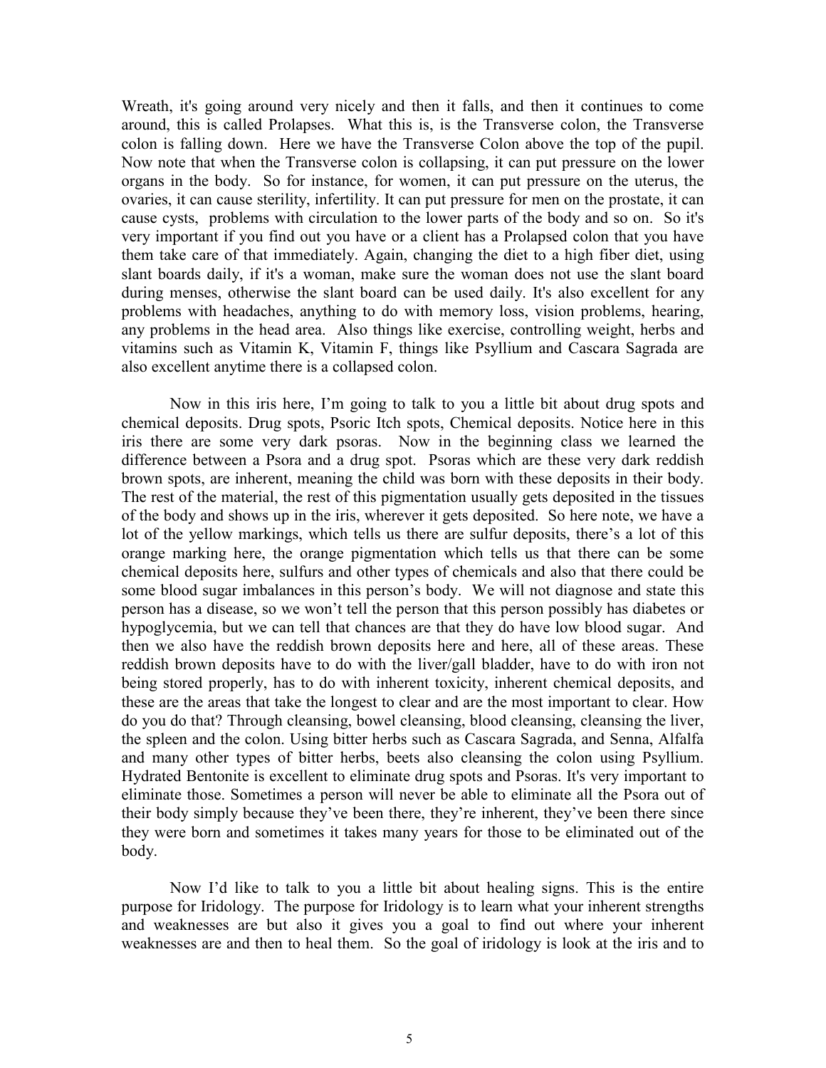Wreath, it's going around very nicely and then it falls, and then it continues to come around, this is called Prolapses. What this is, is the Transverse colon, the Transverse colon is falling down. Here we have the Transverse Colon above the top of the pupil. Now note that when the Transverse colon is collapsing, it can put pressure on the lower organs in the body. So for instance, for women, it can put pressure on the uterus, the ovaries, it can cause sterility, infertility. It can put pressure for men on the prostate, it can cause cysts, problems with circulation to the lower parts of the body and so on. So it's very important if you find out you have or a client has a Prolapsed colon that you have them take care of that immediately. Again, changing the diet to a high fiber diet, using slant boards daily, if it's a woman, make sure the woman does not use the slant board during menses, otherwise the slant board can be used daily. It's also excellent for any problems with headaches, anything to do with memory loss, vision problems, hearing, any problems in the head area. Also things like exercise, controlling weight, herbs and vitamins such as Vitamin K, Vitamin F, things like Psyllium and Cascara Sagrada are also excellent anytime there is a collapsed colon.

Now in this iris here, I'm going to talk to you a little bit about drug spots and chemical deposits. Drug spots, Psoric Itch spots, Chemical deposits. Notice here in this iris there are some very dark psoras. Now in the beginning class we learned the difference between a Psora and a drug spot. Psoras which are these very dark reddish brown spots, are inherent, meaning the child was born with these deposits in their body. The rest of the material, the rest of this pigmentation usually gets deposited in the tissues of the body and shows up in the iris, wherever it gets deposited. So here note, we have a lot of the yellow markings, which tells us there are sulfur deposits, there's a lot of this orange marking here, the orange pigmentation which tells us that there can be some chemical deposits here, sulfurs and other types of chemicals and also that there could be some blood sugar imbalances in this person's body. We will not diagnose and state this person has a disease, so we won't tell the person that this person possibly has diabetes or hypoglycemia, but we can tell that chances are that they do have low blood sugar. And then we also have the reddish brown deposits here and here, all of these areas. These reddish brown deposits have to do with the liver/gall bladder, have to do with iron not being stored properly, has to do with inherent toxicity, inherent chemical deposits, and these are the areas that take the longest to clear and are the most important to clear. How do you do that? Through cleansing, bowel cleansing, blood cleansing, cleansing the liver, the spleen and the colon. Using bitter herbs such as Cascara Sagrada, and Senna, Alfalfa and many other types of bitter herbs, beets also cleansing the colon using Psyllium. Hydrated Bentonite is excellent to eliminate drug spots and Psoras. It's very important to eliminate those. Sometimes a person will never be able to eliminate all the Psora out of their body simply because they've been there, they're inherent, they've been there since they were born and sometimes it takes many years for those to be eliminated out of the body.

Now I'd like to talk to you a little bit about healing signs. This is the entire purpose for Iridology. The purpose for Iridology is to learn what your inherent strengths and weaknesses are but also it gives you a goal to find out where your inherent weaknesses are and then to heal them. So the goal of iridology is look at the iris and to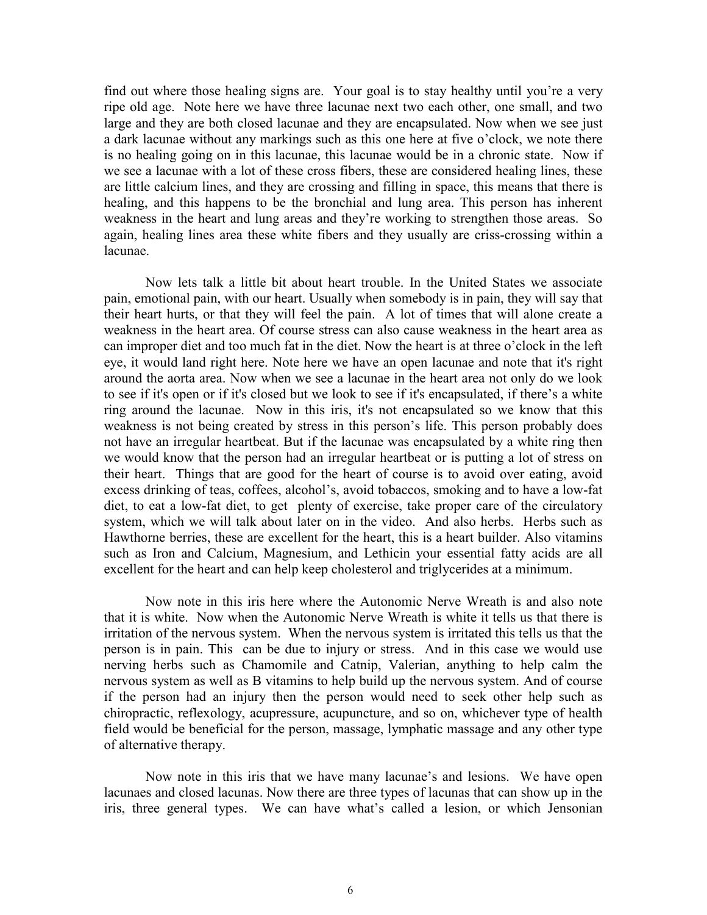find out where those healing signs are. Your goal is to stay healthy until you're a very ripe old age. Note here we have three lacunae next two each other, one small, and two large and they are both closed lacunae and they are encapsulated. Now when we see just a dark lacunae without any markings such as this one here at five o'clock, we note there is no healing going on in this lacunae, this lacunae would be in a chronic state. Now if we see a lacunae with a lot of these cross fibers, these are considered healing lines, these are little calcium lines, and they are crossing and filling in space, this means that there is healing, and this happens to be the bronchial and lung area. This person has inherent weakness in the heart and lung areas and they're working to strengthen those areas. So again, healing lines area these white fibers and they usually are criss-crossing within a lacunae.

Now lets talk a little bit about heart trouble. In the United States we associate pain, emotional pain, with our heart. Usually when somebody is in pain, they will say that their heart hurts, or that they will feel the pain. A lot of times that will alone create a weakness in the heart area. Of course stress can also cause weakness in the heart area as can improper diet and too much fat in the diet. Now the heart is at three o'clock in the left eye, it would land right here. Note here we have an open lacunae and note that it's right around the aorta area. Now when we see a lacunae in the heart area not only do we look to see if it's open or if it's closed but we look to see if it's encapsulated, if there's a white ring around the lacunae. Now in this iris, it's not encapsulated so we know that this weakness is not being created by stress in this person's life. This person probably does not have an irregular heartbeat. But if the lacunae was encapsulated by a white ring then we would know that the person had an irregular heartbeat or is putting a lot of stress on their heart. Things that are good for the heart of course is to avoid over eating, avoid excess drinking of teas, coffees, alcohol's, avoid tobaccos, smoking and to have a low-fat diet, to eat a low-fat diet, to get plenty of exercise, take proper care of the circulatory system, which we will talk about later on in the video. And also herbs. Herbs such as Hawthorne berries, these are excellent for the heart, this is a heart builder. Also vitamins such as Iron and Calcium, Magnesium, and Lethicin your essential fatty acids are all excellent for the heart and can help keep cholesterol and triglycerides at a minimum.

Now note in this iris here where the Autonomic Nerve Wreath is and also note that it is white. Now when the Autonomic Nerve Wreath is white it tells us that there is irritation of the nervous system. When the nervous system is irritated this tells us that the person is in pain. This can be due to injury or stress. And in this case we would use nerving herbs such as Chamomile and Catnip, Valerian, anything to help calm the nervous system as well as B vitamins to help build up the nervous system. And of course if the person had an injury then the person would need to seek other help such as chiropractic, reflexology, acupressure, acupuncture, and so on, whichever type of health field would be beneficial for the person, massage, lymphatic massage and any other type of alternative therapy.

Now note in this iris that we have many lacunae's and lesions. We have open lacunaes and closed lacunas. Now there are three types of lacunas that can show up in the iris, three general types. We can have what's called a lesion, or which Jensonian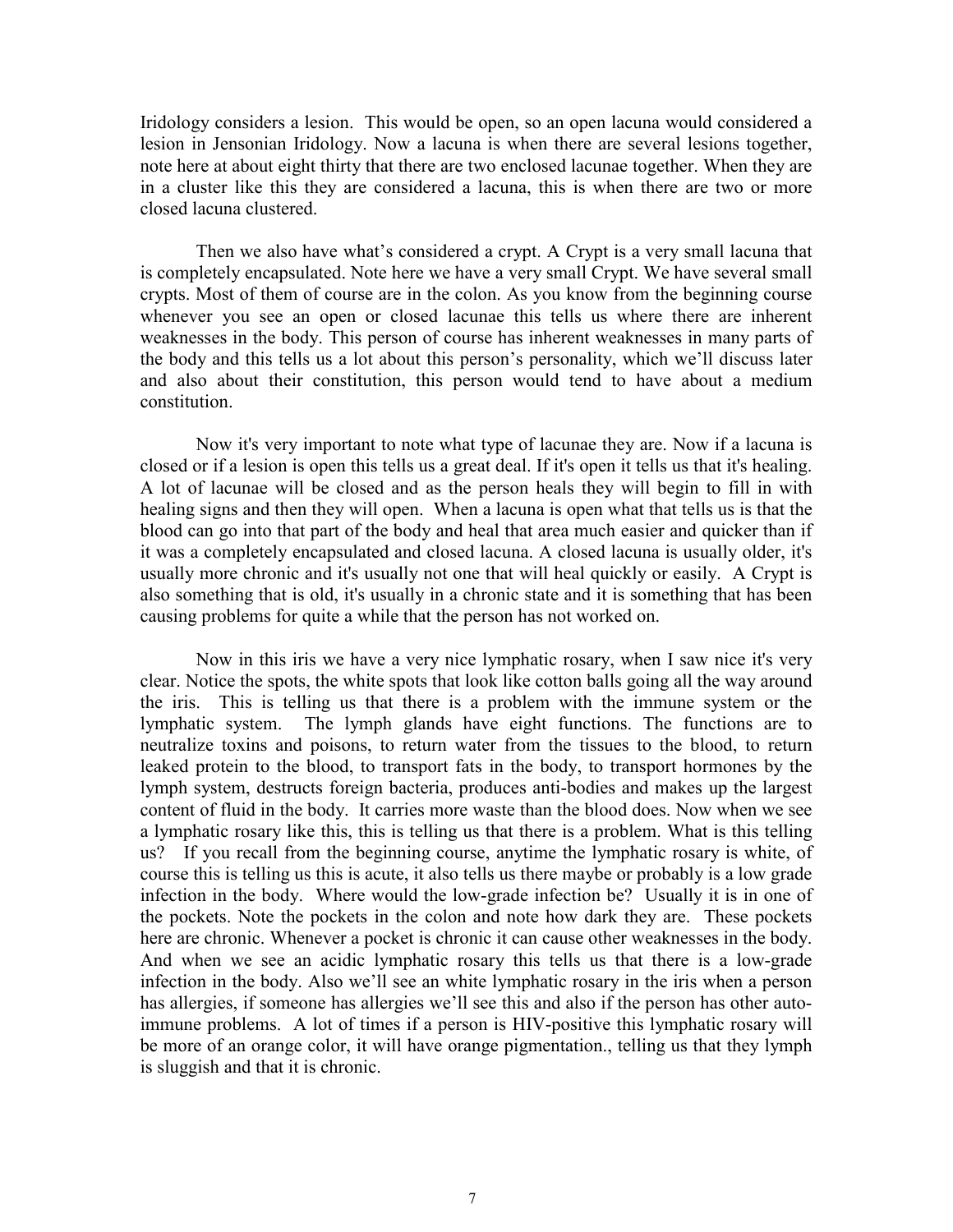Iridology considers a lesion. This would be open, so an open lacuna would considered a lesion in Jensonian Iridology. Now a lacuna is when there are several lesions together, note here at about eight thirty that there are two enclosed lacunae together. When they are in a cluster like this they are considered a lacuna, this is when there are two or more closed lacuna clustered.

Then we also have what's considered a crypt. A Crypt is a very small lacuna that is completely encapsulated. Note here we have a very small Crypt. We have several small crypts. Most of them of course are in the colon. As you know from the beginning course whenever you see an open or closed lacunae this tells us where there are inherent weaknesses in the body. This person of course has inherent weaknesses in many parts of the body and this tells us a lot about this person's personality, which we'll discuss later and also about their constitution, this person would tend to have about a medium constitution.

Now it's very important to note what type of lacunae they are. Now if a lacuna is closed or if a lesion is open this tells us a great deal. If it's open it tells us that it's healing. A lot of lacunae will be closed and as the person heals they will begin to fill in with healing signs and then they will open. When a lacuna is open what that tells us is that the blood can go into that part of the body and heal that area much easier and quicker than if it was a completely encapsulated and closed lacuna. A closed lacuna is usually older, it's usually more chronic and it's usually not one that will heal quickly or easily. A Crypt is also something that is old, it's usually in a chronic state and it is something that has been causing problems for quite a while that the person has not worked on.

Now in this iris we have a very nice lymphatic rosary, when I saw nice it's very clear. Notice the spots, the white spots that look like cotton balls going all the way around the iris. This is telling us that there is a problem with the immune system or the lymphatic system. The lymph glands have eight functions. The functions are to neutralize toxins and poisons, to return water from the tissues to the blood, to return leaked protein to the blood, to transport fats in the body, to transport hormones by the lymph system, destructs foreign bacteria, produces anti-bodies and makes up the largest content of fluid in the body. It carries more waste than the blood does. Now when we see a lymphatic rosary like this, this is telling us that there is a problem. What is this telling us? If you recall from the beginning course, anytime the lymphatic rosary is white, of course this is telling us this is acute, it also tells us there maybe or probably is a low grade infection in the body. Where would the low-grade infection be? Usually it is in one of the pockets. Note the pockets in the colon and note how dark they are. These pockets here are chronic. Whenever a pocket is chronic it can cause other weaknesses in the body. And when we see an acidic lymphatic rosary this tells us that there is a low-grade infection in the body. Also we'll see an white lymphatic rosary in the iris when a person has allergies, if someone has allergies we'll see this and also if the person has other auto-immune problems. A lot of times if a person is HIV-positive this lymphatic rosary will be more of an orange color, it will have orange pigmentation., telling us that they lymph is sluggish and that it is chronic.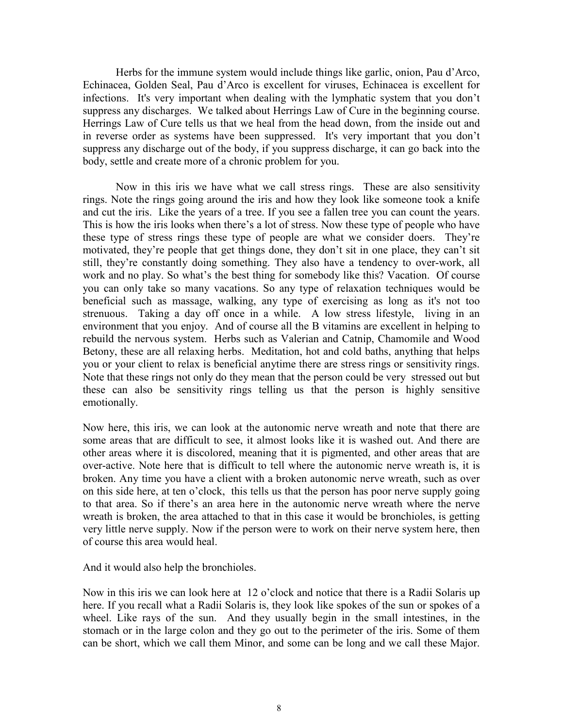Herbs for the immune system would include things like garlic, onion, Pau d'Arco, Echinacea, Golden Seal, Pau d'Arco is excellent for viruses, Echinacea is excellent for infections. It's very important when dealing with the lymphatic system that you don't suppress any discharges. We talked about Herrings Law of Cure in the beginning course. Herrings Law of Cure tells us that we heal from the head down, from the inside out and in reverse order as systems have been suppressed. It's very important that you don't suppress any discharge out of the body, if you suppress discharge, it can go back into the body, settle and create more of a chronic problem for you.

Now in this iris we have what we call stress rings. These are also sensitivity rings. Note the rings going around the iris and how they look like someone took a knife and cut the iris. Like the years of a tree. If you see a fallen tree you can count the years. This is how the iris looks when there's a lot of stress. Now these type of people who have these type of stress rings these type of people are what we consider doers. They're motivated, they're people that get things done, they don't sit in one place, they can't sit still, they're constantly doing something. They also have a tendency to over-work, all work and no play. So what's the best thing for somebody like this? Vacation. Of course you can only take so many vacations. So any type of relaxation techniques would be beneficial such as massage, walking, any type of exercising as long as it's not too strenuous. Taking a day off once in a while. A low stress lifestyle, living in an environment that you enjoy. And of course all the B vitamins are excellent in helping to rebuild the nervous system. Herbs such as Valerian and Catnip, Chamomile and Wood Betony, these are all relaxing herbs. Meditation, hot and cold baths, anything that helps you or your client to relax is beneficial anytime there are stress rings or sensitivity rings. Note that these rings not only do they mean that the person could be very stressed out but these can also be sensitivity rings telling us that the person is highly sensitive emotionally.

Now here, this iris, we can look at the autonomic nerve wreath and note that there are some areas that are difficult to see, it almost looks like it is washed out. And there are other areas where it is discolored, meaning that it is pigmented, and other areas that are over-active. Note here that is difficult to tell where the autonomic nerve wreath is, it is broken. Any time you have a client with a broken autonomic nerve wreath, such as over on this side here, at ten o'clock, this tells us that the person has poor nerve supply going to that area. So if there's an area here in the autonomic nerve wreath where the nerve wreath is broken, the area attached to that in this case it would be bronchioles, is getting very little nerve supply. Now if the person were to work on their nerve system here, then of course this area would heal.

And it would also help the bronchioles.

Now in this iris we can look here at 12 o'clock and notice that there is a Radii Solaris up here. If you recall what a Radii Solaris is, they look like spokes of the sun or spokes of a wheel. Like rays of the sun. And they usually begin in the small intestines, in the stomach or in the large colon and they go out to the perimeter of the iris. Some of them can be short, which we call them Minor, and some can be long and we call these Major.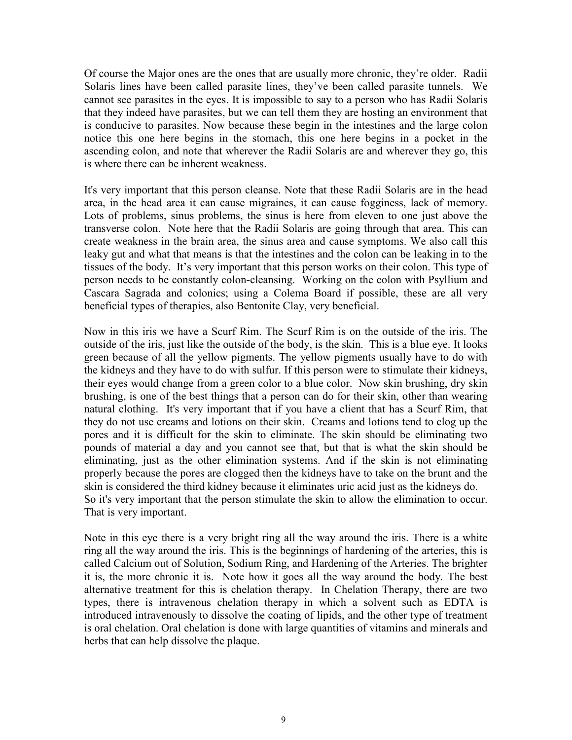Of course the Major ones are the ones that are usually more chronic, they're older. Radii Solaris lines have been called parasite lines, they've been called parasite tunnels. We cannot see parasites in the eyes. It is impossible to say to a person who has Radii Solaris that they indeed have parasites, but we can tell them they are hosting an environment that is conducive to parasites. Now because these begin in the intestines and the large colon notice this one here begins in the stomach, this one here begins in a pocket in the ascending colon, and note that wherever the Radii Solaris are and wherever they go, this is where there can be inherent weakness.

It's very important that this person cleanse. Note that these Radii Solaris are in the head area, in the head area it can cause migraines, it can cause fogginess, lack of memory. Lots of problems, sinus problems, the sinus is here from eleven to one just above the transverse colon. Note here that the Radii Solaris are going through that area. This can create weakness in the brain area, the sinus area and cause symptoms. We also call this leaky gut and what that means is that the intestines and the colon can be leaking in to the tissues of the body. It's very important that this person works on their colon. This type of person needs to be constantly colon-cleansing. Working on the colon with Psyllium and Cascara Sagrada and colonics; using a Colema Board if possible, these are all very beneficial types of therapies, also Bentonite Clay, very beneficial.

Now in this iris we have a Scurf Rim. The Scurf Rim is on the outside of the iris. The outside of the iris, just like the outside of the body, is the skin. This is a blue eye. It looks green because of all the yellow pigments. The yellow pigments usually have to do with the kidneys and they have to do with sulfur. If this person were to stimulate their kidneys, their eyes would change from a green color to a blue color. Now skin brushing, dry skin brushing, is one of the best things that a person can do for their skin, other than wearing natural clothing. It's very important that if you have a client that has a Scurf Rim, that they do not use creams and lotions on their skin. Creams and lotions tend to clog up the pores and it is difficult for the skin to eliminate. The skin should be eliminating two pounds of material a day and you cannot see that, but that is what the skin should be eliminating, just as the other elimination systems. And if the skin is not eliminating properly because the pores are clogged then the kidneys have to take on the brunt and the skin is considered the third kidney because it eliminates uric acid just as the kidneys do. So it's very important that the person stimulate the skin to allow the elimination to occur. That is very important.

Note in this eye there is a very bright ring all the way around the iris. There is a white ring all the way around the iris. This is the beginnings of hardening of the arteries, this is called Calcium out of Solution, Sodium Ring, and Hardening of the Arteries. The brighter it is, the more chronic it is. Note how it goes all the way around the body. The best alternative treatment for this is chelation therapy. In Chelation Therapy, there are two types, there is intravenous chelation therapy in which a solvent such as EDTA is introduced intravenously to dissolve the coating of lipids, and the other type of treatment is oral chelation. Oral chelation is done with large quantities of vitamins and minerals and herbs that can help dissolve the plaque.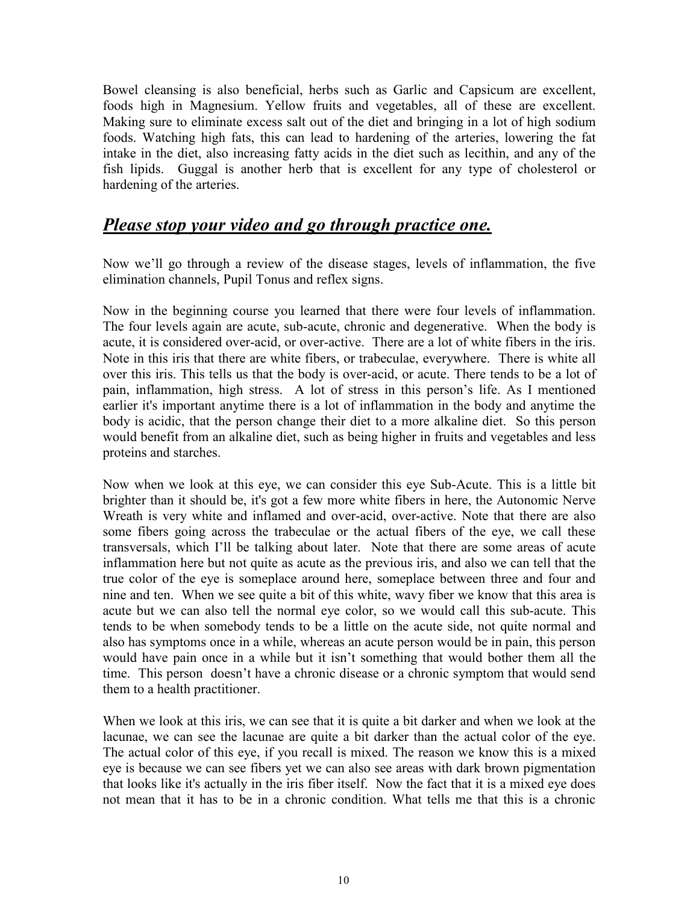Bowel cleansing is also beneficial, herbs such as Garlic and Capsicum are excellent, foods high in Magnesium. Yellow fruits and vegetables, all of these are excellent. Making sure to eliminate excess salt out of the diet and bringing in a lot of high sodium foods. Watching high fats, this can lead to hardening of the arteries, lowering the fat intake in the diet, also increasing fatty acids in the diet such as lecithin, and any of the fish lipids. Guggal is another herb that is excellent for any type of cholesterol or hardening of the arteries.

## ***Please stop your video and go through practice one.***

Now we'll go through a review of the disease stages, levels of inflammation, the five elimination channels, Pupil Tonus and reflex signs.

Now in the beginning course you learned that there were four levels of inflammation. The four levels again are acute, sub-acute, chronic and degenerative. When the body is acute, it is considered over-acid, or over-active. There are a lot of white fibers in the iris. Note in this iris that there are white fibers, or trabeculae, everywhere. There is white all over this iris. This tells us that the body is over-acid, or acute. There tends to be a lot of pain, inflammation, high stress. A lot of stress in this person's life. As I mentioned earlier it's important anytime there is a lot of inflammation in the body and anytime the body is acidic, that the person change their diet to a more alkaline diet. So this person would benefit from an alkaline diet, such as being higher in fruits and vegetables and less proteins and starches.

Now when we look at this eye, we can consider this eye Sub-Acute. This is a little bit brighter than it should be, it's got a few more white fibers in here, the Autonomic Nerve Wreath is very white and inflamed and over-acid, over-active. Note that there are also some fibers going across the trabeculae or the actual fibers of the eye, we call these transversals, which I'll be talking about later. Note that there are some areas of acute inflammation here but not quite as acute as the previous iris, and also we can tell that the true color of the eye is someplace around here, someplace between three and four and nine and ten. When we see quite a bit of this white, wavy fiber we know that this area is acute but we can also tell the normal eye color, so we would call this sub-acute. This tends to be when somebody tends to be a little on the acute side, not quite normal and also has symptoms once in a while, whereas an acute person would be in pain, this person would have pain once in a while but it isn't something that would bother them all the time. This person doesn't have a chronic disease or a chronic symptom that would send them to a health practitioner.

When we look at this iris, we can see that it is quite a bit darker and when we look at the lacunae, we can see the lacunae are quite a bit darker than the actual color of the eye. The actual color of this eye, if you recall is mixed. The reason we know this is a mixed eye is because we can see fibers yet we can also see areas with dark brown pigmentation that looks like it's actually in the iris fiber itself. Now the fact that it is a mixed eye does not mean that it has to be in a chronic condition. What tells me that this is a chronic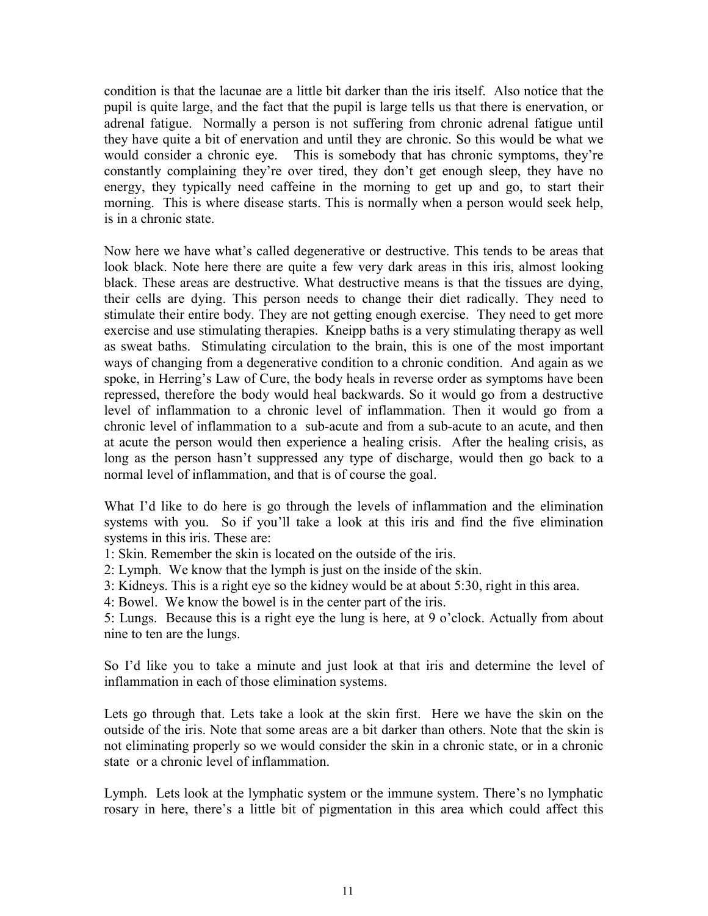condition is that the lacunae are a little bit darker than the iris itself. Also notice that the pupil is quite large, and the fact that the pupil is large tells us that there is enervation, or adrenal fatigue. Normally a person is not suffering from chronic adrenal fatigue until they have quite a bit of enervation and until they are chronic. So this would be what we would consider a chronic eye. This is somebody that has chronic symptoms, they're constantly complaining they're over tired, they don't get enough sleep, they have no energy, they typically need caffeine in the morning to get up and go, to start their morning. This is where disease starts. This is normally when a person would seek help, is in a chronic state.

Now here we have what's called degenerative or destructive. This tends to be areas that look black. Note here there are quite a few very dark areas in this iris, almost looking black. These areas are destructive. What destructive means is that the tissues are dying, their cells are dying. This person needs to change their diet radically. They need to stimulate their entire body. They are not getting enough exercise. They need to get more exercise and use stimulating therapies. Kneipp baths is a very stimulating therapy as well as sweat baths. Stimulating circulation to the brain, this is one of the most important ways of changing from a degenerative condition to a chronic condition. And again as we spoke, in Herring's Law of Cure, the body heals in reverse order as symptoms have been repressed, therefore the body would heal backwards. So it would go from a destructive level of inflammation to a chronic level of inflammation. Then it would go from a chronic level of inflammation to a sub-acute and from a sub-acute to an acute, and then at acute the person would then experience a healing crisis. After the healing crisis, as long as the person hasn't suppressed any type of discharge, would then go back to a normal level of inflammation, and that is of course the goal.

What I'd like to do here is go through the levels of inflammation and the elimination systems with you. So if you'll take a look at this iris and find the five elimination systems in this iris. These are:

1: Skin. Remember the skin is located on the outside of the iris.
2: Lymph. We know that the lymph is just on the inside of the skin.
3: Kidneys. This is a right eye so the kidney would be at about 5:30, right in this area.
4: Bowel. We know the bowel is in the center part of the iris.
5: Lungs. Because this is a right eye the lung is here, at 9 o'clock. Actually from about nine to ten are the lungs.

So I'd like you to take a minute and just look at that iris and determine the level of inflammation in each of those elimination systems.

Lets go through that. Lets take a look at the skin first. Here we have the skin on the outside of the iris. Note that some areas are a bit darker than others. Note that the skin is not eliminating properly so we would consider the skin in a chronic state, or in a chronic state or a chronic level of inflammation.

Lymph. Lets look at the lymphatic system or the immune system. There's no lymphatic rosary in here, there's a little bit of pigmentation in this area which could affect this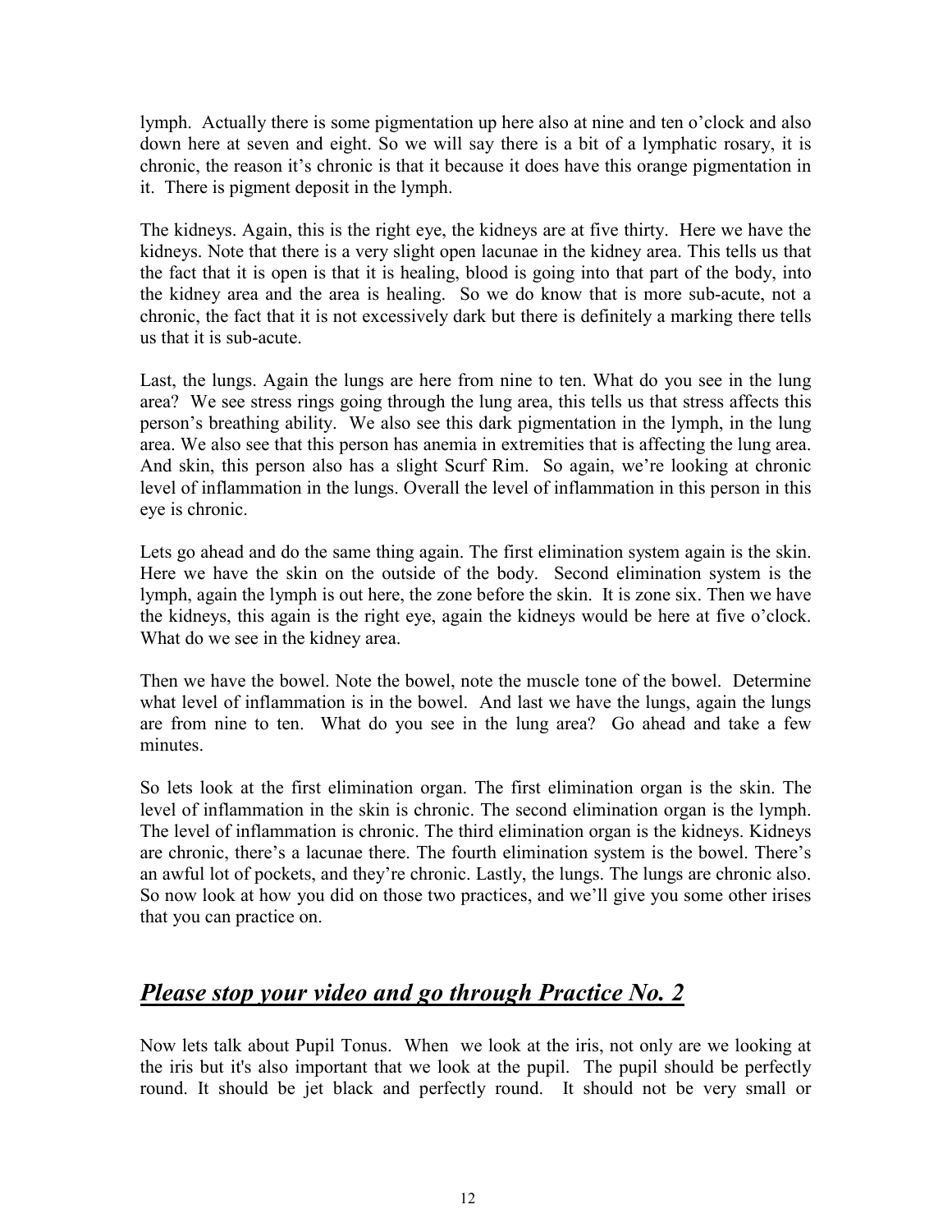lymph. Actually there is some pigmentation up here also at nine and ten o'clock and also down here at seven and eight. So we will say there is a bit of a lymphatic rosary, it is chronic, the reason it's chronic is that it because it does have this orange pigmentation in it. There is pigment deposit in the lymph.

The kidneys. Again, this is the right eye, the kidneys are at five thirty. Here we have the kidneys. Note that there is a very slight open lacunae in the kidney area. This tells us that the fact that it is open is that it is healing, blood is going into that part of the body, into the kidney area and the area is healing. So we do know that is more sub-acute, not a chronic, the fact that it is not excessively dark but there is definitely a marking there tells us that it is sub-acute.

Last, the lungs. Again the lungs are here from nine to ten. What do you see in the lung area? We see stress rings going through the lung area, this tells us that stress affects this person's breathing ability. We also see this dark pigmentation in the lymph, in the lung area. We also see that this person has anemia in extremities that is affecting the lung area. And skin, this person also has a slight Scurf Rim. So again, we're looking at chronic level of inflammation in the lungs. Overall the level of inflammation in this person in this eye is chronic.

Lets go ahead and do the same thing again. The first elimination system again is the skin. Here we have the skin on the outside of the body. Second elimination system is the lymph, again the lymph is out here, the zone before the skin. It is zone six. Then we have the kidneys, this again is the right eye, again the kidneys would be here at five o'clock. What do we see in the kidney area.

Then we have the bowel. Note the bowel, note the muscle tone of the bowel. Determine what level of inflammation is in the bowel. And last we have the lungs, again the lungs are from nine to ten. What do you see in the lung area? Go ahead and take a few minutes.

So lets look at the first elimination organ. The first elimination organ is the skin. The level of inflammation in the skin is chronic. The second elimination organ is the lymph. The level of inflammation is chronic. The third elimination organ is the kidneys. Kidneys are chronic, there's a lacunae there. The fourth elimination system is the bowel. There's an awful lot of pockets, and they're chronic. Lastly, the lungs. The lungs are chronic also. So now look at how you did on those two practices, and we'll give you some other irises that you can practice on.

## ***Please stop your video and go through Practice No. 2***

Now lets talk about Pupil Tonus. When we look at the iris, not only are we looking at the iris but it's also important that we look at the pupil. The pupil should be perfectly round. It should be jet black and perfectly round. It should not be very small or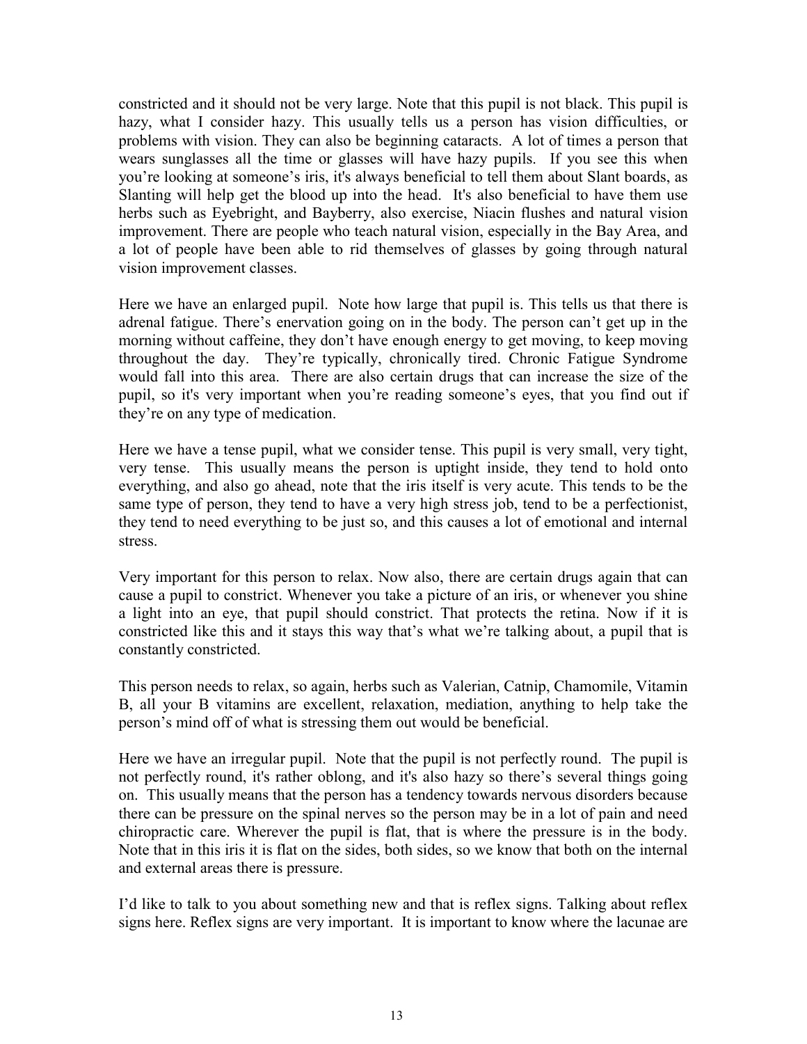constricted and it should not be very large. Note that this pupil is not black. This pupil is hazy, what I consider hazy. This usually tells us a person has vision difficulties, or problems with vision. They can also be beginning cataracts. A lot of times a person that wears sunglasses all the time or glasses will have hazy pupils. If you see this when you're looking at someone's iris, it's always beneficial to tell them about Slant boards, as Slanting will help get the blood up into the head. It's also beneficial to have them use herbs such as Eyebright, and Bayberry, also exercise, Niacin flushes and natural vision improvement. There are people who teach natural vision, especially in the Bay Area, and a lot of people have been able to rid themselves of glasses by going through natural vision improvement classes.

Here we have an enlarged pupil. Note how large that pupil is. This tells us that there is adrenal fatigue. There's enervation going on in the body. The person can't get up in the morning without caffeine, they don't have enough energy to get moving, to keep moving throughout the day. They're typically, chronically tired. Chronic Fatigue Syndrome would fall into this area. There are also certain drugs that can increase the size of the pupil, so it's very important when you're reading someone's eyes, that you find out if they're on any type of medication.

Here we have a tense pupil, what we consider tense. This pupil is very small, very tight, very tense. This usually means the person is uptight inside, they tend to hold onto everything, and also go ahead, note that the iris itself is very acute. This tends to be the same type of person, they tend to have a very high stress job, tend to be a perfectionist, they tend to need everything to be just so, and this causes a lot of emotional and internal stress.

Very important for this person to relax. Now also, there are certain drugs again that can cause a pupil to constrict. Whenever you take a picture of an iris, or whenever you shine a light into an eye, that pupil should constrict. That protects the retina. Now if it is constricted like this and it stays this way that's what we're talking about, a pupil that is constantly constricted.

This person needs to relax, so again, herbs such as Valerian, Catnip, Chamomile, Vitamin B, all your B vitamins are excellent, relaxation, mediation, anything to help take the person's mind off of what is stressing them out would be beneficial.

Here we have an irregular pupil. Note that the pupil is not perfectly round. The pupil is not perfectly round, it's rather oblong, and it's also hazy so there's several things going on. This usually means that the person has a tendency towards nervous disorders because there can be pressure on the spinal nerves so the person may be in a lot of pain and need chiropractic care. Wherever the pupil is flat, that is where the pressure is in the body. Note that in this iris it is flat on the sides, both sides, so we know that both on the internal and external areas there is pressure.

I'd like to talk to you about something new and that is reflex signs. Talking about reflex signs here. Reflex signs are very important. It is important to know where the lacunae are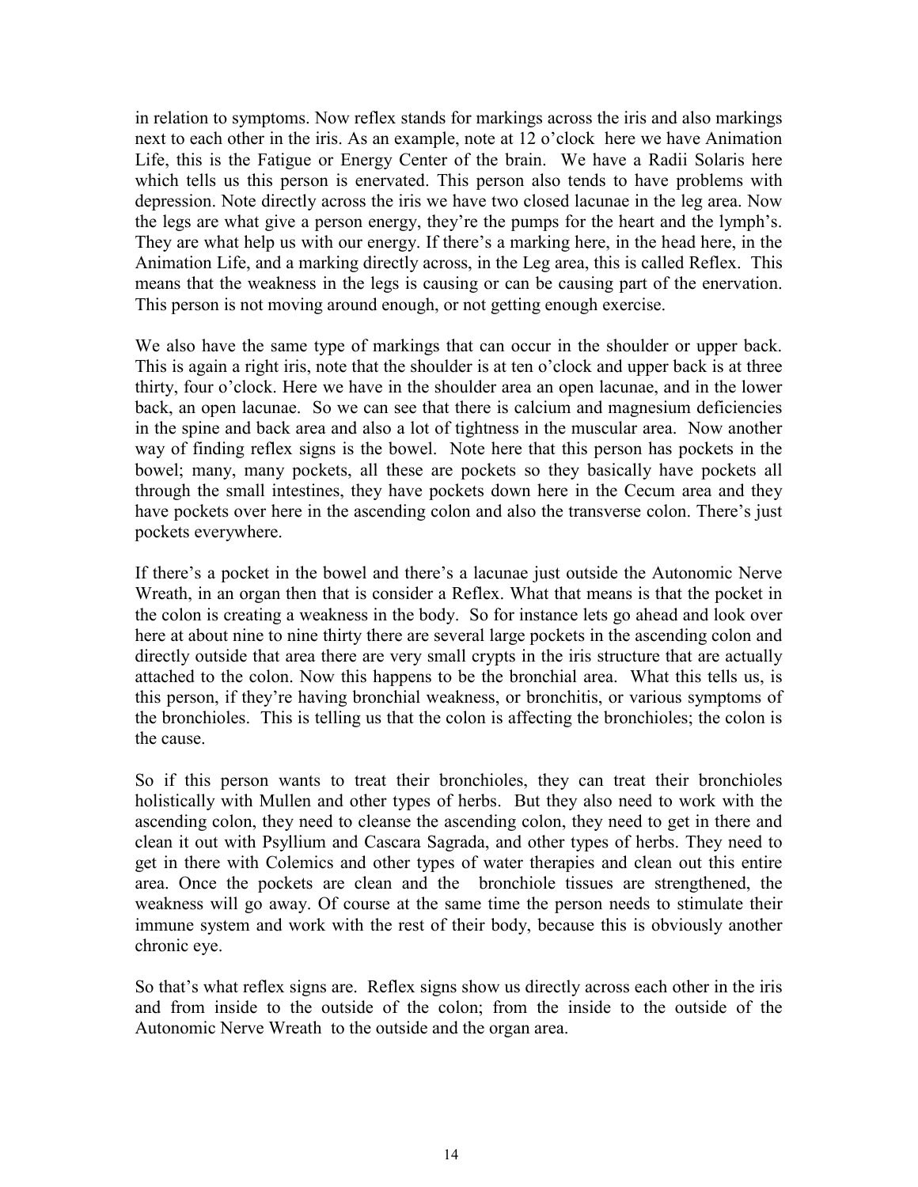in relation to symptoms. Now reflex stands for markings across the iris and also markings next to each other in the iris. As an example, note at 12 o'clock here we have Animation Life, this is the Fatigue or Energy Center of the brain. We have a Radii Solaris here which tells us this person is enervated. This person also tends to have problems with depression. Note directly across the iris we have two closed lacunae in the leg area. Now the legs are what give a person energy, they're the pumps for the heart and the lymph's. They are what help us with our energy. If there's a marking here, in the head here, in the Animation Life, and a marking directly across, in the Leg area, this is called Reflex. This means that the weakness in the legs is causing or can be causing part of the enervation. This person is not moving around enough, or not getting enough exercise.

We also have the same type of markings that can occur in the shoulder or upper back. This is again a right iris, note that the shoulder is at ten o'clock and upper back is at three thirty, four o'clock. Here we have in the shoulder area an open lacunae, and in the lower back, an open lacunae. So we can see that there is calcium and magnesium deficiencies in the spine and back area and also a lot of tightness in the muscular area. Now another way of finding reflex signs is the bowel. Note here that this person has pockets in the bowel; many, many pockets, all these are pockets so they basically have pockets all through the small intestines, they have pockets down here in the Cecum area and they have pockets over here in the ascending colon and also the transverse colon. There's just pockets everywhere.

If there's a pocket in the bowel and there's a lacunae just outside the Autonomic Nerve Wreath, in an organ then that is consider a Reflex. What that means is that the pocket in the colon is creating a weakness in the body. So for instance lets go ahead and look over here at about nine to nine thirty there are several large pockets in the ascending colon and directly outside that area there are very small crypts in the iris structure that are actually attached to the colon. Now this happens to be the bronchial area. What this tells us, is this person, if they're having bronchial weakness, or bronchitis, or various symptoms of the bronchioles. This is telling us that the colon is affecting the bronchioles; the colon is the cause.

So if this person wants to treat their bronchioles, they can treat their bronchioles holistically with Mullen and other types of herbs. But they also need to work with the ascending colon, they need to cleanse the ascending colon, they need to get in there and clean it out with Psyllium and Cascara Sagrada, and other types of herbs. They need to get in there with Colemics and other types of water therapies and clean out this entire area. Once the pockets are clean and the bronchiole tissues are strengthened, the weakness will go away. Of course at the same time the person needs to stimulate their immune system and work with the rest of their body, because this is obviously another chronic eye.

So that's what reflex signs are. Reflex signs show us directly across each other in the iris and from inside to the outside of the colon; from the inside to the outside of the Autonomic Nerve Wreath to the outside and the organ area.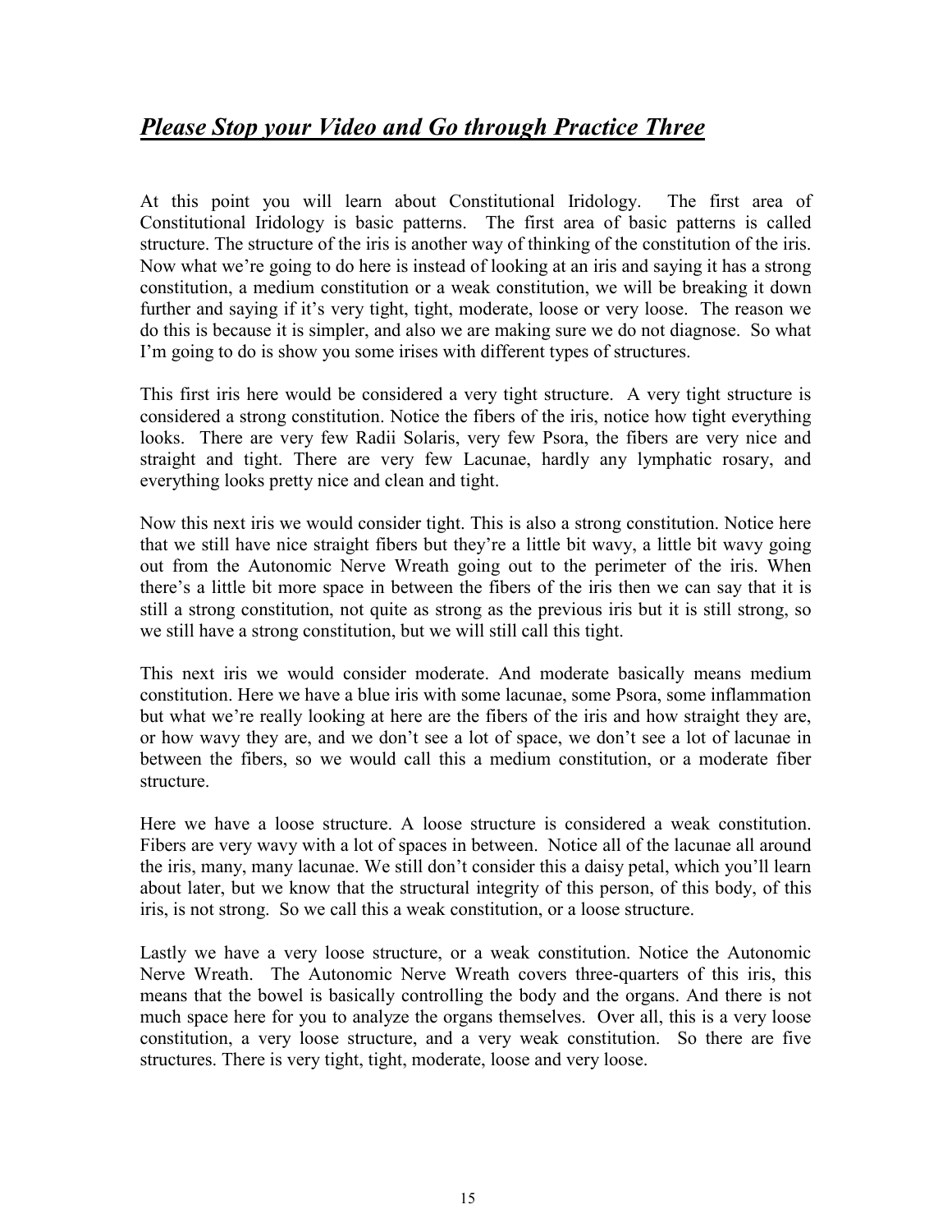## ***Please Stop your Video and Go through Practice Three***

At this point you will learn about Constitutional Iridology. The first area of Constitutional Iridology is basic patterns. The first area of basic patterns is called structure. The structure of the iris is another way of thinking of the constitution of the iris. Now what we're going to do here is instead of looking at an iris and saying it has a strong constitution, a medium constitution or a weak constitution, we will be breaking it down further and saying if it's very tight, tight, moderate, loose or very loose. The reason we do this is because it is simpler, and also we are making sure we do not diagnose. So what I'm going to do is show you some irises with different types of structures.

This first iris here would be considered a very tight structure. A very tight structure is considered a strong constitution. Notice the fibers of the iris, notice how tight everything looks. There are very few Radii Solaris, very few Psora, the fibers are very nice and straight and tight. There are very few Lacunae, hardly any lymphatic rosary, and everything looks pretty nice and clean and tight.

Now this next iris we would consider tight. This is also a strong constitution. Notice here that we still have nice straight fibers but they're a little bit wavy, a little bit wavy going out from the Autonomic Nerve Wreath going out to the perimeter of the iris. When there's a little bit more space in between the fibers of the iris then we can say that it is still a strong constitution, not quite as strong as the previous iris but it is still strong, so we still have a strong constitution, but we will still call this tight.

This next iris we would consider moderate. And moderate basically means medium constitution. Here we have a blue iris with some lacunae, some Psora, some inflammation but what we're really looking at here are the fibers of the iris and how straight they are, or how wavy they are, and we don't see a lot of space, we don't see a lot of lacunae in between the fibers, so we would call this a medium constitution, or a moderate fiber structure.

Here we have a loose structure. A loose structure is considered a weak constitution. Fibers are very wavy with a lot of spaces in between. Notice all of the lacunae all around the iris, many, many lacunae. We still don't consider this a daisy petal, which you'll learn about later, but we know that the structural integrity of this person, of this body, of this iris, is not strong. So we call this a weak constitution, or a loose structure.

Lastly we have a very loose structure, or a weak constitution. Notice the Autonomic Nerve Wreath. The Autonomic Nerve Wreath covers three-quarters of this iris, this means that the bowel is basically controlling the body and the organs. And there is not much space here for you to analyze the organs themselves. Over all, this is a very loose constitution, a very loose structure, and a very weak constitution. So there are five structures. There is very tight, tight, moderate, loose and very loose.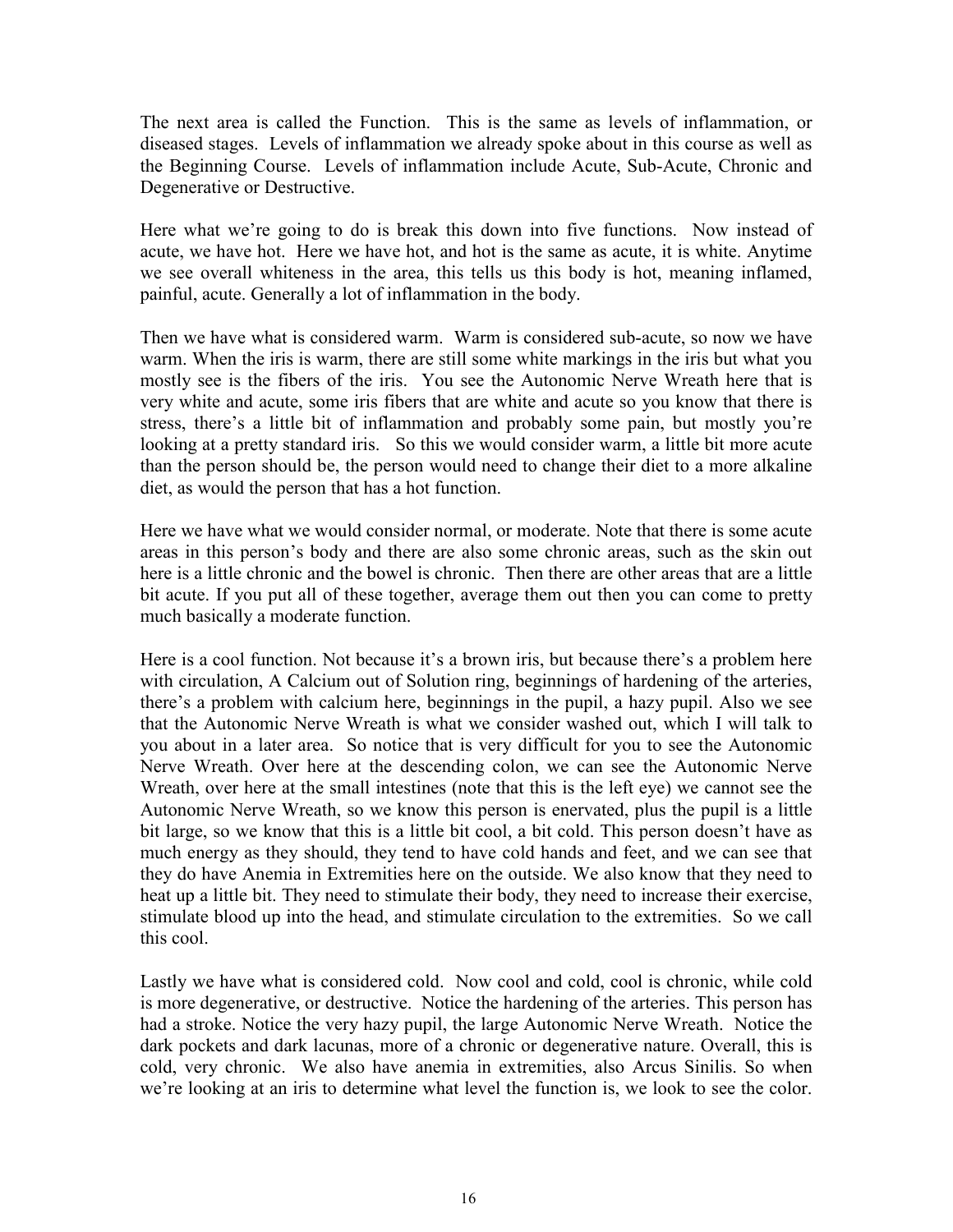The next area is called the Function. This is the same as levels of inflammation, or diseased stages. Levels of inflammation we already spoke about in this course as well as the Beginning Course. Levels of inflammation include Acute, Sub-Acute, Chronic and Degenerative or Destructive.

Here what we're going to do is break this down into five functions. Now instead of acute, we have hot. Here we have hot, and hot is the same as acute, it is white. Anytime we see overall whiteness in the area, this tells us this body is hot, meaning inflamed, painful, acute. Generally a lot of inflammation in the body.

Then we have what is considered warm. Warm is considered sub-acute, so now we have warm. When the iris is warm, there are still some white markings in the iris but what you mostly see is the fibers of the iris. You see the Autonomic Nerve Wreath here that is very white and acute, some iris fibers that are white and acute so you know that there is stress, there's a little bit of inflammation and probably some pain, but mostly you're looking at a pretty standard iris. So this we would consider warm, a little bit more acute than the person should be, the person would need to change their diet to a more alkaline diet, as would the person that has a hot function.

Here we have what we would consider normal, or moderate. Note that there is some acute areas in this person's body and there are also some chronic areas, such as the skin out here is a little chronic and the bowel is chronic. Then there are other areas that are a little bit acute. If you put all of these together, average them out then you can come to pretty much basically a moderate function.

Here is a cool function. Not because it's a brown iris, but because there's a problem here with circulation, A Calcium out of Solution ring, beginnings of hardening of the arteries, there's a problem with calcium here, beginnings in the pupil, a hazy pupil. Also we see that the Autonomic Nerve Wreath is what we consider washed out, which I will talk to you about in a later area. So notice that is very difficult for you to see the Autonomic Nerve Wreath. Over here at the descending colon, we can see the Autonomic Nerve Wreath, over here at the small intestines (note that this is the left eye) we cannot see the Autonomic Nerve Wreath, so we know this person is enervated, plus the pupil is a little bit large, so we know that this is a little bit cool, a bit cold. This person doesn't have as much energy as they should, they tend to have cold hands and feet, and we can see that they do have Anemia in Extremities here on the outside. We also know that they need to heat up a little bit. They need to stimulate their body, they need to increase their exercise, stimulate blood up into the head, and stimulate circulation to the extremities. So we call this cool.

Lastly we have what is considered cold. Now cool and cold, cool is chronic, while cold is more degenerative, or destructive. Notice the hardening of the arteries. This person has had a stroke. Notice the very hazy pupil, the large Autonomic Nerve Wreath. Notice the dark pockets and dark lacunas, more of a chronic or degenerative nature. Overall, this is cold, very chronic. We also have anemia in extremities, also Arcus Sinilis. So when we're looking at an iris to determine what level the function is, we look to see the color.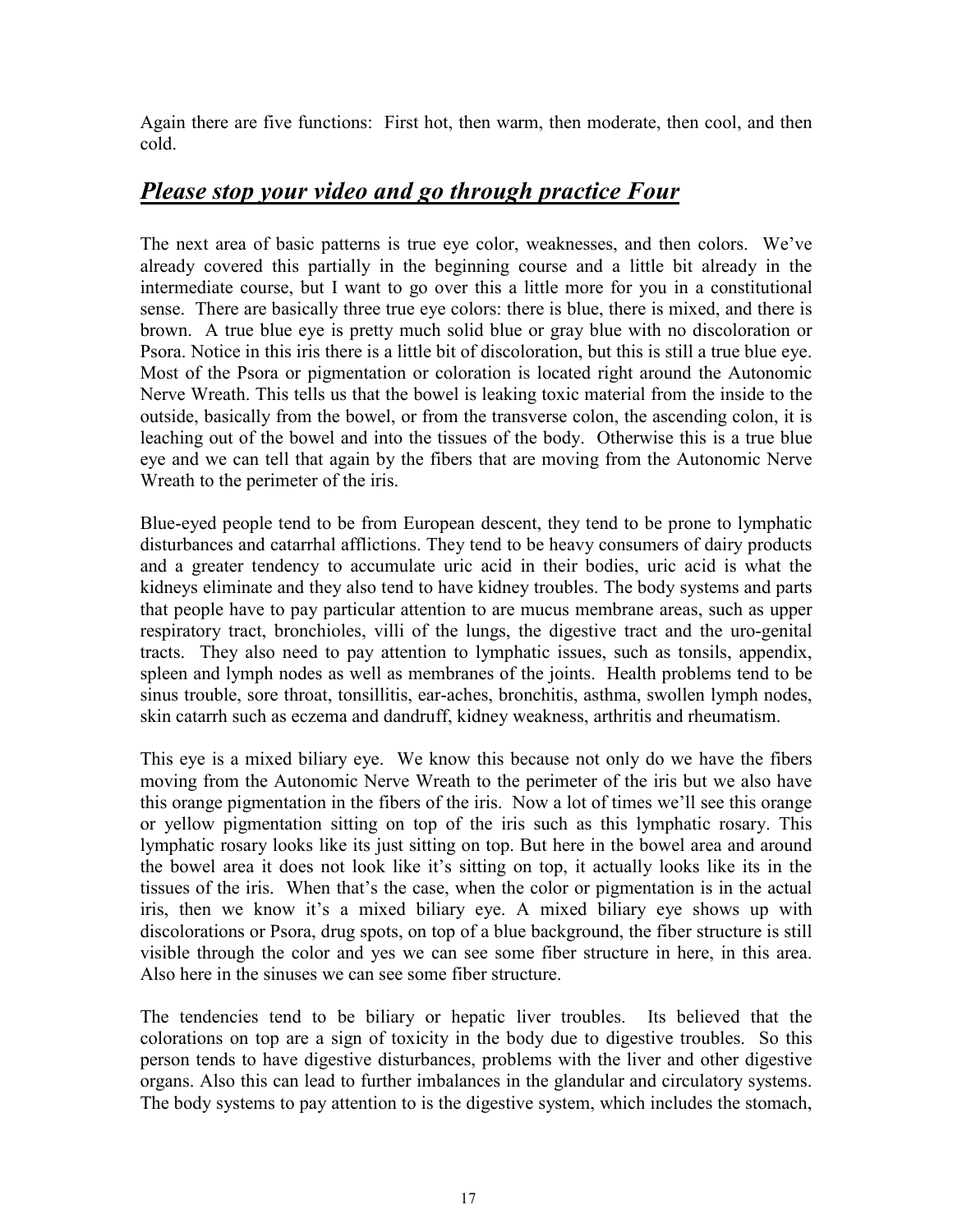Again there are five functions: First hot, then warm, then moderate, then cool, and then cold.

## ***Please stop your video and go through practice Four***

The next area of basic patterns is true eye color, weaknesses, and then colors. We've already covered this partially in the beginning course and a little bit already in the intermediate course, but I want to go over this a little more for you in a constitutional sense. There are basically three true eye colors: there is blue, there is mixed, and there is brown. A true blue eye is pretty much solid blue or gray blue with no discoloration or Psora. Notice in this iris there is a little bit of discoloration, but this is still a true blue eye. Most of the Psora or pigmentation or coloration is located right around the Autonomic Nerve Wreath. This tells us that the bowel is leaking toxic material from the inside to the outside, basically from the bowel, or from the transverse colon, the ascending colon, it is leaching out of the bowel and into the tissues of the body. Otherwise this is a true blue eye and we can tell that again by the fibers that are moving from the Autonomic Nerve Wreath to the perimeter of the iris.

Blue-eyed people tend to be from European descent, they tend to be prone to lymphatic disturbances and catarrhal afflictions. They tend to be heavy consumers of dairy products and a greater tendency to accumulate uric acid in their bodies, uric acid is what the kidneys eliminate and they also tend to have kidney troubles. The body systems and parts that people have to pay particular attention to are mucus membrane areas, such as upper respiratory tract, bronchioles, villi of the lungs, the digestive tract and the uro-genital tracts. They also need to pay attention to lymphatic issues, such as tonsils, appendix, spleen and lymph nodes as well as membranes of the joints. Health problems tend to be sinus trouble, sore throat, tonsillitis, ear-aches, bronchitis, asthma, swollen lymph nodes, skin catarrh such as eczema and dandruff, kidney weakness, arthritis and rheumatism.

This eye is a mixed biliary eye. We know this because not only do we have the fibers moving from the Autonomic Nerve Wreath to the perimeter of the iris but we also have this orange pigmentation in the fibers of the iris. Now a lot of times we'll see this orange or yellow pigmentation sitting on top of the iris such as this lymphatic rosary. This lymphatic rosary looks like its just sitting on top. But here in the bowel area and around the bowel area it does not look like it's sitting on top, it actually looks like its in the tissues of the iris. When that's the case, when the color or pigmentation is in the actual iris, then we know it's a mixed biliary eye. A mixed biliary eye shows up with discolorations or Psora, drug spots, on top of a blue background, the fiber structure is still visible through the color and yes we can see some fiber structure in here, in this area. Also here in the sinuses we can see some fiber structure.

The tendencies tend to be biliary or hepatic liver troubles. Its believed that the colorations on top are a sign of toxicity in the body due to digestive troubles. So this person tends to have digestive disturbances, problems with the liver and other digestive organs. Also this can lead to further imbalances in the glandular and circulatory systems. The body systems to pay attention to is the digestive system, which includes the stomach,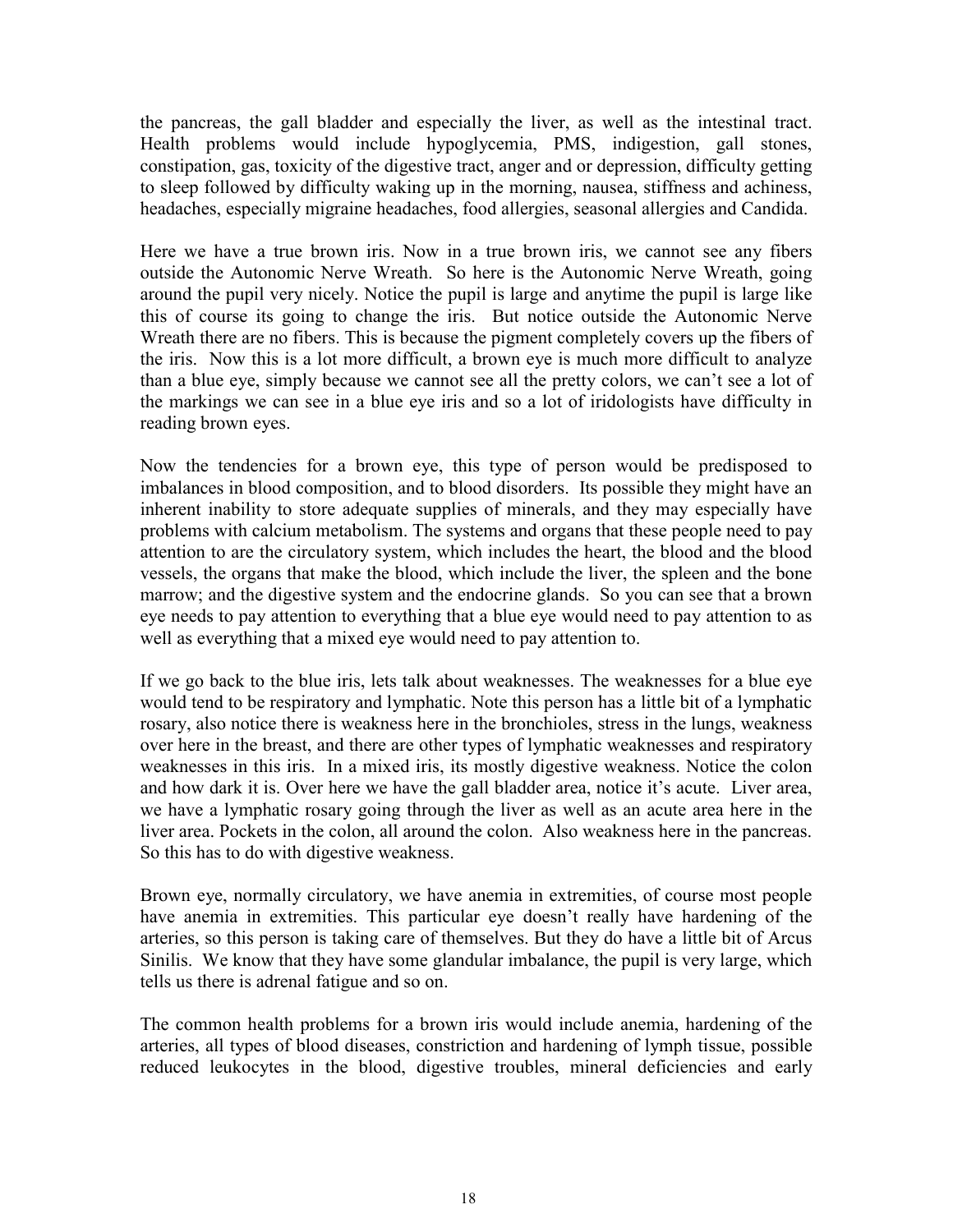the pancreas, the gall bladder and especially the liver, as well as the intestinal tract. Health problems would include hypoglycemia, PMS, indigestion, gall stones, constipation, gas, toxicity of the digestive tract, anger and or depression, difficulty getting to sleep followed by difficulty waking up in the morning, nausea, stiffness and achiness, headaches, especially migraine headaches, food allergies, seasonal allergies and Candida.

Here we have a true brown iris. Now in a true brown iris, we cannot see any fibers outside the Autonomic Nerve Wreath. So here is the Autonomic Nerve Wreath, going around the pupil very nicely. Notice the pupil is large and anytime the pupil is large like this of course its going to change the iris. But notice outside the Autonomic Nerve Wreath there are no fibers. This is because the pigment completely covers up the fibers of the iris. Now this is a lot more difficult, a brown eye is much more difficult to analyze than a blue eye, simply because we cannot see all the pretty colors, we can't see a lot of the markings we can see in a blue eye iris and so a lot of iridologists have difficulty in reading brown eyes.

Now the tendencies for a brown eye, this type of person would be predisposed to imbalances in blood composition, and to blood disorders. Its possible they might have an inherent inability to store adequate supplies of minerals, and they may especially have problems with calcium metabolism. The systems and organs that these people need to pay attention to are the circulatory system, which includes the heart, the blood and the blood vessels, the organs that make the blood, which include the liver, the spleen and the bone marrow; and the digestive system and the endocrine glands. So you can see that a brown eye needs to pay attention to everything that a blue eye would need to pay attention to as well as everything that a mixed eye would need to pay attention to.

If we go back to the blue iris, lets talk about weaknesses. The weaknesses for a blue eye would tend to be respiratory and lymphatic. Note this person has a little bit of a lymphatic rosary, also notice there is weakness here in the bronchioles, stress in the lungs, weakness over here in the breast, and there are other types of lymphatic weaknesses and respiratory weaknesses in this iris. In a mixed iris, its mostly digestive weakness. Notice the colon and how dark it is. Over here we have the gall bladder area, notice it's acute. Liver area, we have a lymphatic rosary going through the liver as well as an acute area here in the liver area. Pockets in the colon, all around the colon. Also weakness here in the pancreas. So this has to do with digestive weakness.

Brown eye, normally circulatory, we have anemia in extremities, of course most people have anemia in extremities. This particular eye doesn't really have hardening of the arteries, so this person is taking care of themselves. But they do have a little bit of Arcus Sinilis. We know that they have some glandular imbalance, the pupil is very large, which tells us there is adrenal fatigue and so on.

The common health problems for a brown iris would include anemia, hardening of the arteries, all types of blood diseases, constriction and hardening of lymph tissue, possible reduced leukocytes in the blood, digestive troubles, mineral deficiencies and early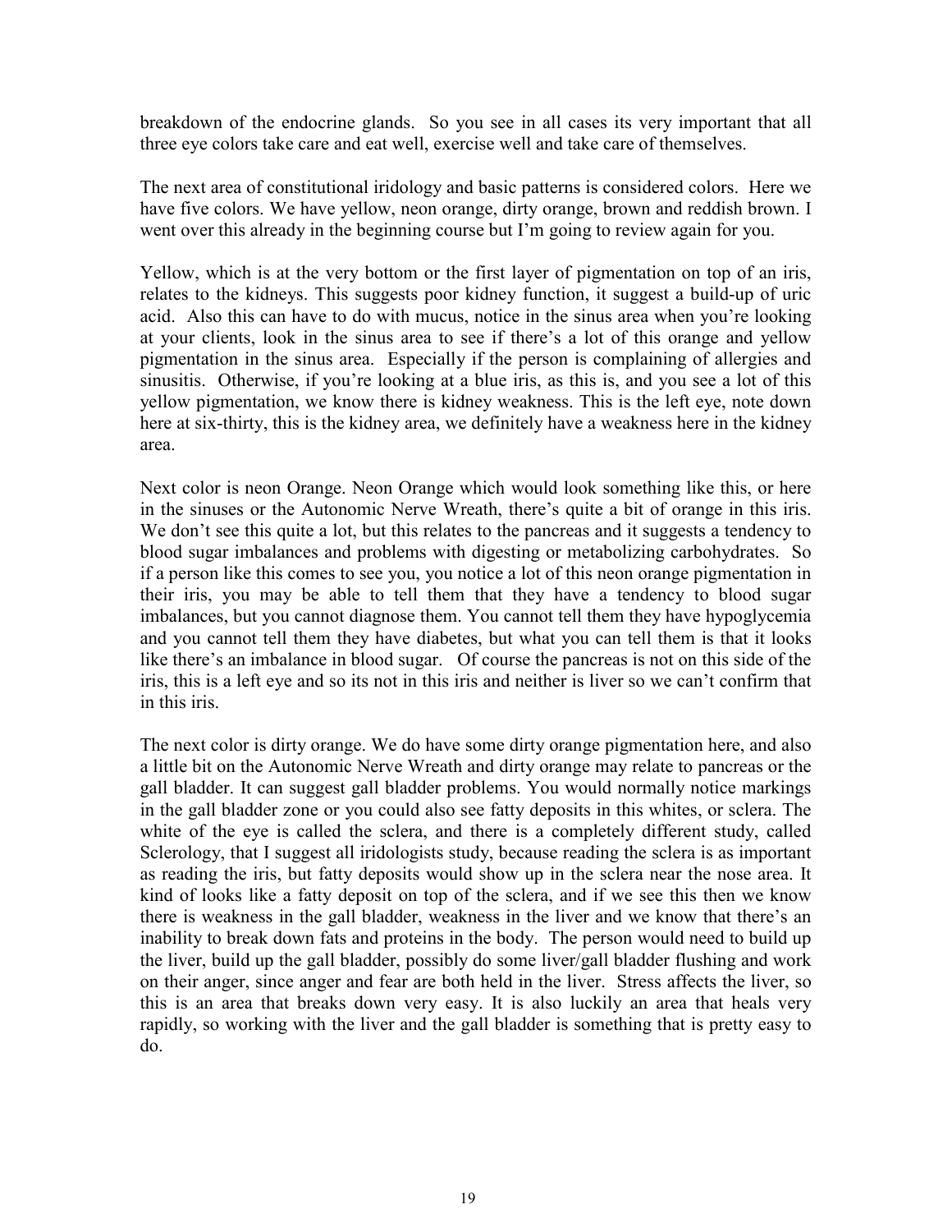breakdown of the endocrine glands. So you see in all cases its very important that all three eye colors take care and eat well, exercise well and take care of themselves.

The next area of constitutional iridology and basic patterns is considered colors. Here we have five colors. We have yellow, neon orange, dirty orange, brown and reddish brown. I went over this already in the beginning course but I'm going to review again for you.

Yellow, which is at the very bottom or the first layer of pigmentation on top of an iris, relates to the kidneys. This suggests poor kidney function, it suggest a build-up of uric acid. Also this can have to do with mucus, notice in the sinus area when you're looking at your clients, look in the sinus area to see if there's a lot of this orange and yellow pigmentation in the sinus area. Especially if the person is complaining of allergies and sinusitis. Otherwise, if you're looking at a blue iris, as this is, and you see a lot of this yellow pigmentation, we know there is kidney weakness. This is the left eye, note down here at six-thirty, this is the kidney area, we definitely have a weakness here in the kidney area.

Next color is neon Orange. Neon Orange which would look something like this, or here in the sinuses or the Autonomic Nerve Wreath, there's quite a bit of orange in this iris. We don't see this quite a lot, but this relates to the pancreas and it suggests a tendency to blood sugar imbalances and problems with digesting or metabolizing carbohydrates. So if a person like this comes to see you, you notice a lot of this neon orange pigmentation in their iris, you may be able to tell them that they have a tendency to blood sugar imbalances, but you cannot diagnose them. You cannot tell them they have hypoglycemia and you cannot tell them they have diabetes, but what you can tell them is that it looks like there's an imbalance in blood sugar. Of course the pancreas is not on this side of the iris, this is a left eye and so its not in this iris and neither is liver so we can't confirm that in this iris.

The next color is dirty orange. We do have some dirty orange pigmentation here, and also a little bit on the Autonomic Nerve Wreath and dirty orange may relate to pancreas or the gall bladder. It can suggest gall bladder problems. You would normally notice markings in the gall bladder zone or you could also see fatty deposits in this whites, or sclera. The white of the eye is called the sclera, and there is a completely different study, called Sclerology, that I suggest all iridologists study, because reading the sclera is as important as reading the iris, but fatty deposits would show up in the sclera near the nose area. It kind of looks like a fatty deposit on top of the sclera, and if we see this then we know there is weakness in the gall bladder, weakness in the liver and we know that there's an inability to break down fats and proteins in the body. The person would need to build up the liver, build up the gall bladder, possibly do some liver/gall bladder flushing and work on their anger, since anger and fear are both held in the liver. Stress affects the liver, so this is an area that breaks down very easy. It is also luckily an area that heals very rapidly, so working with the liver and the gall bladder is something that is pretty easy to do.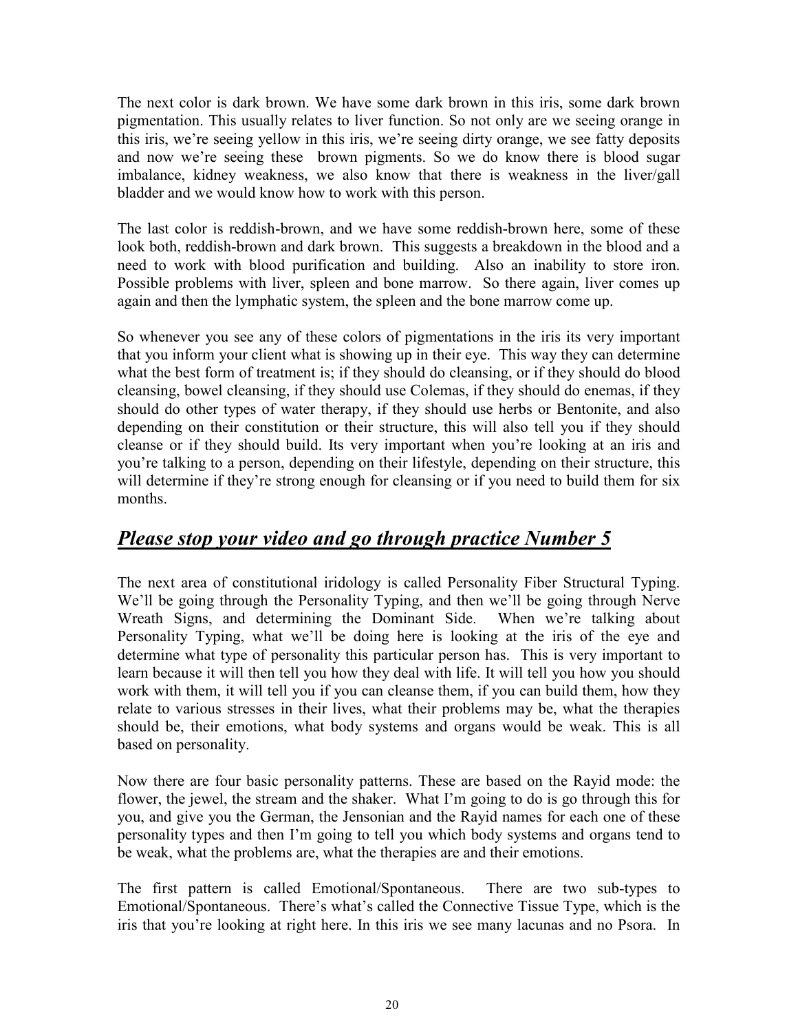The next color is dark brown. We have some dark brown in this iris, some dark brown pigmentation. This usually relates to liver function. So not only are we seeing orange in this iris, we're seeing yellow in this iris, we're seeing dirty orange, we see fatty deposits and now we're seeing these brown pigments. So we do know there is blood sugar imbalance, kidney weakness, we also know that there is weakness in the liver/gall bladder and we would know how to work with this person.

The last color is reddish-brown, and we have some reddish-brown here, some of these look both, reddish-brown and dark brown. This suggests a breakdown in the blood and a need to work with blood purification and building. Also an inability to store iron. Possible problems with liver, spleen and bone marrow. So there again, liver comes up again and then the lymphatic system, the spleen and the bone marrow come up.

So whenever you see any of these colors of pigmentations in the iris its very important that you inform your client what is showing up in their eye. This way they can determine what the best form of treatment is; if they should do cleansing, or if they should do blood cleansing, bowel cleansing, if they should use Colemas, if they should do enemas, if they should do other types of water therapy, if they should use herbs or Bentonite, and also depending on their constitution or their structure, this will also tell you if they should cleanse or if they should build. Its very important when you're looking at an iris and you're talking to a person, depending on their lifestyle, depending on their structure, this will determine if they're strong enough for cleansing or if you need to build them for six months.

## ***Please stop your video and go through practice Number 5***

The next area of constitutional iridology is called Personality Fiber Structural Typing. We'll be going through the Personality Typing, and then we'll be going through Nerve Wreath Signs, and determining the Dominant Side. When we're talking about Personality Typing, what we'll be doing here is looking at the iris of the eye and determine what type of personality this particular person has. This is very important to learn because it will then tell you how they deal with life. It will tell you how you should work with them, it will tell you if you can cleanse them, if you can build them, how they relate to various stresses in their lives, what their problems may be, what the therapies should be, their emotions, what body systems and organs would be weak. This is all based on personality.

Now there are four basic personality patterns. These are based on the Rayid mode: the flower, the jewel, the stream and the shaker. What I'm going to do is go through this for you, and give you the German, the Jensonian and the Rayid names for each one of these personality types and then I'm going to tell you which body systems and organs tend to be weak, what the problems are, what the therapies are and their emotions.

The first pattern is called Emotional/Spontaneous. There are two sub-types to Emotional/Spontaneous. There's what's called the Connective Tissue Type, which is the iris that you're looking at right here. In this iris we see many lacunas and no Psora. In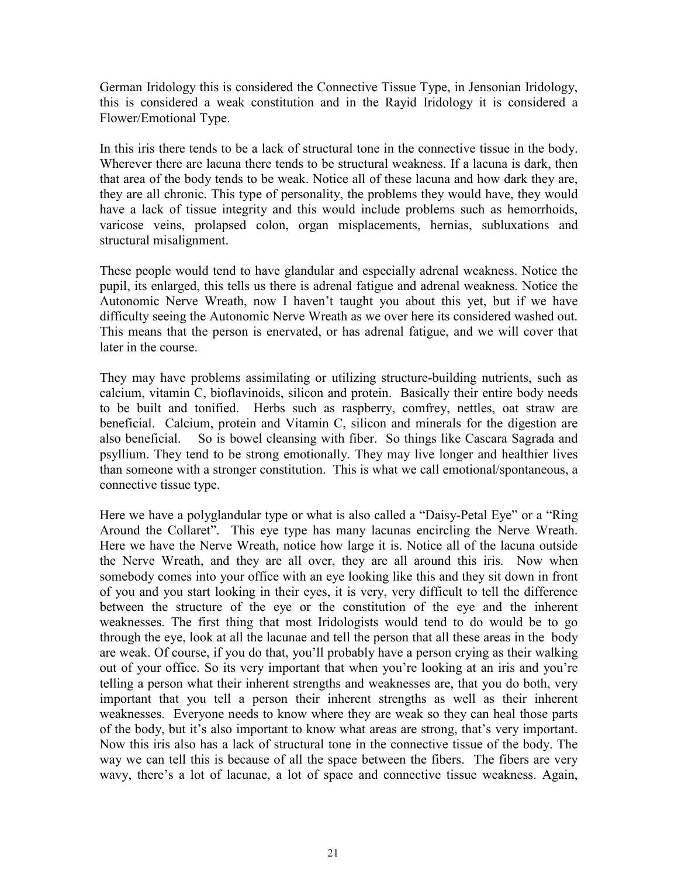German Iridology this is considered the Connective Tissue Type, in Jensonian Iridology, this is considered a weak constitution and in the Rayid Iridology it is considered a Flower/Emotional Type.

In this iris there tends to be a lack of structural tone in the connective tissue in the body. Wherever there are lacuna there tends to be structural weakness. If a lacuna is dark, then that area of the body tends to be weak. Notice all of these lacuna and how dark they are, they are all chronic. This type of personality, the problems they would have, they would have a lack of tissue integrity and this would include problems such as hemorrhoids, varicose veins, prolapsed colon, organ misplacements, hernias, subluxations and structural misalignment.

These people would tend to have glandular and especially adrenal weakness. Notice the pupil, its enlarged, this tells us there is adrenal fatigue and adrenal weakness. Notice the Autonomic Nerve Wreath, now I haven't taught you about this yet, but if we have difficulty seeing the Autonomic Nerve Wreath as we over here its considered washed out. This means that the person is enervated, or has adrenal fatigue, and we will cover that later in the course.

They may have problems assimilating or utilizing structure-building nutrients, such as calcium, vitamin C, bioflavinoids, silicon and protein. Basically their entire body needs to be built and tonified. Herbs such as raspberry, comfrey, nettles, oat straw are beneficial. Calcium, protein and Vitamin C, silicon and minerals for the digestion are also beneficial. So is bowel cleansing with fiber. So things like Cascara Sagrada and psyllium. They tend to be strong emotionally. They may live longer and healthier lives than someone with a stronger constitution. This is what we call emotional/spontaneous, a connective tissue type.

Here we have a polyglandular type or what is also called a "Daisy-Petal Eye" or a "Ring Around the Collaret". This eye type has many lacunas encircling the Nerve Wreath. Here we have the Nerve Wreath, notice how large it is. Notice all of the lacuna outside the Nerve Wreath, and they are all over, they are all around this iris. Now when somebody comes into your office with an eye looking like this and they sit down in front of you and you start looking in their eyes, it is very, very difficult to tell the difference between the structure of the eye or the constitution of the eye and the inherent weaknesses. The first thing that most Iridologists would tend to do would be to go through the eye, look at all the lacunae and tell the person that all these areas in the body are weak. Of course, if you do that, you'll probably have a person crying as their walking out of your office. So its very important that when you're looking at an iris and you're telling a person what their inherent strengths and weaknesses are, that you do both, very important that you tell a person their inherent strengths as well as their inherent weaknesses. Everyone needs to know where they are weak so they can heal those parts of the body, but it's also important to know what areas are strong, that's very important. Now this iris also has a lack of structural tone in the connective tissue of the body. The way we can tell this is because of all the space between the fibers. The fibers are very wavy, there's a lot of lacunae, a lot of space and connective tissue weakness. Again,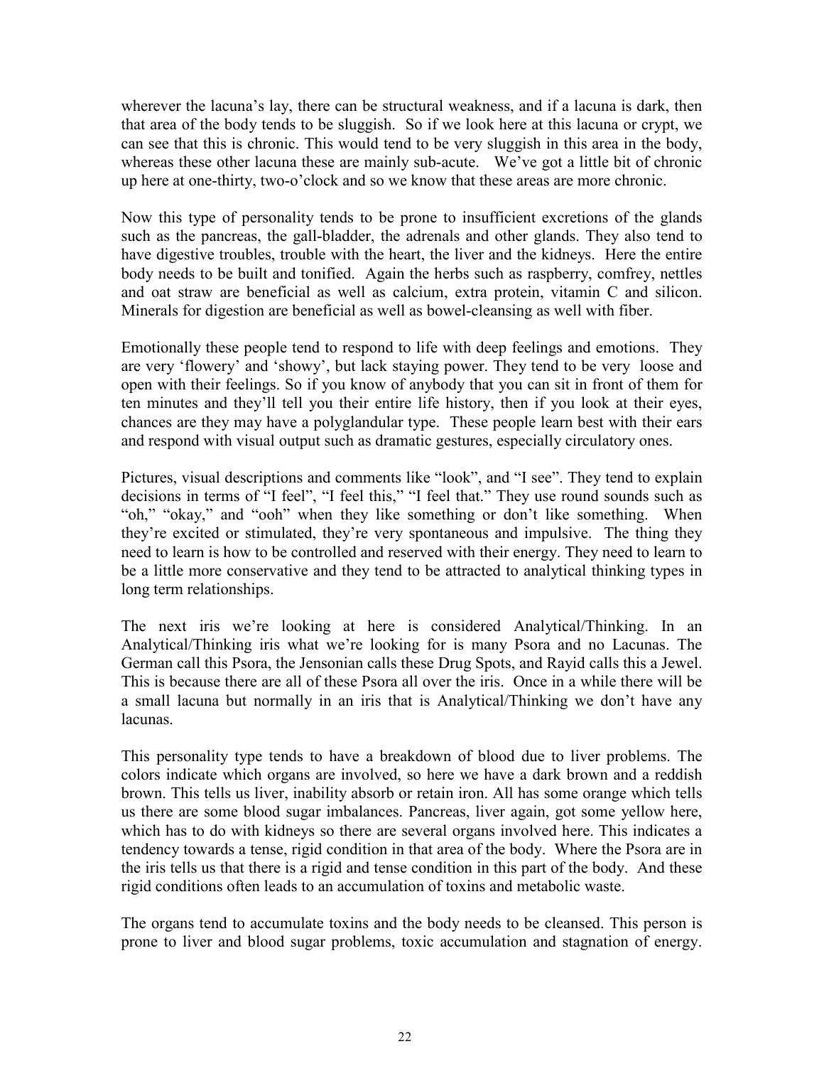wherever the lacuna's lay, there can be structural weakness, and if a lacuna is dark, then that area of the body tends to be sluggish. So if we look here at this lacuna or crypt, we can see that this is chronic. This would tend to be very sluggish in this area in the body, whereas these other lacuna these are mainly sub-acute. We've got a little bit of chronic up here at one-thirty, two-o'clock and so we know that these areas are more chronic.

Now this type of personality tends to be prone to insufficient excretions of the glands such as the pancreas, the gall-bladder, the adrenals and other glands. They also tend to have digestive troubles, trouble with the heart, the liver and the kidneys. Here the entire body needs to be built and tonified. Again the herbs such as raspberry, comfrey, nettles and oat straw are beneficial as well as calcium, extra protein, vitamin C and silicon. Minerals for digestion are beneficial as well as bowel-cleansing as well with fiber.

Emotionally these people tend to respond to life with deep feelings and emotions. They are very 'flowery' and 'showy', but lack staying power. They tend to be very loose and open with their feelings. So if you know of anybody that you can sit in front of them for ten minutes and they'll tell you their entire life history, then if you look at their eyes, chances are they may have a polyglandular type. These people learn best with their ears and respond with visual output such as dramatic gestures, especially circulatory ones.

Pictures, visual descriptions and comments like "look", and "I see". They tend to explain decisions in terms of "I feel", "I feel this," "I feel that." They use round sounds such as "oh," "okay," and "ooh" when they like something or don't like something. When they're excited or stimulated, they're very spontaneous and impulsive. The thing they need to learn is how to be controlled and reserved with their energy. They need to learn to be a little more conservative and they tend to be attracted to analytical thinking types in long term relationships.

The next iris we're looking at here is considered Analytical/Thinking. In an Analytical/Thinking iris what we're looking for is many Psora and no Lacunas. The German call this Psora, the Jensonian calls these Drug Spots, and Rayid calls this a Jewel. This is because there are all of these Psora all over the iris. Once in a while there will be a small lacuna but normally in an iris that is Analytical/Thinking we don't have any lacunas.

This personality type tends to have a breakdown of blood due to liver problems. The colors indicate which organs are involved, so here we have a dark brown and a reddish brown. This tells us liver, inability absorb or retain iron. All has some orange which tells us there are some blood sugar imbalances. Pancreas, liver again, got some yellow here, which has to do with kidneys so there are several organs involved here. This indicates a tendency towards a tense, rigid condition in that area of the body. Where the Psora are in the iris tells us that there is a rigid and tense condition in this part of the body. And these rigid conditions often leads to an accumulation of toxins and metabolic waste.

The organs tend to accumulate toxins and the body needs to be cleansed. This person is prone to liver and blood sugar problems, toxic accumulation and stagnation of energy.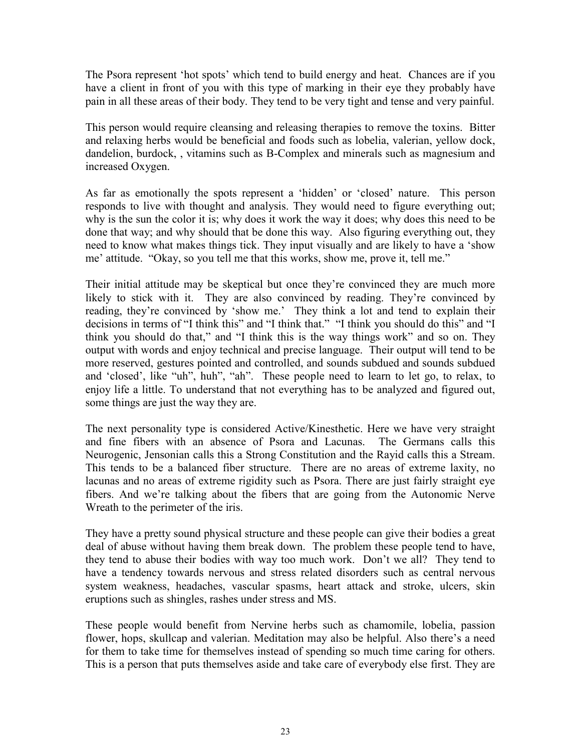The Psora represent 'hot spots' which tend to build energy and heat. Chances are if you have a client in front of you with this type of marking in their eye they probably have pain in all these areas of their body. They tend to be very tight and tense and very painful.

This person would require cleansing and releasing therapies to remove the toxins. Bitter and relaxing herbs would be beneficial and foods such as lobelia, valerian, yellow dock, dandelion, burdock, , vitamins such as B-Complex and minerals such as magnesium and increased Oxygen.

As far as emotionally the spots represent a 'hidden' or 'closed' nature. This person responds to live with thought and analysis. They would need to figure everything out; why is the sun the color it is; why does it work the way it does; why does this need to be done that way; and why should that be done this way. Also figuring everything out, they need to know what makes things tick. They input visually and are likely to have a 'show me' attitude. "Okay, so you tell me that this works, show me, prove it, tell me."

Their initial attitude may be skeptical but once they're convinced they are much more likely to stick with it. They are also convinced by reading. They're convinced by reading, they're convinced by 'show me.' They think a lot and tend to explain their decisions in terms of "I think this" and "I think that." "I think you should do this" and "I think you should do that," and "I think this is the way things work" and so on. They output with words and enjoy technical and precise language. Their output will tend to be more reserved, gestures pointed and controlled, and sounds subdued and sounds subdued and 'closed', like "uh", huh", "ah". These people need to learn to let go, to relax, to enjoy life a little. To understand that not everything has to be analyzed and figured out, some things are just the way they are.

The next personality type is considered Active/Kinesthetic. Here we have very straight and fine fibers with an absence of Psora and Lacunas. The Germans calls this Neurogenic, Jensonian calls this a Strong Constitution and the Rayid calls this a Stream. This tends to be a balanced fiber structure. There are no areas of extreme laxity, no lacunas and no areas of extreme rigidity such as Psora. There are just fairly straight eye fibers. And we're talking about the fibers that are going from the Autonomic Nerve Wreath to the perimeter of the iris.

They have a pretty sound physical structure and these people can give their bodies a great deal of abuse without having them break down. The problem these people tend to have, they tend to abuse their bodies with way too much work. Don't we all? They tend to have a tendency towards nervous and stress related disorders such as central nervous system weakness, headaches, vascular spasms, heart attack and stroke, ulcers, skin eruptions such as shingles, rashes under stress and MS.

These people would benefit from Nervine herbs such as chamomile, lobelia, passion flower, hops, skullcap and valerian. Meditation may also be helpful. Also there's a need for them to take time for themselves instead of spending so much time caring for others. This is a person that puts themselves aside and take care of everybody else first. They are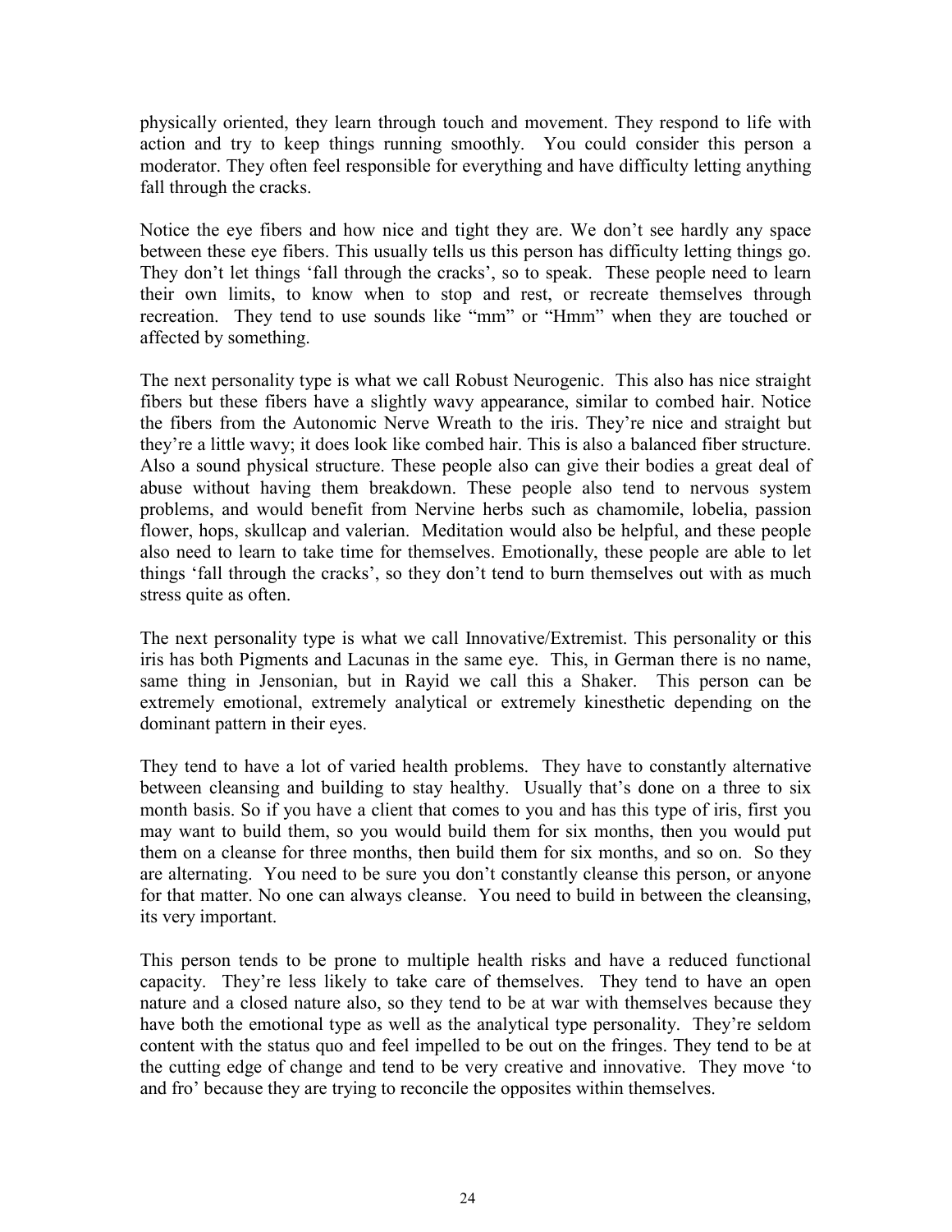physically oriented, they learn through touch and movement. They respond to life with action and try to keep things running smoothly. You could consider this person a moderator. They often feel responsible for everything and have difficulty letting anything fall through the cracks.

Notice the eye fibers and how nice and tight they are. We don't see hardly any space between these eye fibers. This usually tells us this person has difficulty letting things go. They don't let things 'fall through the cracks', so to speak. These people need to learn their own limits, to know when to stop and rest, or recreate themselves through recreation. They tend to use sounds like "mm" or "Hmm" when they are touched or affected by something.

The next personality type is what we call Robust Neurogenic. This also has nice straight fibers but these fibers have a slightly wavy appearance, similar to combed hair. Notice the fibers from the Autonomic Nerve Wreath to the iris. They're nice and straight but they're a little wavy; it does look like combed hair. This is also a balanced fiber structure. Also a sound physical structure. These people also can give their bodies a great deal of abuse without having them breakdown. These people also tend to nervous system problems, and would benefit from Nervine herbs such as chamomile, lobelia, passion flower, hops, skullcap and valerian. Meditation would also be helpful, and these people also need to learn to take time for themselves. Emotionally, these people are able to let things 'fall through the cracks', so they don't tend to burn themselves out with as much stress quite as often.

The next personality type is what we call Innovative/Extremist. This personality or this iris has both Pigments and Lacunas in the same eye. This, in German there is no name, same thing in Jensonian, but in Rayid we call this a Shaker. This person can be extremely emotional, extremely analytical or extremely kinesthetic depending on the dominant pattern in their eyes.

They tend to have a lot of varied health problems. They have to constantly alternative between cleansing and building to stay healthy. Usually that's done on a three to six month basis. So if you have a client that comes to you and has this type of iris, first you may want to build them, so you would build them for six months, then you would put them on a cleanse for three months, then build them for six months, and so on. So they are alternating. You need to be sure you don't constantly cleanse this person, or anyone for that matter. No one can always cleanse. You need to build in between the cleansing, its very important.

This person tends to be prone to multiple health risks and have a reduced functional capacity. They're less likely to take care of themselves. They tend to have an open nature and a closed nature also, so they tend to be at war with themselves because they have both the emotional type as well as the analytical type personality. They're seldom content with the status quo and feel impelled to be out on the fringes. They tend to be at the cutting edge of change and tend to be very creative and innovative. They move 'to and fro' because they are trying to reconcile the opposites within themselves.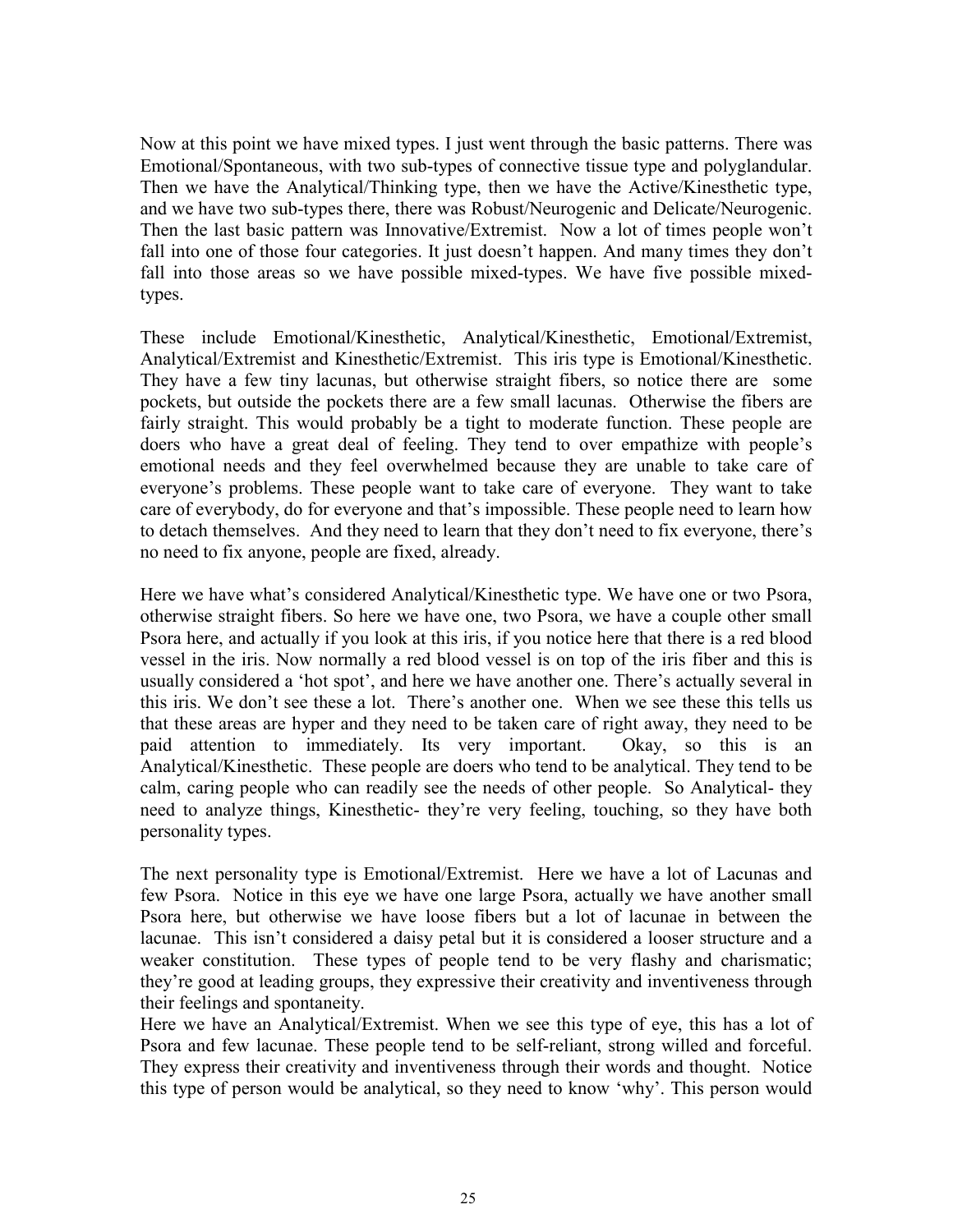Now at this point we have mixed types. I just went through the basic patterns. There was Emotional/Spontaneous, with two sub-types of connective tissue type and polyglandular. Then we have the Analytical/Thinking type, then we have the Active/Kinesthetic type, and we have two sub-types there, there was Robust/Neurogenic and Delicate/Neurogenic. Then the last basic pattern was Innovative/Extremist. Now a lot of times people won't fall into one of those four categories. It just doesn't happen. And many times they don't fall into those areas so we have possible mixed-types. We have five possible mixed-types.

These include Emotional/Kinesthetic, Analytical/Kinesthetic, Emotional/Extremist, Analytical/Extremist and Kinesthetic/Extremist. This iris type is Emotional/Kinesthetic. They have a few tiny lacunas, but otherwise straight fibers, so notice there are some pockets, but outside the pockets there are a few small lacunas. Otherwise the fibers are fairly straight. This would probably be a tight to moderate function. These people are doers who have a great deal of feeling. They tend to over empathize with people's emotional needs and they feel overwhelmed because they are unable to take care of everyone's problems. These people want to take care of everyone. They want to take care of everybody, do for everyone and that's impossible. These people need to learn how to detach themselves. And they need to learn that they don't need to fix everyone, there's no need to fix anyone, people are fixed, already.

Here we have what's considered Analytical/Kinesthetic type. We have one or two Psora, otherwise straight fibers. So here we have one, two Psora, we have a couple other small Psora here, and actually if you look at this iris, if you notice here that there is a red blood vessel in the iris. Now normally a red blood vessel is on top of the iris fiber and this is usually considered a 'hot spot', and here we have another one. There's actually several in this iris. We don't see these a lot. There's another one. When we see these this tells us that these areas are hyper and they need to be taken care of right away, they need to be paid attention to immediately. Its very important. Okay, so this is an Analytical/Kinesthetic. These people are doers who tend to be analytical. They tend to be calm, caring people who can readily see the needs of other people. So Analytical- they need to analyze things, Kinesthetic- they're very feeling, touching, so they have both personality types.

The next personality type is Emotional/Extremist. Here we have a lot of Lacunas and few Psora. Notice in this eye we have one large Psora, actually we have another small Psora here, but otherwise we have loose fibers but a lot of lacunae in between the lacunae. This isn't considered a daisy petal but it is considered a looser structure and a weaker constitution. These types of people tend to be very flashy and charismatic; they're good at leading groups, they expressive their creativity and inventiveness through their feelings and spontaneity.

Here we have an Analytical/Extremist. When we see this type of eye, this has a lot of Psora and few lacunae. These people tend to be self-reliant, strong willed and forceful. They express their creativity and inventiveness through their words and thought. Notice this type of person would be analytical, so they need to know 'why'. This person would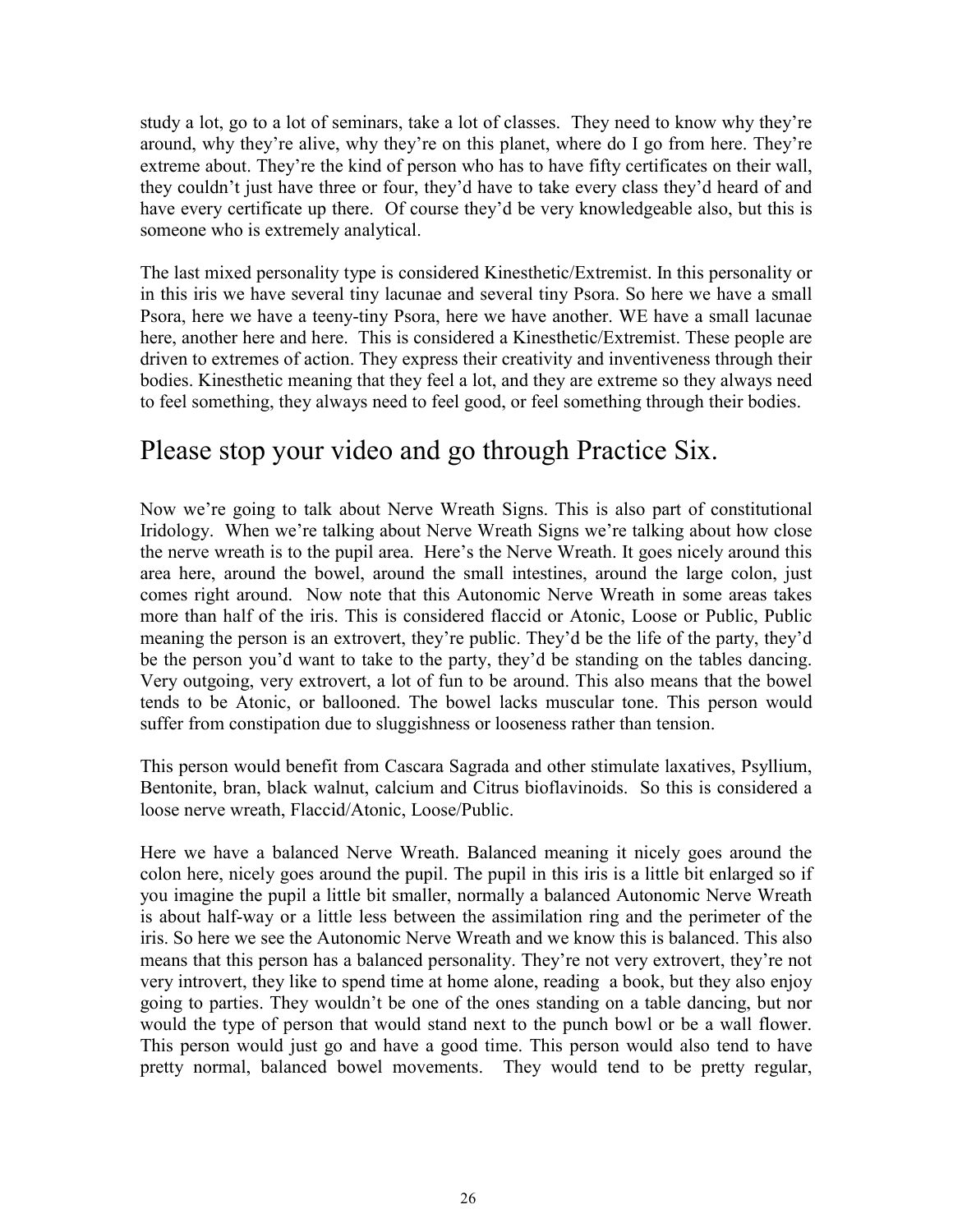study a lot, go to a lot of seminars, take a lot of classes. They need to know why they're around, why they're alive, why they're on this planet, where do I go from here. They're extreme about. They're the kind of person who has to have fifty certificates on their wall, they couldn't just have three or four, they'd have to take every class they'd heard of and have every certificate up there. Of course they'd be very knowledgeable also, but this is someone who is extremely analytical.

The last mixed personality type is considered Kinesthetic/Extremist. In this personality or in this iris we have several tiny lacunae and several tiny Psora. So here we have a small Psora, here we have a teeny-tiny Psora, here we have another. WE have a small lacunae here, another here and here. This is considered a Kinesthetic/Extremist. These people are driven to extremes of action. They express their creativity and inventiveness through their bodies. Kinesthetic meaning that they feel a lot, and they are extreme so they always need to feel something, they always need to feel good, or feel something through their bodies.

## Please stop your video and go through Practice Six.

Now we're going to talk about Nerve Wreath Signs. This is also part of constitutional Iridology. When we're talking about Nerve Wreath Signs we're talking about how close the nerve wreath is to the pupil area. Here's the Nerve Wreath. It goes nicely around this area here, around the bowel, around the small intestines, around the large colon, just comes right around. Now note that this Autonomic Nerve Wreath in some areas takes more than half of the iris. This is considered flaccid or Atonic, Loose or Public, Public meaning the person is an extrovert, they're public. They'd be the life of the party, they'd be the person you'd want to take to the party, they'd be standing on the tables dancing. Very outgoing, very extrovert, a lot of fun to be around. This also means that the bowel tends to be Atonic, or ballooned. The bowel lacks muscular tone. This person would suffer from constipation due to sluggishness or looseness rather than tension.

This person would benefit from Cascara Sagrada and other stimulate laxatives, Psyllium, Bentonite, bran, black walnut, calcium and Citrus bioflavinoids. So this is considered a loose nerve wreath, Flaccid/Atonic, Loose/Public.

Here we have a balanced Nerve Wreath. Balanced meaning it nicely goes around the colon here, nicely goes around the pupil. The pupil in this iris is a little bit enlarged so if you imagine the pupil a little bit smaller, normally a balanced Autonomic Nerve Wreath is about half-way or a little less between the assimilation ring and the perimeter of the iris. So here we see the Autonomic Nerve Wreath and we know this is balanced. This also means that this person has a balanced personality. They're not very extrovert, they're not very introvert, they like to spend time at home alone, reading a book, but they also enjoy going to parties. They wouldn't be one of the ones standing on a table dancing, but nor would the type of person that would stand next to the punch bowl or be a wall flower. This person would just go and have a good time. This person would also tend to have pretty normal, balanced bowel movements. They would tend to be pretty regular,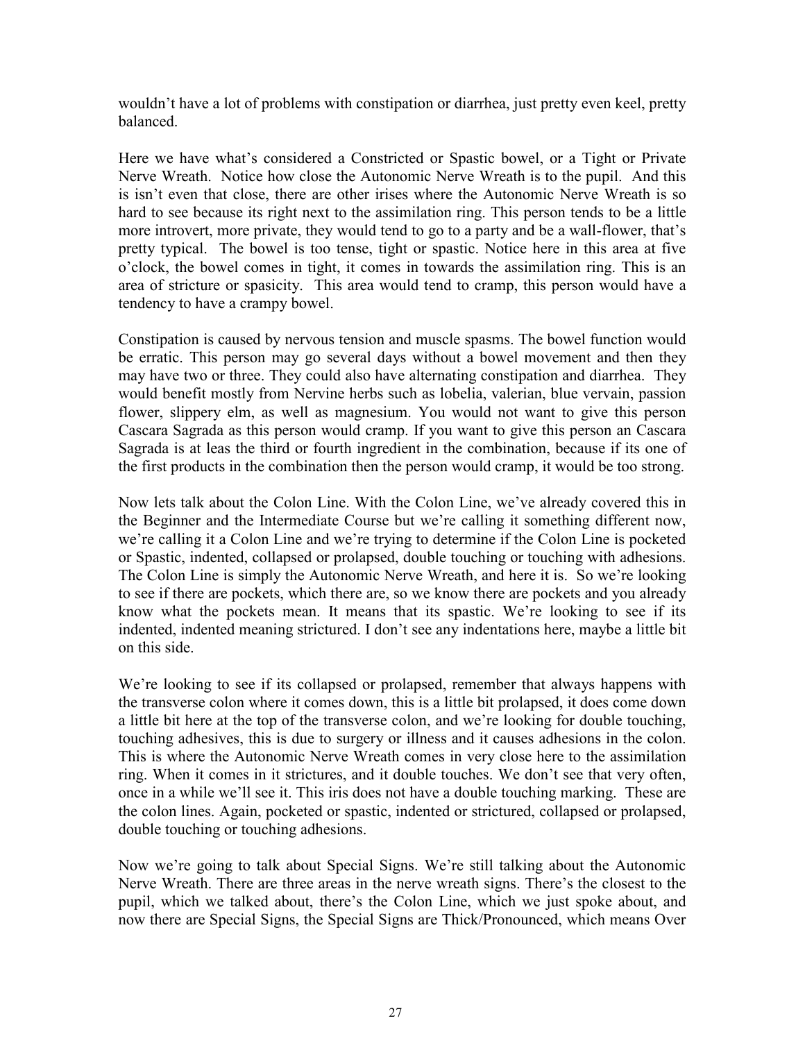wouldn't have a lot of problems with constipation or diarrhea, just pretty even keel, pretty balanced.

Here we have what's considered a Constricted or Spastic bowel, or a Tight or Private Nerve Wreath. Notice how close the Autonomic Nerve Wreath is to the pupil. And this is isn't even that close, there are other irises where the Autonomic Nerve Wreath is so hard to see because its right next to the assimilation ring. This person tends to be a little more introvert, more private, they would tend to go to a party and be a wall-flower, that's pretty typical. The bowel is too tense, tight or spastic. Notice here in this area at five o'clock, the bowel comes in tight, it comes in towards the assimilation ring. This is an area of stricture or spasicity. This area would tend to cramp, this person would have a tendency to have a crampy bowel.

Constipation is caused by nervous tension and muscle spasms. The bowel function would be erratic. This person may go several days without a bowel movement and then they may have two or three. They could also have alternating constipation and diarrhea. They would benefit mostly from Nervine herbs such as lobelia, valerian, blue vervain, passion flower, slippery elm, as well as magnesium. You would not want to give this person Cascara Sagrada as this person would cramp. If you want to give this person an Cascara Sagrada is at leas the third or fourth ingredient in the combination, because if its one of the first products in the combination then the person would cramp, it would be too strong.

Now lets talk about the Colon Line. With the Colon Line, we've already covered this in the Beginner and the Intermediate Course but we're calling it something different now, we're calling it a Colon Line and we're trying to determine if the Colon Line is pocketed or Spastic, indented, collapsed or prolapsed, double touching or touching with adhesions. The Colon Line is simply the Autonomic Nerve Wreath, and here it is. So we're looking to see if there are pockets, which there are, so we know there are pockets and you already know what the pockets mean. It means that its spastic. We're looking to see if its indented, indented meaning strictured. I don't see any indentations here, maybe a little bit on this side.

We're looking to see if its collapsed or prolapsed, remember that always happens with the transverse colon where it comes down, this is a little bit prolapsed, it does come down a little bit here at the top of the transverse colon, and we're looking for double touching, touching adhesives, this is due to surgery or illness and it causes adhesions in the colon. This is where the Autonomic Nerve Wreath comes in very close here to the assimilation ring. When it comes in it strictures, and it double touches. We don't see that very often, once in a while we'll see it. This iris does not have a double touching marking. These are the colon lines. Again, pocketed or spastic, indented or strictured, collapsed or prolapsed, double touching or touching adhesions.

Now we're going to talk about Special Signs. We're still talking about the Autonomic Nerve Wreath. There are three areas in the nerve wreath signs. There's the closest to the pupil, which we talked about, there's the Colon Line, which we just spoke about, and now there are Special Signs, the Special Signs are Thick/Pronounced, which means Over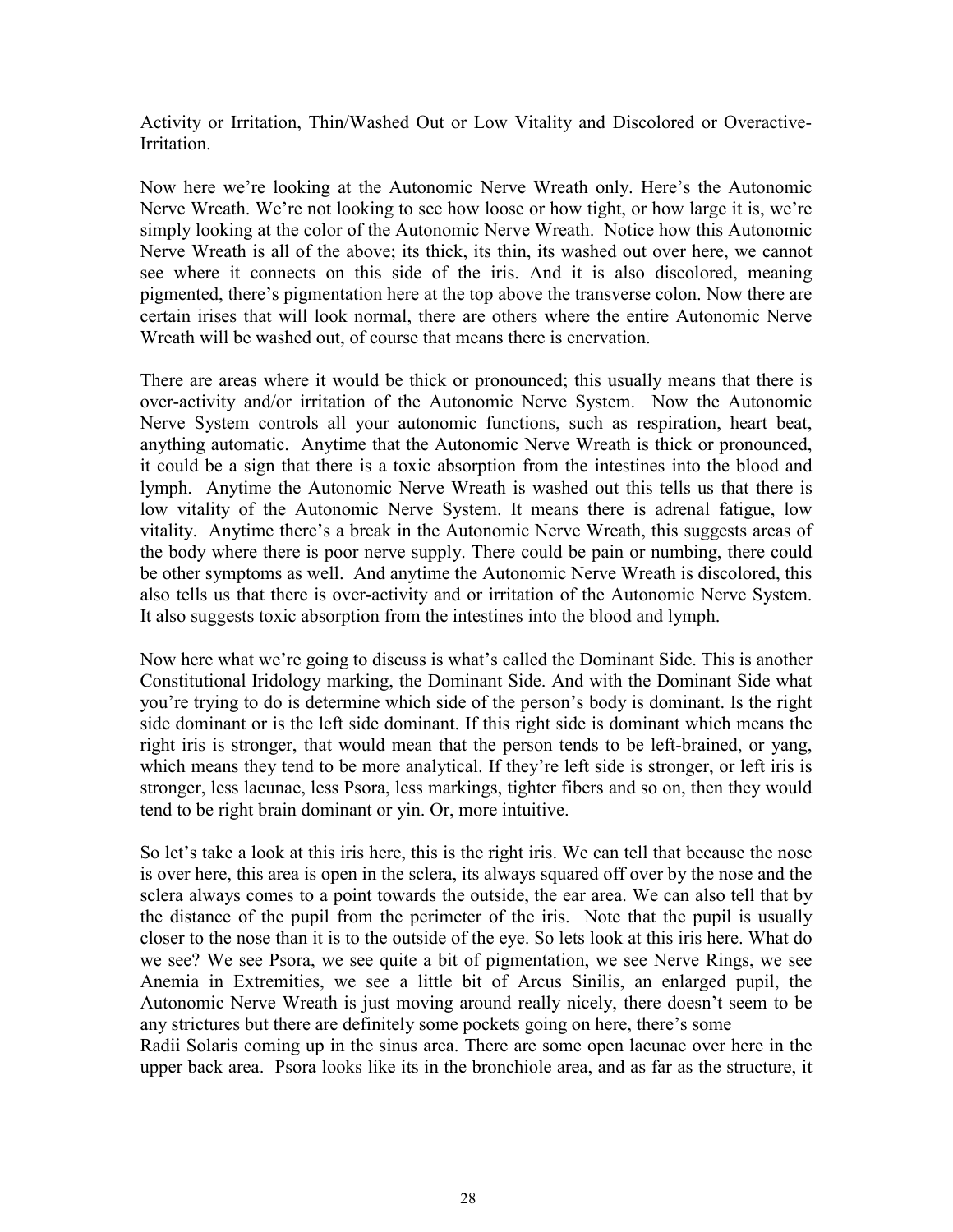Activity or Irritation, Thin/Washed Out or Low Vitality and Discolored or Overactive-Irritation.

Now here we're looking at the Autonomic Nerve Wreath only. Here's the Autonomic Nerve Wreath. We're not looking to see how loose or how tight, or how large it is, we're simply looking at the color of the Autonomic Nerve Wreath. Notice how this Autonomic Nerve Wreath is all of the above; its thick, its thin, its washed out over here, we cannot see where it connects on this side of the iris. And it is also discolored, meaning pigmented, there's pigmentation here at the top above the transverse colon. Now there are certain irises that will look normal, there are others where the entire Autonomic Nerve Wreath will be washed out, of course that means there is enervation.

There are areas where it would be thick or pronounced; this usually means that there is over-activity and/or irritation of the Autonomic Nerve System. Now the Autonomic Nerve System controls all your autonomic functions, such as respiration, heart beat, anything automatic. Anytime that the Autonomic Nerve Wreath is thick or pronounced, it could be a sign that there is a toxic absorption from the intestines into the blood and lymph. Anytime the Autonomic Nerve Wreath is washed out this tells us that there is low vitality of the Autonomic Nerve System. It means there is adrenal fatigue, low vitality. Anytime there's a break in the Autonomic Nerve Wreath, this suggests areas of the body where there is poor nerve supply. There could be pain or numbing, there could be other symptoms as well. And anytime the Autonomic Nerve Wreath is discolored, this also tells us that there is over-activity and or irritation of the Autonomic Nerve System. It also suggests toxic absorption from the intestines into the blood and lymph.

Now here what we're going to discuss is what's called the Dominant Side. This is another Constitutional Iridology marking, the Dominant Side. And with the Dominant Side what you're trying to do is determine which side of the person's body is dominant. Is the right side dominant or is the left side dominant. If this right side is dominant which means the right iris is stronger, that would mean that the person tends to be left-brained, or yang, which means they tend to be more analytical. If they're left side is stronger, or left iris is stronger, less lacunae, less Psora, less markings, tighter fibers and so on, then they would tend to be right brain dominant or yin. Or, more intuitive.

So let's take a look at this iris here, this is the right iris. We can tell that because the nose is over here, this area is open in the sclera, its always squared off over by the nose and the sclera always comes to a point towards the outside, the ear area. We can also tell that by the distance of the pupil from the perimeter of the iris. Note that the pupil is usually closer to the nose than it is to the outside of the eye. So lets look at this iris here. What do we see? We see Psora, we see quite a bit of pigmentation, we see Nerve Rings, we see Anemia in Extremities, we see a little bit of Arcus Sinilis, an enlarged pupil, the Autonomic Nerve Wreath is just moving around really nicely, there doesn't seem to be any strictures but there are definitely some pockets going on here, there's some Radii Solaris coming up in the sinus area. There are some open lacunae over here in the upper back area. Psora looks like its in the bronchiole area, and as far as the structure, it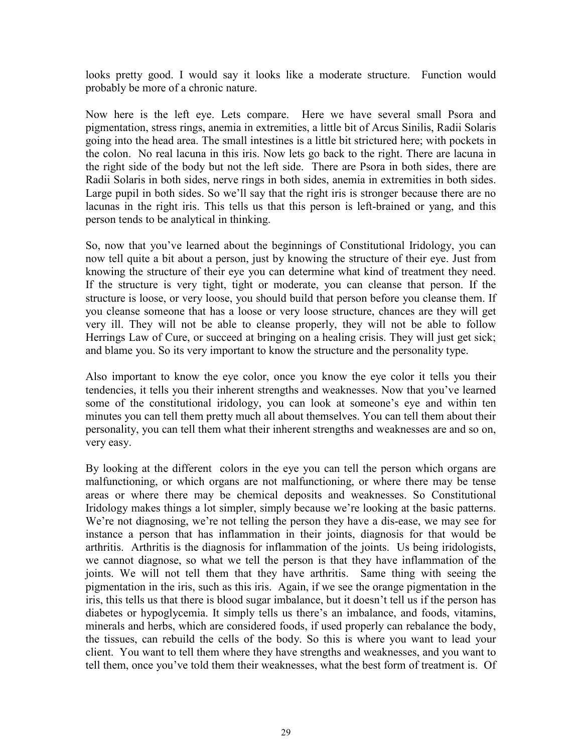looks pretty good. I would say it looks like a moderate structure. Function would probably be more of a chronic nature.

Now here is the left eye. Lets compare. Here we have several small Psora and pigmentation, stress rings, anemia in extremities, a little bit of Arcus Sinilis, Radii Solaris going into the head area. The small intestines is a little bit strictured here; with pockets in the colon. No real lacuna in this iris. Now lets go back to the right. There are lacuna in the right side of the body but not the left side. There are Psora in both sides, there are Radii Solaris in both sides, nerve rings in both sides, anemia in extremities in both sides. Large pupil in both sides. So we'll say that the right iris is stronger because there are no lacunas in the right iris. This tells us that this person is left-brained or yang, and this person tends to be analytical in thinking.

So, now that you've learned about the beginnings of Constitutional Iridology, you can now tell quite a bit about a person, just by knowing the structure of their eye. Just from knowing the structure of their eye you can determine what kind of treatment they need. If the structure is very tight, tight or moderate, you can cleanse that person. If the structure is loose, or very loose, you should build that person before you cleanse them. If you cleanse someone that has a loose or very loose structure, chances are they will get very ill. They will not be able to cleanse properly, they will not be able to follow Herrings Law of Cure, or succeed at bringing on a healing crisis. They will just get sick; and blame you. So its very important to know the structure and the personality type.

Also important to know the eye color, once you know the eye color it tells you their tendencies, it tells you their inherent strengths and weaknesses. Now that you've learned some of the constitutional iridology, you can look at someone's eye and within ten minutes you can tell them pretty much all about themselves. You can tell them about their personality, you can tell them what their inherent strengths and weaknesses are and so on, very easy.

By looking at the different colors in the eye you can tell the person which organs are malfunctioning, or which organs are not malfunctioning, or where there may be tense areas or where there may be chemical deposits and weaknesses. So Constitutional Iridology makes things a lot simpler, simply because we're looking at the basic patterns. We're not diagnosing, we're not telling the person they have a dis-ease, we may see for instance a person that has inflammation in their joints, diagnosis for that would be arthritis. Arthritis is the diagnosis for inflammation of the joints. Us being iridologists, we cannot diagnose, so what we tell the person is that they have inflammation of the joints. We will not tell them that they have arthritis. Same thing with seeing the pigmentation in the iris, such as this iris. Again, if we see the orange pigmentation in the iris, this tells us that there is blood sugar imbalance, but it doesn't tell us if the person has diabetes or hypoglycemia. It simply tells us there's an imbalance, and foods, vitamins, minerals and herbs, which are considered foods, if used properly can rebalance the body, the tissues, can rebuild the cells of the body. So this is where you want to lead your client. You want to tell them where they have strengths and weaknesses, and you want to tell them, once you've told them their weaknesses, what the best form of treatment is. Of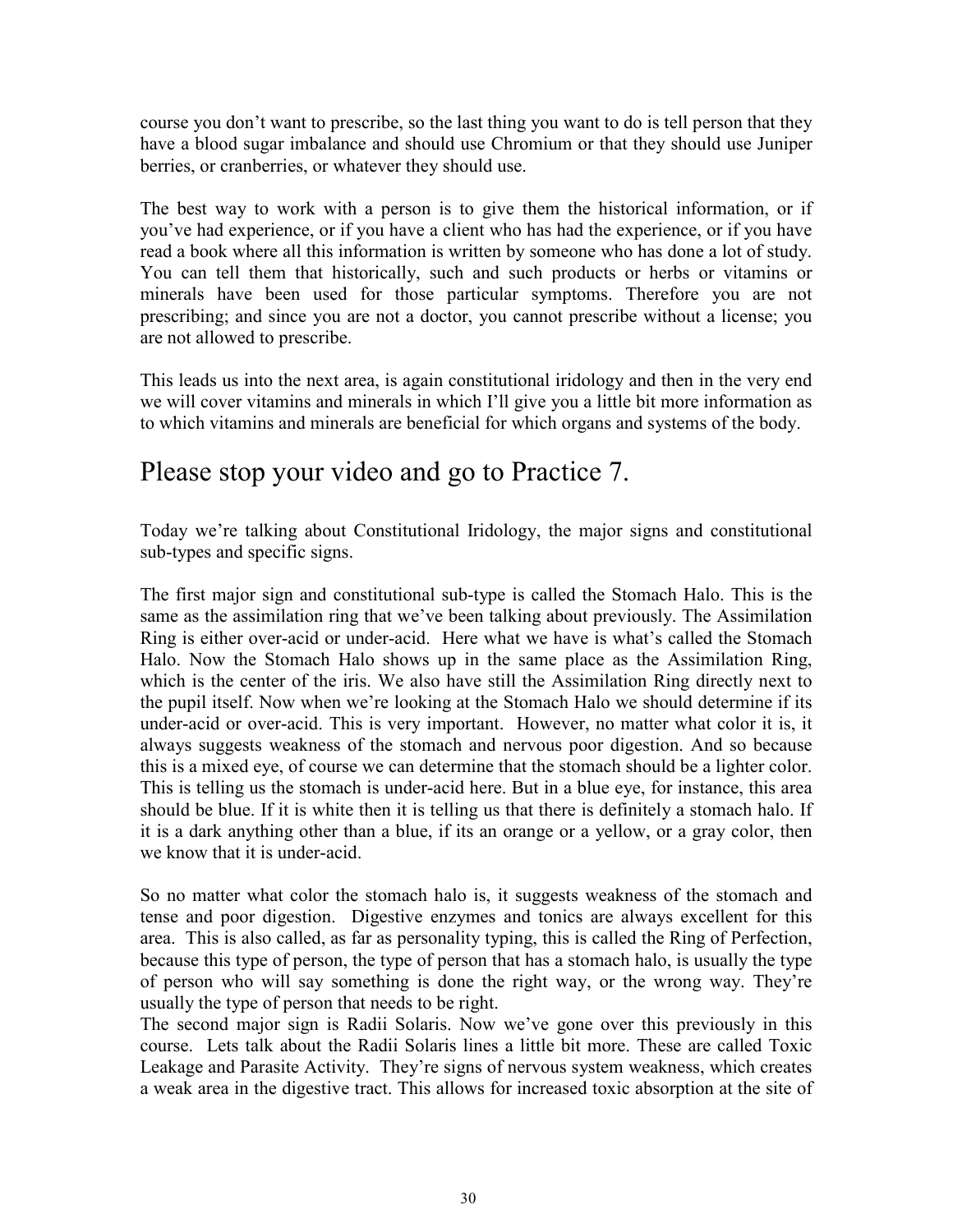course you don't want to prescribe, so the last thing you want to do is tell person that they have a blood sugar imbalance and should use Chromium or that they should use Juniper berries, or cranberries, or whatever they should use.

The best way to work with a person is to give them the historical information, or if you've had experience, or if you have a client who has had the experience, or if you have read a book where all this information is written by someone who has done a lot of study. You can tell them that historically, such and such products or herbs or vitamins or minerals have been used for those particular symptoms. Therefore you are not prescribing; and since you are not a doctor, you cannot prescribe without a license; you are not allowed to prescribe.

This leads us into the next area, is again constitutional iridology and then in the very end we will cover vitamins and minerals in which I'll give you a little bit more information as to which vitamins and minerals are beneficial for which organs and systems of the body.

## Please stop your video and go to Practice 7.

Today we're talking about Constitutional Iridology, the major signs and constitutional sub-types and specific signs.

The first major sign and constitutional sub-type is called the Stomach Halo. This is the same as the assimilation ring that we've been talking about previously. The Assimilation Ring is either over-acid or under-acid. Here what we have is what's called the Stomach Halo. Now the Stomach Halo shows up in the same place as the Assimilation Ring, which is the center of the iris. We also have still the Assimilation Ring directly next to the pupil itself. Now when we're looking at the Stomach Halo we should determine if its under-acid or over-acid. This is very important. However, no matter what color it is, it always suggests weakness of the stomach and nervous poor digestion. And so because this is a mixed eye, of course we can determine that the stomach should be a lighter color. This is telling us the stomach is under-acid here. But in a blue eye, for instance, this area should be blue. If it is white then it is telling us that there is definitely a stomach halo. If it is a dark anything other than a blue, if its an orange or a yellow, or a gray color, then we know that it is under-acid.

So no matter what color the stomach halo is, it suggests weakness of the stomach and tense and poor digestion. Digestive enzymes and tonics are always excellent for this area. This is also called, as far as personality typing, this is called the Ring of Perfection, because this type of person, the type of person that has a stomach halo, is usually the type of person who will say something is done the right way, or the wrong way. They're usually the type of person that needs to be right.

The second major sign is Radii Solaris. Now we've gone over this previously in this course. Lets talk about the Radii Solaris lines a little bit more. These are called Toxic Leakage and Parasite Activity. They're signs of nervous system weakness, which creates a weak area in the digestive tract. This allows for increased toxic absorption at the site of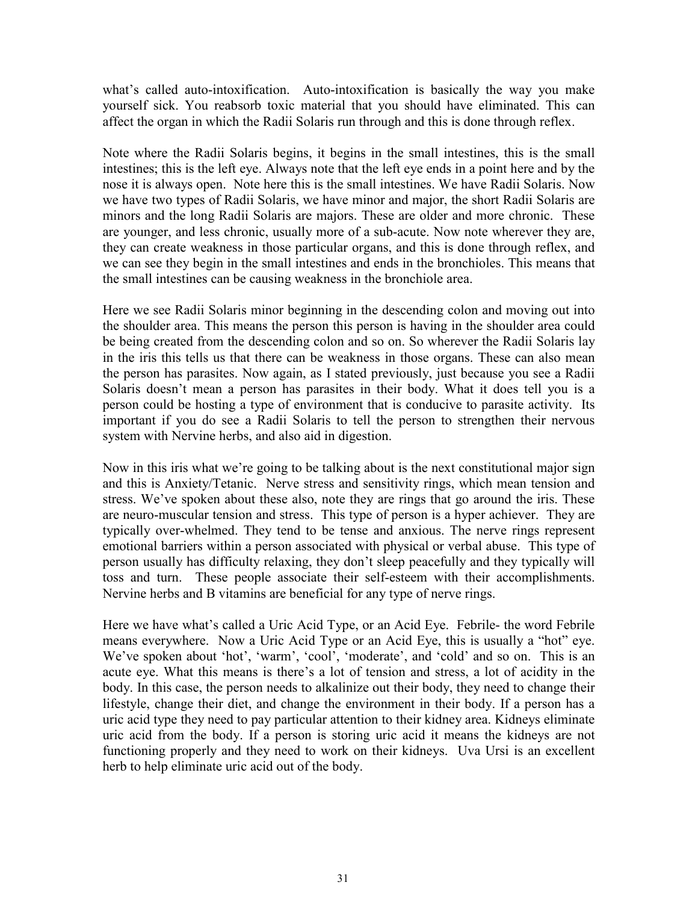what's called auto-intoxification. Auto-intoxification is basically the way you make yourself sick. You reabsorb toxic material that you should have eliminated. This can affect the organ in which the Radii Solaris run through and this is done through reflex.

Note where the Radii Solaris begins, it begins in the small intestines, this is the small intestines; this is the left eye. Always note that the left eye ends in a point here and by the nose it is always open. Note here this is the small intestines. We have Radii Solaris. Now we have two types of Radii Solaris, we have minor and major, the short Radii Solaris are minors and the long Radii Solaris are majors. These are older and more chronic. These are younger, and less chronic, usually more of a sub-acute. Now note wherever they are, they can create weakness in those particular organs, and this is done through reflex, and we can see they begin in the small intestines and ends in the bronchioles. This means that the small intestines can be causing weakness in the bronchiole area.

Here we see Radii Solaris minor beginning in the descending colon and moving out into the shoulder area. This means the person this person is having in the shoulder area could be being created from the descending colon and so on. So wherever the Radii Solaris lay in the iris this tells us that there can be weakness in those organs. These can also mean the person has parasites. Now again, as I stated previously, just because you see a Radii Solaris doesn't mean a person has parasites in their body. What it does tell you is a person could be hosting a type of environment that is conducive to parasite activity. Its important if you do see a Radii Solaris to tell the person to strengthen their nervous system with Nervine herbs, and also aid in digestion.

Now in this iris what we're going to be talking about is the next constitutional major sign and this is Anxiety/Tetanic. Nerve stress and sensitivity rings, which mean tension and stress. We've spoken about these also, note they are rings that go around the iris. These are neuro-muscular tension and stress. This type of person is a hyper achiever. They are typically over-whelmed. They tend to be tense and anxious. The nerve rings represent emotional barriers within a person associated with physical or verbal abuse. This type of person usually has difficulty relaxing, they don't sleep peacefully and they typically will toss and turn. These people associate their self-esteem with their accomplishments. Nervine herbs and B vitamins are beneficial for any type of nerve rings.

Here we have what's called a Uric Acid Type, or an Acid Eye. Febrile- the word Febrile means everywhere. Now a Uric Acid Type or an Acid Eye, this is usually a "hot" eye. We've spoken about 'hot', 'warm', 'cool', 'moderate', and 'cold' and so on. This is an acute eye. What this means is there's a lot of tension and stress, a lot of acidity in the body. In this case, the person needs to alkalinize out their body, they need to change their lifestyle, change their diet, and change the environment in their body. If a person has a uric acid type they need to pay particular attention to their kidney area. Kidneys eliminate uric acid from the body. If a person is storing uric acid it means the kidneys are not functioning properly and they need to work on their kidneys. Uva Ursi is an excellent herb to help eliminate uric acid out of the body.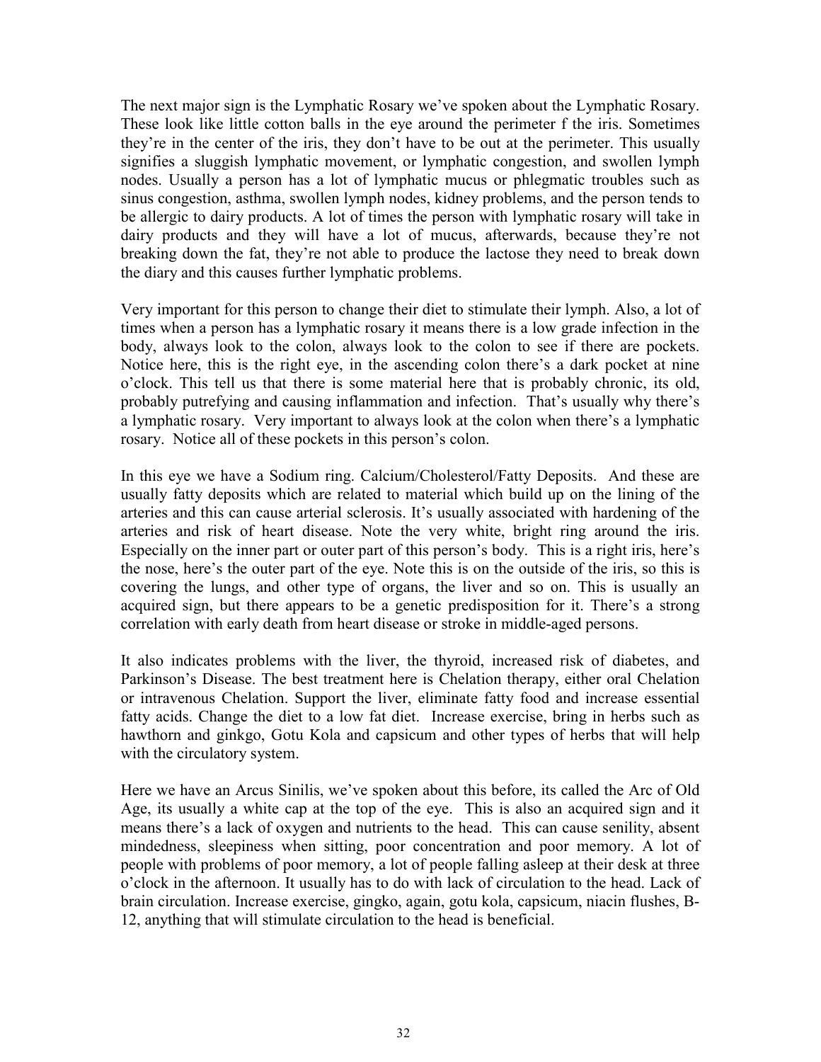The next major sign is the Lymphatic Rosary we've spoken about the Lymphatic Rosary. These look like little cotton balls in the eye around the perimeter f the iris. Sometimes they're in the center of the iris, they don't have to be out at the perimeter. This usually signifies a sluggish lymphatic movement, or lymphatic congestion, and swollen lymph nodes. Usually a person has a lot of lymphatic mucus or phlegmatic troubles such as sinus congestion, asthma, swollen lymph nodes, kidney problems, and the person tends to be allergic to dairy products. A lot of times the person with lymphatic rosary will take in dairy products and they will have a lot of mucus, afterwards, because they're not breaking down the fat, they're not able to produce the lactose they need to break down the diary and this causes further lymphatic problems.

Very important for this person to change their diet to stimulate their lymph. Also, a lot of times when a person has a lymphatic rosary it means there is a low grade infection in the body, always look to the colon, always look to the colon to see if there are pockets. Notice here, this is the right eye, in the ascending colon there's a dark pocket at nine o'clock. This tell us that there is some material here that is probably chronic, its old, probably putrefying and causing inflammation and infection. That's usually why there's a lymphatic rosary. Very important to always look at the colon when there's a lymphatic rosary. Notice all of these pockets in this person's colon.

In this eye we have a Sodium ring. Calcium/Cholesterol/Fatty Deposits. And these are usually fatty deposits which are related to material which build up on the lining of the arteries and this can cause arterial sclerosis. It's usually associated with hardening of the arteries and risk of heart disease. Note the very white, bright ring around the iris. Especially on the inner part or outer part of this person's body. This is a right iris, here's the nose, here's the outer part of the eye. Note this is on the outside of the iris, so this is covering the lungs, and other type of organs, the liver and so on. This is usually an acquired sign, but there appears to be a genetic predisposition for it. There's a strong correlation with early death from heart disease or stroke in middle-aged persons.

It also indicates problems with the liver, the thyroid, increased risk of diabetes, and Parkinson's Disease. The best treatment here is Chelation therapy, either oral Chelation or intravenous Chelation. Support the liver, eliminate fatty food and increase essential fatty acids. Change the diet to a low fat diet. Increase exercise, bring in herbs such as hawthorn and ginkgo, Gotu Kola and capsicum and other types of herbs that will help with the circulatory system.

Here we have an Arcus Sinilis, we've spoken about this before, its called the Arc of Old Age, its usually a white cap at the top of the eye. This is also an acquired sign and it means there's a lack of oxygen and nutrients to the head. This can cause senility, absent mindedness, sleepiness when sitting, poor concentration and poor memory. A lot of people with problems of poor memory, a lot of people falling asleep at their desk at three o'clock in the afternoon. It usually has to do with lack of circulation to the head. Lack of brain circulation. Increase exercise, gingko, again, gotu kola, capsicum, niacin flushes, B-12, anything that will stimulate circulation to the head is beneficial.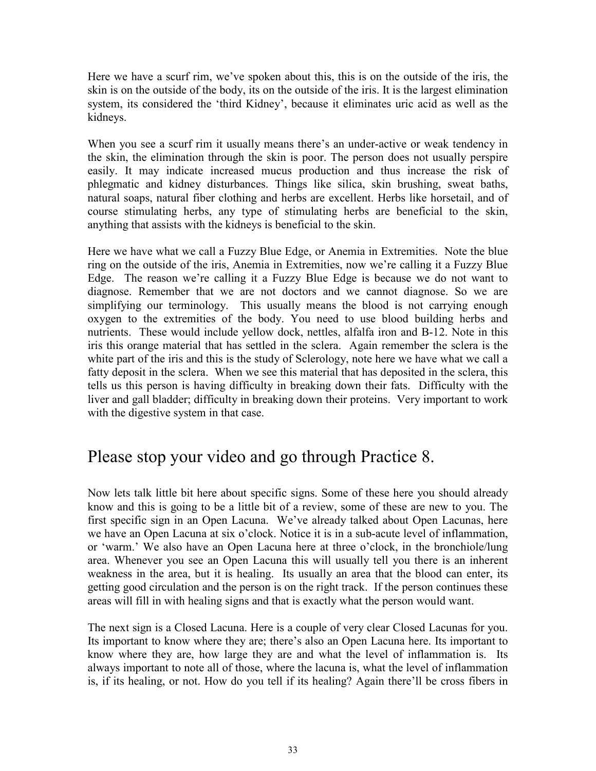Here we have a scurf rim, we've spoken about this, this is on the outside of the iris, the skin is on the outside of the body, its on the outside of the iris. It is the largest elimination system, its considered the 'third Kidney', because it eliminates uric acid as well as the kidneys.

When you see a scurf rim it usually means there's an under-active or weak tendency in the skin, the elimination through the skin is poor. The person does not usually perspire easily. It may indicate increased mucus production and thus increase the risk of phlegmatic and kidney disturbances. Things like silica, skin brushing, sweat baths, natural soaps, natural fiber clothing and herbs are excellent. Herbs like horsetail, and of course stimulating herbs, any type of stimulating herbs are beneficial to the skin, anything that assists with the kidneys is beneficial to the skin.

Here we have what we call a Fuzzy Blue Edge, or Anemia in Extremities. Note the blue ring on the outside of the iris, Anemia in Extremities, now we're calling it a Fuzzy Blue Edge. The reason we're calling it a Fuzzy Blue Edge is because we do not want to diagnose. Remember that we are not doctors and we cannot diagnose. So we are simplifying our terminology. This usually means the blood is not carrying enough oxygen to the extremities of the body. You need to use blood building herbs and nutrients. These would include yellow dock, nettles, alfalfa iron and B-12. Note in this iris this orange material that has settled in the sclera. Again remember the sclera is the white part of the iris and this is the study of Sclerology, note here we have what we call a fatty deposit in the sclera. When we see this material that has deposited in the sclera, this tells us this person is having difficulty in breaking down their fats. Difficulty with the liver and gall bladder; difficulty in breaking down their proteins. Very important to work with the digestive system in that case.

## Please stop your video and go through Practice 8.

Now lets talk little bit here about specific signs. Some of these here you should already know and this is going to be a little bit of a review, some of these are new to you. The first specific sign in an Open Lacuna. We've already talked about Open Lacunas, here we have an Open Lacuna at six o'clock. Notice it is in a sub-acute level of inflammation, or 'warm.' We also have an Open Lacuna here at three o'clock, in the bronchiole/lung area. Whenever you see an Open Lacuna this will usually tell you there is an inherent weakness in the area, but it is healing. Its usually an area that the blood can enter, its getting good circulation and the person is on the right track. If the person continues these areas will fill in with healing signs and that is exactly what the person would want.

The next sign is a Closed Lacuna. Here is a couple of very clear Closed Lacunas for you. Its important to know where they are; there's also an Open Lacuna here. Its important to know where they are, how large they are and what the level of inflammation is. Its always important to note all of those, where the lacuna is, what the level of inflammation is, if its healing, or not. How do you tell if its healing? Again there'll be cross fibers in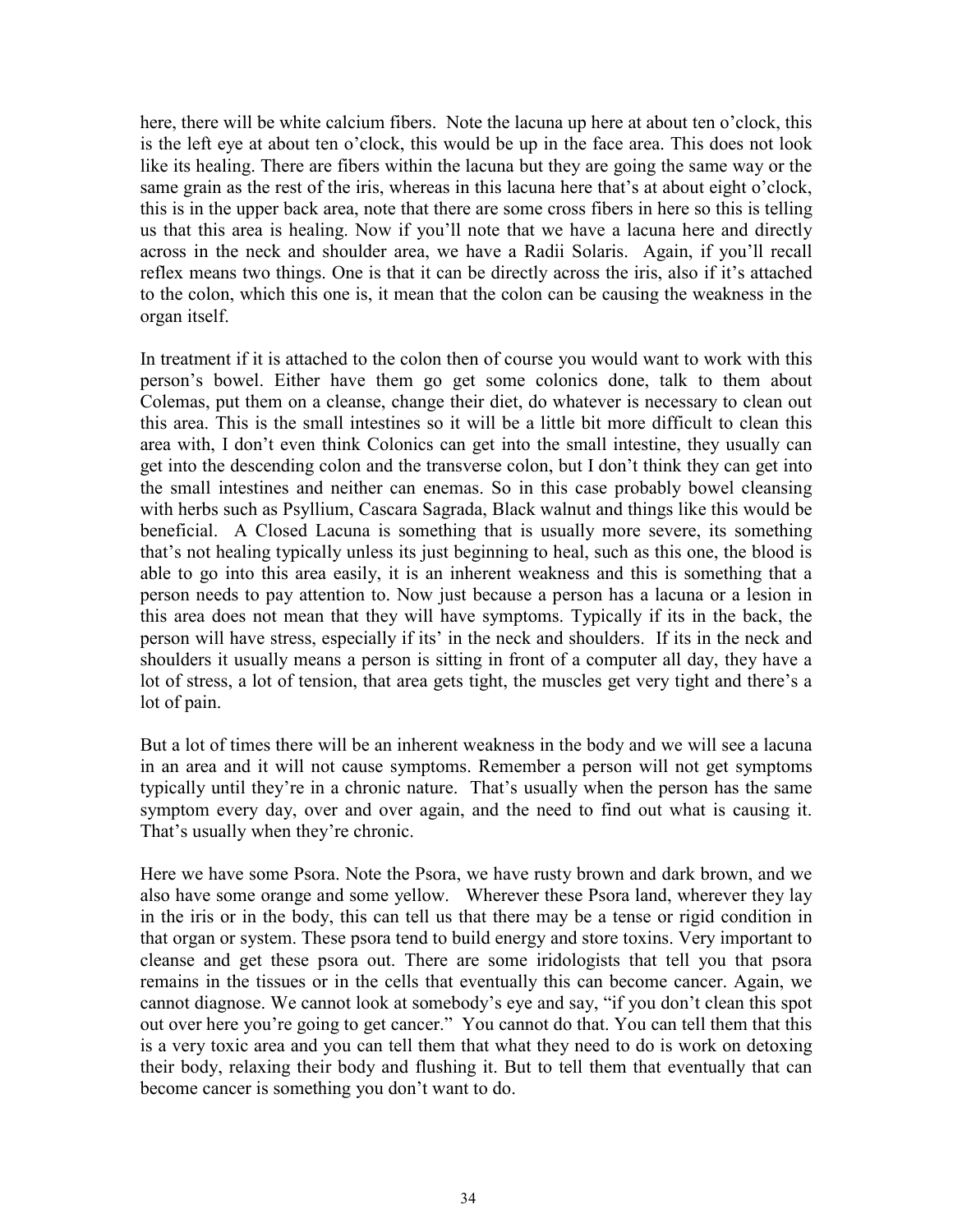here, there will be white calcium fibers. Note the lacuna up here at about ten o'clock, this is the left eye at about ten o'clock, this would be up in the face area. This does not look like its healing. There are fibers within the lacuna but they are going the same way or the same grain as the rest of the iris, whereas in this lacuna here that's at about eight o'clock, this is in the upper back area, note that there are some cross fibers in here so this is telling us that this area is healing. Now if you'll note that we have a lacuna here and directly across in the neck and shoulder area, we have a Radii Solaris. Again, if you'll recall reflex means two things. One is that it can be directly across the iris, also if it's attached to the colon, which this one is, it mean that the colon can be causing the weakness in the organ itself.

In treatment if it is attached to the colon then of course you would want to work with this person's bowel. Either have them go get some colonics done, talk to them about Colemas, put them on a cleanse, change their diet, do whatever is necessary to clean out this area. This is the small intestines so it will be a little bit more difficult to clean this area with, I don't even think Colonics can get into the small intestine, they usually can get into the descending colon and the transverse colon, but I don't think they can get into the small intestines and neither can enemas. So in this case probably bowel cleansing with herbs such as Psyllium, Cascara Sagrada, Black walnut and things like this would be beneficial. A Closed Lacuna is something that is usually more severe, its something that's not healing typically unless its just beginning to heal, such as this one, the blood is able to go into this area easily, it is an inherent weakness and this is something that a person needs to pay attention to. Now just because a person has a lacuna or a lesion in this area does not mean that they will have symptoms. Typically if its in the back, the person will have stress, especially if its' in the neck and shoulders. If its in the neck and shoulders it usually means a person is sitting in front of a computer all day, they have a lot of stress, a lot of tension, that area gets tight, the muscles get very tight and there's a lot of pain.

But a lot of times there will be an inherent weakness in the body and we will see a lacuna in an area and it will not cause symptoms. Remember a person will not get symptoms typically until they're in a chronic nature. That's usually when the person has the same symptom every day, over and over again, and the need to find out what is causing it. That's usually when they're chronic.

Here we have some Psora. Note the Psora, we have rusty brown and dark brown, and we also have some orange and some yellow. Wherever these Psora land, wherever they lay in the iris or in the body, this can tell us that there may be a tense or rigid condition in that organ or system. These psora tend to build energy and store toxins. Very important to cleanse and get these psora out. There are some iridologists that tell you that psora remains in the tissues or in the cells that eventually this can become cancer. Again, we cannot diagnose. We cannot look at somebody's eye and say, "if you don't clean this spot out over here you're going to get cancer." You cannot do that. You can tell them that this is a very toxic area and you can tell them that what they need to do is work on detoxing their body, relaxing their body and flushing it. But to tell them that eventually that can become cancer is something you don't want to do.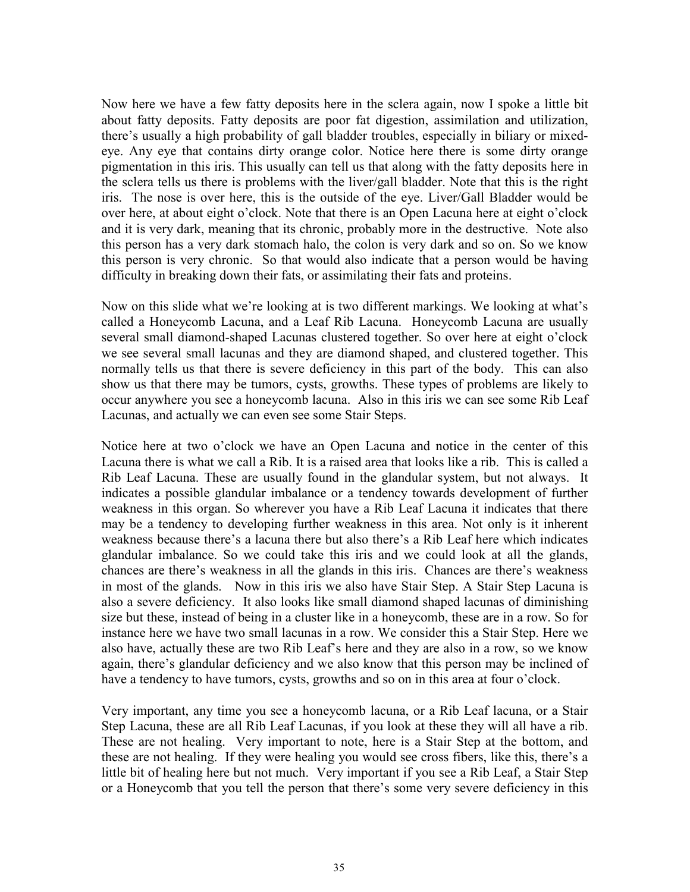Now here we have a few fatty deposits here in the sclera again, now I spoke a little bit about fatty deposits. Fatty deposits are poor fat digestion, assimilation and utilization, there's usually a high probability of gall bladder troubles, especially in biliary or mixed-eye. Any eye that contains dirty orange color. Notice here there is some dirty orange pigmentation in this iris. This usually can tell us that along with the fatty deposits here in the sclera tells us there is problems with the liver/gall bladder. Note that this is the right iris. The nose is over here, this is the outside of the eye. Liver/Gall Bladder would be over here, at about eight o'clock. Note that there is an Open Lacuna here at eight o'clock and it is very dark, meaning that its chronic, probably more in the destructive. Note also this person has a very dark stomach halo, the colon is very dark and so on. So we know this person is very chronic. So that would also indicate that a person would be having difficulty in breaking down their fats, or assimilating their fats and proteins.

Now on this slide what we're looking at is two different markings. We looking at what's called a Honeycomb Lacuna, and a Leaf Rib Lacuna. Honeycomb Lacuna are usually several small diamond-shaped Lacunas clustered together. So over here at eight o'clock we see several small lacunas and they are diamond shaped, and clustered together. This normally tells us that there is severe deficiency in this part of the body. This can also show us that there may be tumors, cysts, growths. These types of problems are likely to occur anywhere you see a honeycomb lacuna. Also in this iris we can see some Rib Leaf Lacunas, and actually we can even see some Stair Steps.

Notice here at two o'clock we have an Open Lacuna and notice in the center of this Lacuna there is what we call a Rib. It is a raised area that looks like a rib. This is called a Rib Leaf Lacuna. These are usually found in the glandular system, but not always. It indicates a possible glandular imbalance or a tendency towards development of further weakness in this organ. So wherever you have a Rib Leaf Lacuna it indicates that there may be a tendency to developing further weakness in this area. Not only is it inherent weakness because there's a lacuna there but also there's a Rib Leaf here which indicates glandular imbalance. So we could take this iris and we could look at all the glands, chances are there's weakness in all the glands in this iris. Chances are there's weakness in most of the glands. Now in this iris we also have Stair Step. A Stair Step Lacuna is also a severe deficiency. It also looks like small diamond shaped lacunas of diminishing size but these, instead of being in a cluster like in a honeycomb, these are in a row. So for instance here we have two small lacunas in a row. We consider this a Stair Step. Here we also have, actually these are two Rib Leaf's here and they are also in a row, so we know again, there's glandular deficiency and we also know that this person may be inclined of have a tendency to have tumors, cysts, growths and so on in this area at four o'clock.

Very important, any time you see a honeycomb lacuna, or a Rib Leaf lacuna, or a Stair Step Lacuna, these are all Rib Leaf Lacunas, if you look at these they will all have a rib. These are not healing. Very important to note, here is a Stair Step at the bottom, and these are not healing. If they were healing you would see cross fibers, like this, there's a little bit of healing here but not much. Very important if you see a Rib Leaf, a Stair Step or a Honeycomb that you tell the person that there's some very severe deficiency in this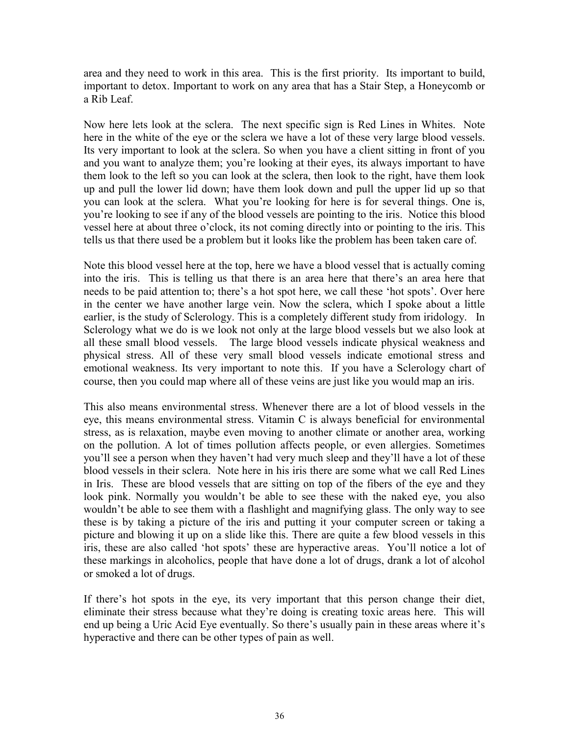area and they need to work in this area. This is the first priority. Its important to build, important to detox. Important to work on any area that has a Stair Step, a Honeycomb or a Rib Leaf.

Now here lets look at the sclera. The next specific sign is Red Lines in Whites. Note here in the white of the eye or the sclera we have a lot of these very large blood vessels. Its very important to look at the sclera. So when you have a client sitting in front of you and you want to analyze them; you're looking at their eyes, its always important to have them look to the left so you can look at the sclera, then look to the right, have them look up and pull the lower lid down; have them look down and pull the upper lid up so that you can look at the sclera. What you're looking for here is for several things. One is, you're looking to see if any of the blood vessels are pointing to the iris. Notice this blood vessel here at about three o'clock, its not coming directly into or pointing to the iris. This tells us that there used be a problem but it looks like the problem has been taken care of.

Note this blood vessel here at the top, here we have a blood vessel that is actually coming into the iris. This is telling us that there is an area here that there's an area here that needs to be paid attention to; there's a hot spot here, we call these 'hot spots'. Over here in the center we have another large vein. Now the sclera, which I spoke about a little earlier, is the study of Sclerology. This is a completely different study from iridology. In Sclerology what we do is we look not only at the large blood vessels but we also look at all these small blood vessels. The large blood vessels indicate physical weakness and physical stress. All of these very small blood vessels indicate emotional stress and emotional weakness. Its very important to note this. If you have a Sclerology chart of course, then you could map where all of these veins are just like you would map an iris.

This also means environmental stress. Whenever there are a lot of blood vessels in the eye, this means environmental stress. Vitamin C is always beneficial for environmental stress, as is relaxation, maybe even moving to another climate or another area, working on the pollution. A lot of times pollution affects people, or even allergies. Sometimes you'll see a person when they haven't had very much sleep and they'll have a lot of these blood vessels in their sclera. Note here in his iris there are some what we call Red Lines in Iris. These are blood vessels that are sitting on top of the fibers of the eye and they look pink. Normally you wouldn't be able to see these with the naked eye, you also wouldn't be able to see them with a flashlight and magnifying glass. The only way to see these is by taking a picture of the iris and putting it your computer screen or taking a picture and blowing it up on a slide like this. There are quite a few blood vessels in this iris, these are also called 'hot spots' these are hyperactive areas. You'll notice a lot of these markings in alcoholics, people that have done a lot of drugs, drank a lot of alcohol or smoked a lot of drugs.

If there's hot spots in the eye, its very important that this person change their diet, eliminate their stress because what they're doing is creating toxic areas here. This will end up being a Uric Acid Eye eventually. So there's usually pain in these areas where it's hyperactive and there can be other types of pain as well.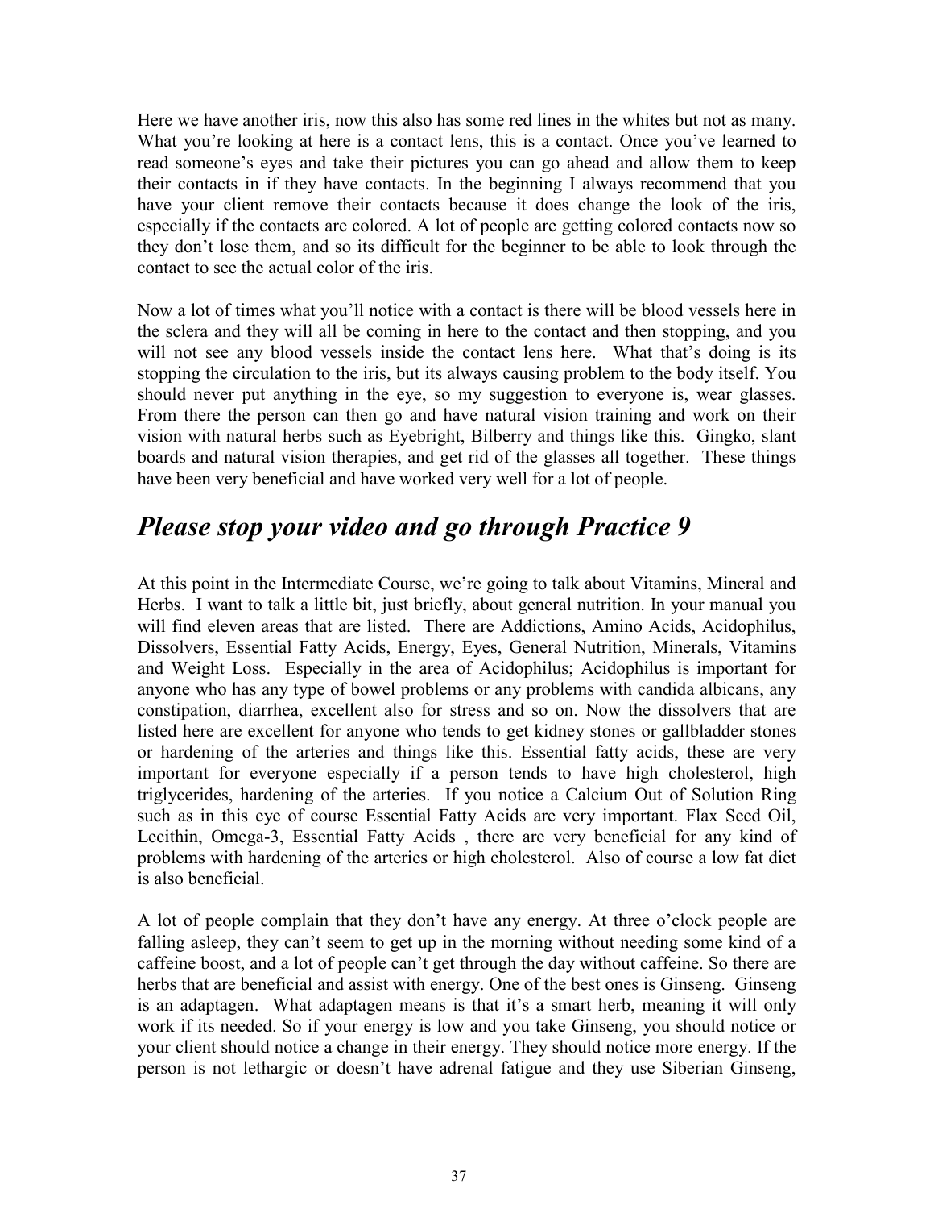Here we have another iris, now this also has some red lines in the whites but not as many. What you're looking at here is a contact lens, this is a contact. Once you've learned to read someone's eyes and take their pictures you can go ahead and allow them to keep their contacts in if they have contacts. In the beginning I always recommend that you have your client remove their contacts because it does change the look of the iris, especially if the contacts are colored. A lot of people are getting colored contacts now so they don't lose them, and so its difficult for the beginner to be able to look through the contact to see the actual color of the iris.

Now a lot of times what you'll notice with a contact is there will be blood vessels here in the sclera and they will all be coming in here to the contact and then stopping, and you will not see any blood vessels inside the contact lens here. What that's doing is its stopping the circulation to the iris, but its always causing problem to the body itself. You should never put anything in the eye, so my suggestion to everyone is, wear glasses. From there the person can then go and have natural vision training and work on their vision with natural herbs such as Eyebright, Bilberry and things like this. Gingko, slant boards and natural vision therapies, and get rid of the glasses all together. These things have been very beneficial and have worked very well for a lot of people.

## *Please stop your video and go through Practice 9*

At this point in the Intermediate Course, we're going to talk about Vitamins, Mineral and Herbs. I want to talk a little bit, just briefly, about general nutrition. In your manual you will find eleven areas that are listed. There are Addictions, Amino Acids, Acidophilus, Dissolvers, Essential Fatty Acids, Energy, Eyes, General Nutrition, Minerals, Vitamins and Weight Loss. Especially in the area of Acidophilus; Acidophilus is important for anyone who has any type of bowel problems or any problems with candida albicans, any constipation, diarrhea, excellent also for stress and so on. Now the dissolvers that are listed here are excellent for anyone who tends to get kidney stones or gallbladder stones or hardening of the arteries and things like this. Essential fatty acids, these are very important for everyone especially if a person tends to have high cholesterol, high triglycerides, hardening of the arteries. If you notice a Calcium Out of Solution Ring such as in this eye of course Essential Fatty Acids are very important. Flax Seed Oil, Lecithin, Omega-3, Essential Fatty Acids , there are very beneficial for any kind of problems with hardening of the arteries or high cholesterol. Also of course a low fat diet is also beneficial.

A lot of people complain that they don't have any energy. At three o'clock people are falling asleep, they can't seem to get up in the morning without needing some kind of a caffeine boost, and a lot of people can't get through the day without caffeine. So there are herbs that are beneficial and assist with energy. One of the best ones is Ginseng. Ginseng is an adaptagen. What adaptagen means is that it's a smart herb, meaning it will only work if its needed. So if your energy is low and you take Ginseng, you should notice or your client should notice a change in their energy. They should notice more energy. If the person is not lethargic or doesn't have adrenal fatigue and they use Siberian Ginseng,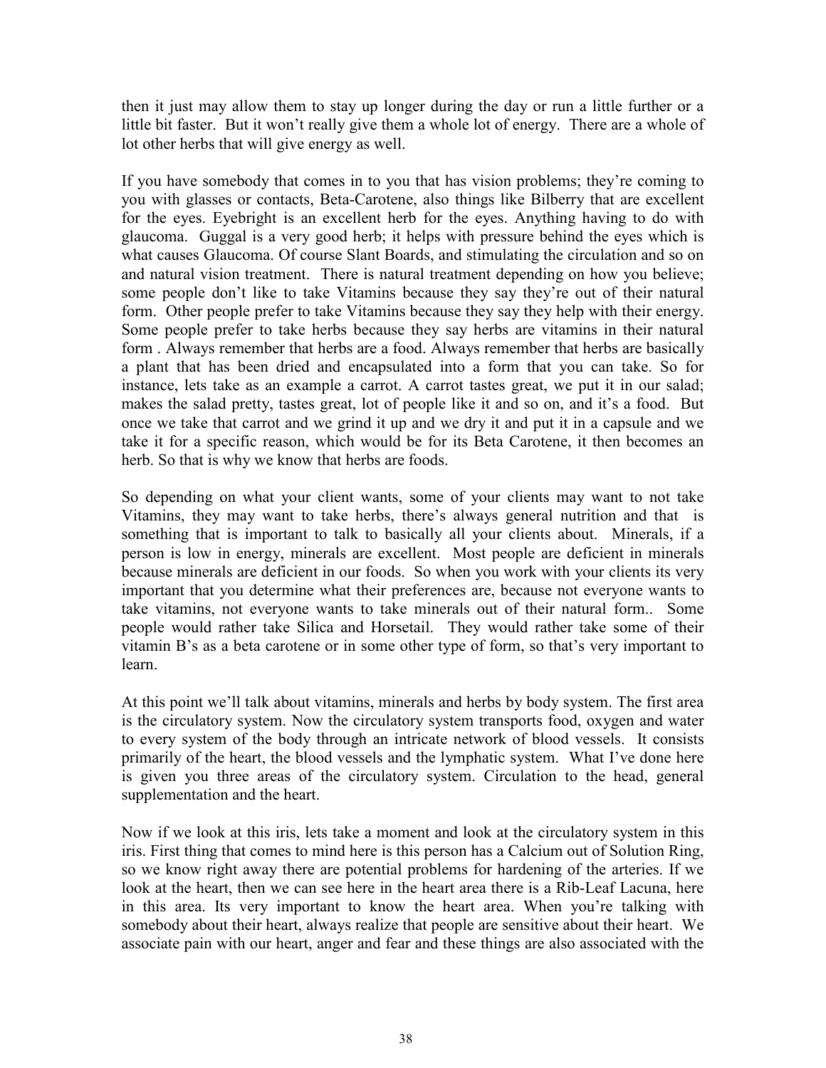then it just may allow them to stay up longer during the day or run a little further or a little bit faster. But it won't really give them a whole lot of energy. There are a whole of lot other herbs that will give energy as well.

If you have somebody that comes in to you that has vision problems; they're coming to you with glasses or contacts, Beta-Carotene, also things like Bilberry that are excellent for the eyes. Eyebright is an excellent herb for the eyes. Anything having to do with glaucoma. Guggal is a very good herb; it helps with pressure behind the eyes which is what causes Glaucoma. Of course Slant Boards, and stimulating the circulation and so on and natural vision treatment. There is natural treatment depending on how you believe; some people don't like to take Vitamins because they say they're out of their natural form. Other people prefer to take Vitamins because they say they help with their energy. Some people prefer to take herbs because they say herbs are vitamins in their natural form . Always remember that herbs are a food. Always remember that herbs are basically a plant that has been dried and encapsulated into a form that you can take. So for instance, lets take as an example a carrot. A carrot tastes great, we put it in our salad; makes the salad pretty, tastes great, lot of people like it and so on, and it's a food. But once we take that carrot and we grind it up and we dry it and put it in a capsule and we take it for a specific reason, which would be for its Beta Carotene, it then becomes an herb. So that is why we know that herbs are foods.

So depending on what your client wants, some of your clients may want to not take Vitamins, they may want to take herbs, there's always general nutrition and that is something that is important to talk to basically all your clients about. Minerals, if a person is low in energy, minerals are excellent. Most people are deficient in minerals because minerals are deficient in our foods. So when you work with your clients its very important that you determine what their preferences are, because not everyone wants to take vitamins, not everyone wants to take minerals out of their natural form.. Some people would rather take Silica and Horsetail. They would rather take some of their vitamin B's as a beta carotene or in some other type of form, so that's very important to learn.

At this point we'll talk about vitamins, minerals and herbs by body system. The first area is the circulatory system. Now the circulatory system transports food, oxygen and water to every system of the body through an intricate network of blood vessels. It consists primarily of the heart, the blood vessels and the lymphatic system. What I've done here is given you three areas of the circulatory system. Circulation to the head, general supplementation and the heart.

Now if we look at this iris, lets take a moment and look at the circulatory system in this iris. First thing that comes to mind here is this person has a Calcium out of Solution Ring, so we know right away there are potential problems for hardening of the arteries. If we look at the heart, then we can see here in the heart area there is a Rib-Leaf Lacuna, here in this area. Its very important to know the heart area. When you're talking with somebody about their heart, always realize that people are sensitive about their heart. We associate pain with our heart, anger and fear and these things are also associated with the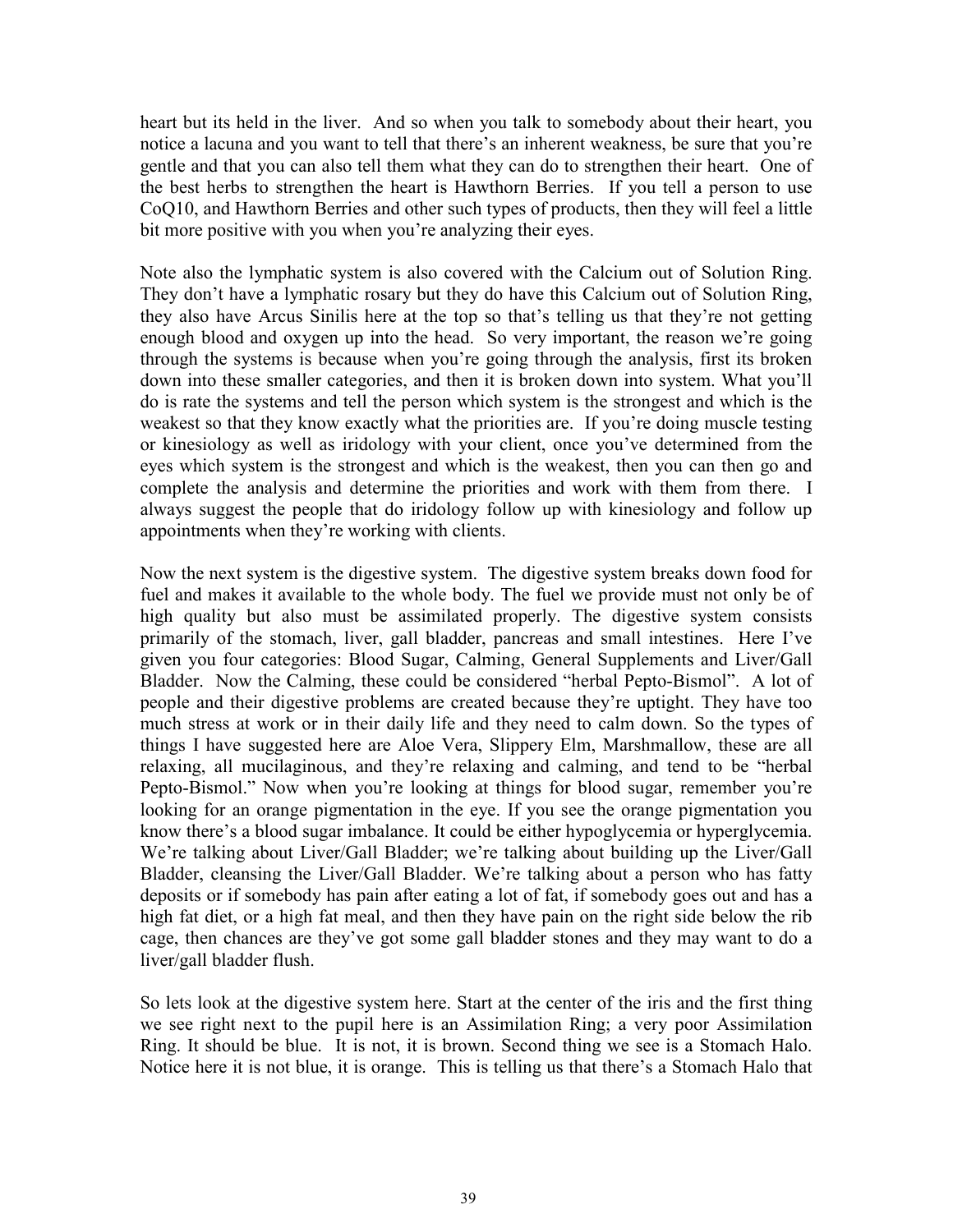heart but its held in the liver. And so when you talk to somebody about their heart, you notice a lacuna and you want to tell that there's an inherent weakness, be sure that you're gentle and that you can also tell them what they can do to strengthen their heart. One of the best herbs to strengthen the heart is Hawthorn Berries. If you tell a person to use CoQ10, and Hawthorn Berries and other such types of products, then they will feel a little bit more positive with you when you're analyzing their eyes.

Note also the lymphatic system is also covered with the Calcium out of Solution Ring. They don't have a lymphatic rosary but they do have this Calcium out of Solution Ring, they also have Arcus Sinilis here at the top so that's telling us that they're not getting enough blood and oxygen up into the head. So very important, the reason we're going through the systems is because when you're going through the analysis, first its broken down into these smaller categories, and then it is broken down into system. What you'll do is rate the systems and tell the person which system is the strongest and which is the weakest so that they know exactly what the priorities are. If you're doing muscle testing or kinesiology as well as iridology with your client, once you've determined from the eyes which system is the strongest and which is the weakest, then you can then go and complete the analysis and determine the priorities and work with them from there. I always suggest the people that do iridology follow up with kinesiology and follow up appointments when they're working with clients.

Now the next system is the digestive system. The digestive system breaks down food for fuel and makes it available to the whole body. The fuel we provide must not only be of high quality but also must be assimilated properly. The digestive system consists primarily of the stomach, liver, gall bladder, pancreas and small intestines. Here I've given you four categories: Blood Sugar, Calming, General Supplements and Liver/Gall Bladder. Now the Calming, these could be considered "herbal Pepto-Bismol". A lot of people and their digestive problems are created because they're uptight. They have too much stress at work or in their daily life and they need to calm down. So the types of things I have suggested here are Aloe Vera, Slippery Elm, Marshmallow, these are all relaxing, all mucilaginous, and they're relaxing and calming, and tend to be "herbal Pepto-Bismol." Now when you're looking at things for blood sugar, remember you're looking for an orange pigmentation in the eye. If you see the orange pigmentation you know there's a blood sugar imbalance. It could be either hypoglycemia or hyperglycemia. We're talking about Liver/Gall Bladder; we're talking about building up the Liver/Gall Bladder, cleansing the Liver/Gall Bladder. We're talking about a person who has fatty deposits or if somebody has pain after eating a lot of fat, if somebody goes out and has a high fat diet, or a high fat meal, and then they have pain on the right side below the rib cage, then chances are they've got some gall bladder stones and they may want to do a liver/gall bladder flush.

So lets look at the digestive system here. Start at the center of the iris and the first thing we see right next to the pupil here is an Assimilation Ring; a very poor Assimilation Ring. It should be blue. It is not, it is brown. Second thing we see is a Stomach Halo. Notice here it is not blue, it is orange. This is telling us that there's a Stomach Halo that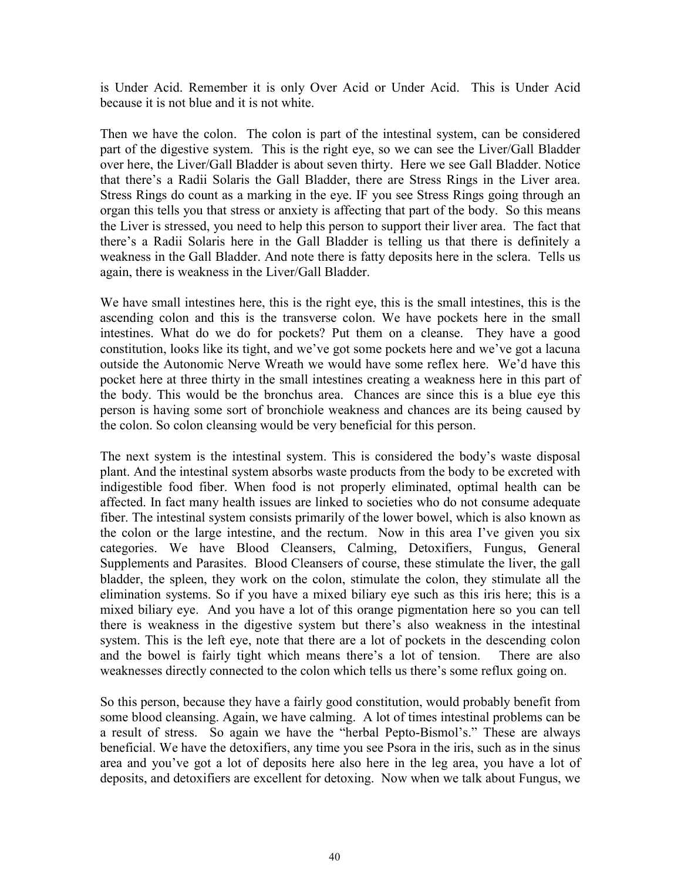is Under Acid. Remember it is only Over Acid or Under Acid. This is Under Acid because it is not blue and it is not white.

Then we have the colon. The colon is part of the intestinal system, can be considered part of the digestive system. This is the right eye, so we can see the Liver/Gall Bladder over here, the Liver/Gall Bladder is about seven thirty. Here we see Gall Bladder. Notice that there's a Radii Solaris the Gall Bladder, there are Stress Rings in the Liver area. Stress Rings do count as a marking in the eye. IF you see Stress Rings going through an organ this tells you that stress or anxiety is affecting that part of the body. So this means the Liver is stressed, you need to help this person to support their liver area. The fact that there's a Radii Solaris here in the Gall Bladder is telling us that there is definitely a weakness in the Gall Bladder. And note there is fatty deposits here in the sclera. Tells us again, there is weakness in the Liver/Gall Bladder.

We have small intestines here, this is the right eye, this is the small intestines, this is the ascending colon and this is the transverse colon. We have pockets here in the small intestines. What do we do for pockets? Put them on a cleanse. They have a good constitution, looks like its tight, and we've got some pockets here and we've got a lacuna outside the Autonomic Nerve Wreath we would have some reflex here. We'd have this pocket here at three thirty in the small intestines creating a weakness here in this part of the body. This would be the bronchus area. Chances are since this is a blue eye this person is having some sort of bronchiole weakness and chances are its being caused by the colon. So colon cleansing would be very beneficial for this person.

The next system is the intestinal system. This is considered the body's waste disposal plant. And the intestinal system absorbs waste products from the body to be excreted with indigestible food fiber. When food is not properly eliminated, optimal health can be affected. In fact many health issues are linked to societies who do not consume adequate fiber. The intestinal system consists primarily of the lower bowel, which is also known as the colon or the large intestine, and the rectum. Now in this area I've given you six categories. We have Blood Cleansers, Calming, Detoxifiers, Fungus, General Supplements and Parasites. Blood Cleansers of course, these stimulate the liver, the gall bladder, the spleen, they work on the colon, stimulate the colon, they stimulate all the elimination systems. So if you have a mixed biliary eye such as this iris here; this is a mixed biliary eye. And you have a lot of this orange pigmentation here so you can tell there is weakness in the digestive system but there's also weakness in the intestinal system. This is the left eye, note that there are a lot of pockets in the descending colon and the bowel is fairly tight which means there's a lot of tension. There are also weaknesses directly connected to the colon which tells us there's some reflux going on.

So this person, because they have a fairly good constitution, would probably benefit from some blood cleansing. Again, we have calming. A lot of times intestinal problems can be a result of stress. So again we have the "herbal Pepto-Bismol's." These are always beneficial. We have the detoxifiers, any time you see Psora in the iris, such as in the sinus area and you've got a lot of deposits here also here in the leg area, you have a lot of deposits, and detoxifiers are excellent for detoxing. Now when we talk about Fungus, we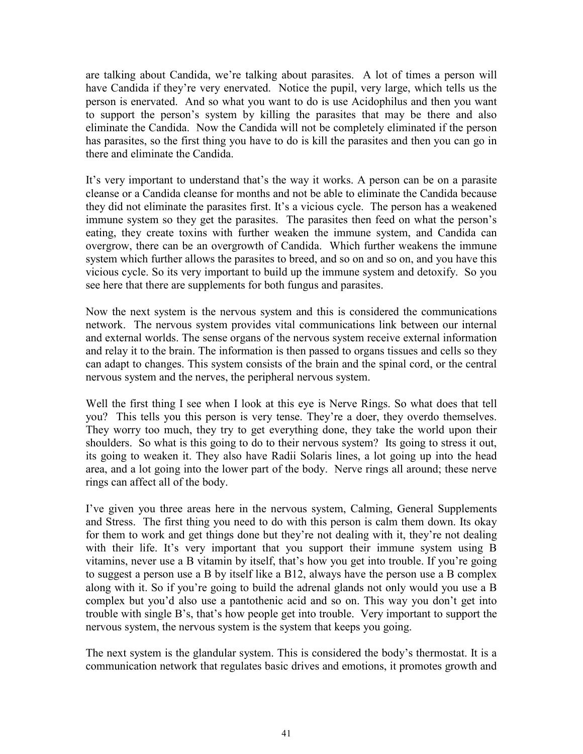are talking about Candida, we're talking about parasites. A lot of times a person will have Candida if they're very enervated. Notice the pupil, very large, which tells us the person is enervated. And so what you want to do is use Acidophilus and then you want to support the person's system by killing the parasites that may be there and also eliminate the Candida. Now the Candida will not be completely eliminated if the person has parasites, so the first thing you have to do is kill the parasites and then you can go in there and eliminate the Candida.

It's very important to understand that's the way it works. A person can be on a parasite cleanse or a Candida cleanse for months and not be able to eliminate the Candida because they did not eliminate the parasites first. It's a vicious cycle. The person has a weakened immune system so they get the parasites. The parasites then feed on what the person's eating, they create toxins with further weaken the immune system, and Candida can overgrow, there can be an overgrowth of Candida. Which further weakens the immune system which further allows the parasites to breed, and so on and so on, and you have this vicious cycle. So its very important to build up the immune system and detoxify. So you see here that there are supplements for both fungus and parasites.

Now the next system is the nervous system and this is considered the communications network. The nervous system provides vital communications link between our internal and external worlds. The sense organs of the nervous system receive external information and relay it to the brain. The information is then passed to organs tissues and cells so they can adapt to changes. This system consists of the brain and the spinal cord, or the central nervous system and the nerves, the peripheral nervous system.

Well the first thing I see when I look at this eye is Nerve Rings. So what does that tell you? This tells you this person is very tense. They're a doer, they overdo themselves. They worry too much, they try to get everything done, they take the world upon their shoulders. So what is this going to do to their nervous system? Its going to stress it out, its going to weaken it. They also have Radii Solaris lines, a lot going up into the head area, and a lot going into the lower part of the body. Nerve rings all around; these nerve rings can affect all of the body.

I've given you three areas here in the nervous system, Calming, General Supplements and Stress. The first thing you need to do with this person is calm them down. Its okay for them to work and get things done but they're not dealing with it, they're not dealing with their life. It's very important that you support their immune system using B vitamins, never use a B vitamin by itself, that's how you get into trouble. If you're going to suggest a person use a B by itself like a B12, always have the person use a B complex along with it. So if you're going to build the adrenal glands not only would you use a B complex but you'd also use a pantothenic acid and so on. This way you don't get into trouble with single B's, that's how people get into trouble. Very important to support the nervous system, the nervous system is the system that keeps you going.

The next system is the glandular system. This is considered the body's thermostat. It is a communication network that regulates basic drives and emotions, it promotes growth and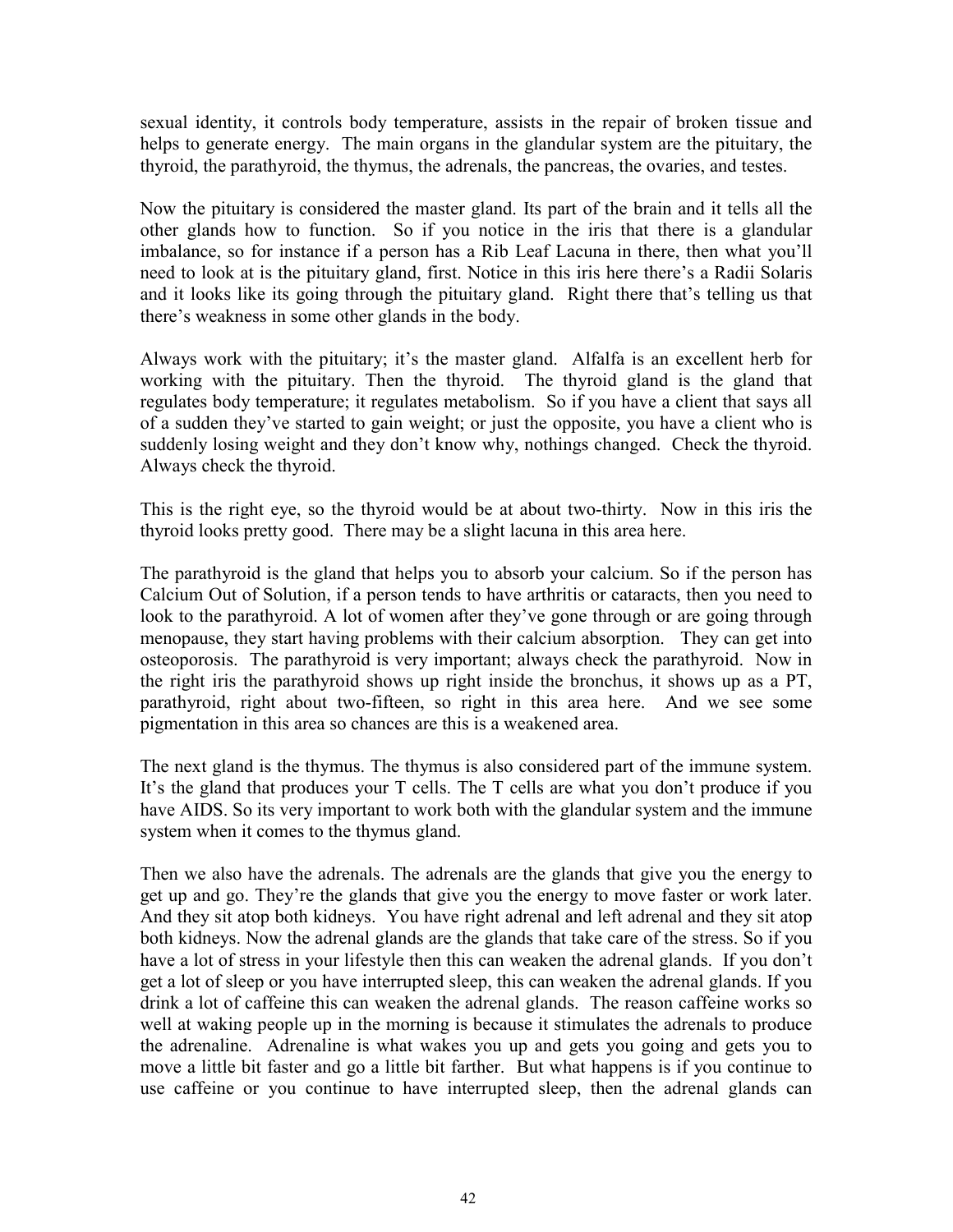sexual identity, it controls body temperature, assists in the repair of broken tissue and helps to generate energy. The main organs in the glandular system are the pituitary, the thyroid, the parathyroid, the thymus, the adrenals, the pancreas, the ovaries, and testes.

Now the pituitary is considered the master gland. Its part of the brain and it tells all the other glands how to function. So if you notice in the iris that there is a glandular imbalance, so for instance if a person has a Rib Leaf Lacuna in there, then what you'll need to look at is the pituitary gland, first. Notice in this iris here there's a Radii Solaris and it looks like its going through the pituitary gland. Right there that's telling us that there's weakness in some other glands in the body.

Always work with the pituitary; it's the master gland. Alfalfa is an excellent herb for working with the pituitary. Then the thyroid. The thyroid gland is the gland that regulates body temperature; it regulates metabolism. So if you have a client that says all of a sudden they've started to gain weight; or just the opposite, you have a client who is suddenly losing weight and they don't know why, nothings changed. Check the thyroid. Always check the thyroid.

This is the right eye, so the thyroid would be at about two-thirty. Now in this iris the thyroid looks pretty good. There may be a slight lacuna in this area here.

The parathyroid is the gland that helps you to absorb your calcium. So if the person has Calcium Out of Solution, if a person tends to have arthritis or cataracts, then you need to look to the parathyroid. A lot of women after they've gone through or are going through menopause, they start having problems with their calcium absorption. They can get into osteoporosis. The parathyroid is very important; always check the parathyroid. Now in the right iris the parathyroid shows up right inside the bronchus, it shows up as a PT, parathyroid, right about two-fifteen, so right in this area here. And we see some pigmentation in this area so chances are this is a weakened area.

The next gland is the thymus. The thymus is also considered part of the immune system. It's the gland that produces your T cells. The T cells are what you don't produce if you have AIDS. So its very important to work both with the glandular system and the immune system when it comes to the thymus gland.

Then we also have the adrenals. The adrenals are the glands that give you the energy to get up and go. They're the glands that give you the energy to move faster or work later. And they sit atop both kidneys. You have right adrenal and left adrenal and they sit atop both kidneys. Now the adrenal glands are the glands that take care of the stress. So if you have a lot of stress in your lifestyle then this can weaken the adrenal glands. If you don't get a lot of sleep or you have interrupted sleep, this can weaken the adrenal glands. If you drink a lot of caffeine this can weaken the adrenal glands. The reason caffeine works so well at waking people up in the morning is because it stimulates the adrenals to produce the adrenaline. Adrenaline is what wakes you up and gets you going and gets you to move a little bit faster and go a little bit farther. But what happens is if you continue to use caffeine or you continue to have interrupted sleep, then the adrenal glands can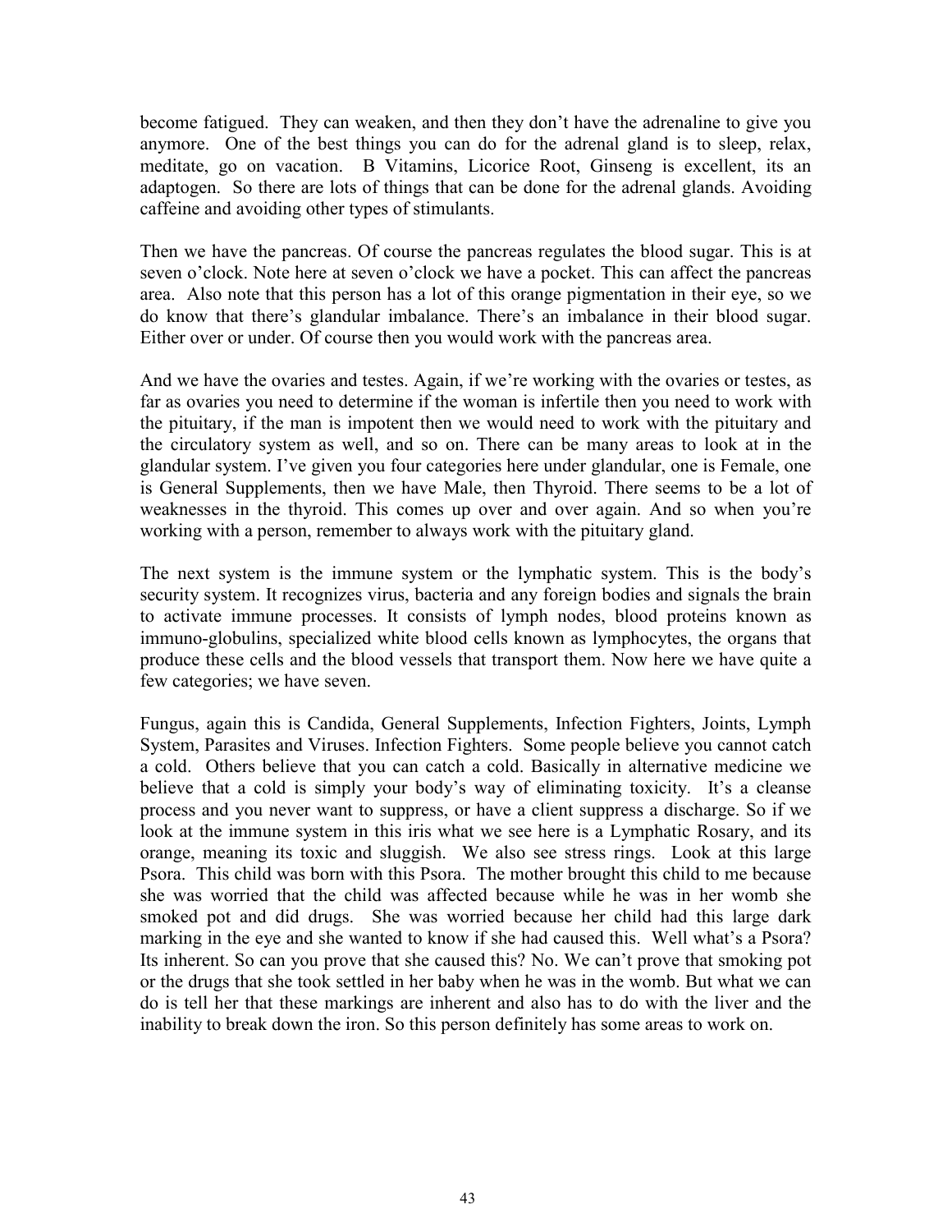become fatigued. They can weaken, and then they don't have the adrenaline to give you anymore. One of the best things you can do for the adrenal gland is to sleep, relax, meditate, go on vacation. B Vitamins, Licorice Root, Ginseng is excellent, its an adaptogen. So there are lots of things that can be done for the adrenal glands. Avoiding caffeine and avoiding other types of stimulants.

Then we have the pancreas. Of course the pancreas regulates the blood sugar. This is at seven o'clock. Note here at seven o'clock we have a pocket. This can affect the pancreas area. Also note that this person has a lot of this orange pigmentation in their eye, so we do know that there's glandular imbalance. There's an imbalance in their blood sugar. Either over or under. Of course then you would work with the pancreas area.

And we have the ovaries and testes. Again, if we're working with the ovaries or testes, as far as ovaries you need to determine if the woman is infertile then you need to work with the pituitary, if the man is impotent then we would need to work with the pituitary and the circulatory system as well, and so on. There can be many areas to look at in the glandular system. I've given you four categories here under glandular, one is Female, one is General Supplements, then we have Male, then Thyroid. There seems to be a lot of weaknesses in the thyroid. This comes up over and over again. And so when you're working with a person, remember to always work with the pituitary gland.

The next system is the immune system or the lymphatic system. This is the body's security system. It recognizes virus, bacteria and any foreign bodies and signals the brain to activate immune processes. It consists of lymph nodes, blood proteins known as immuno-globulins, specialized white blood cells known as lymphocytes, the organs that produce these cells and the blood vessels that transport them. Now here we have quite a few categories; we have seven.

Fungus, again this is Candida, General Supplements, Infection Fighters, Joints, Lymph System, Parasites and Viruses. Infection Fighters. Some people believe you cannot catch a cold. Others believe that you can catch a cold. Basically in alternative medicine we believe that a cold is simply your body's way of eliminating toxicity. It's a cleanse process and you never want to suppress, or have a client suppress a discharge. So if we look at the immune system in this iris what we see here is a Lymphatic Rosary, and its orange, meaning its toxic and sluggish. We also see stress rings. Look at this large Psora. This child was born with this Psora. The mother brought this child to me because she was worried that the child was affected because while he was in her womb she smoked pot and did drugs. She was worried because her child had this large dark marking in the eye and she wanted to know if she had caused this. Well what's a Psora? Its inherent. So can you prove that she caused this? No. We can't prove that smoking pot or the drugs that she took settled in her baby when he was in the womb. But what we can do is tell her that these markings are inherent and also has to do with the liver and the inability to break down the iron. So this person definitely has some areas to work on.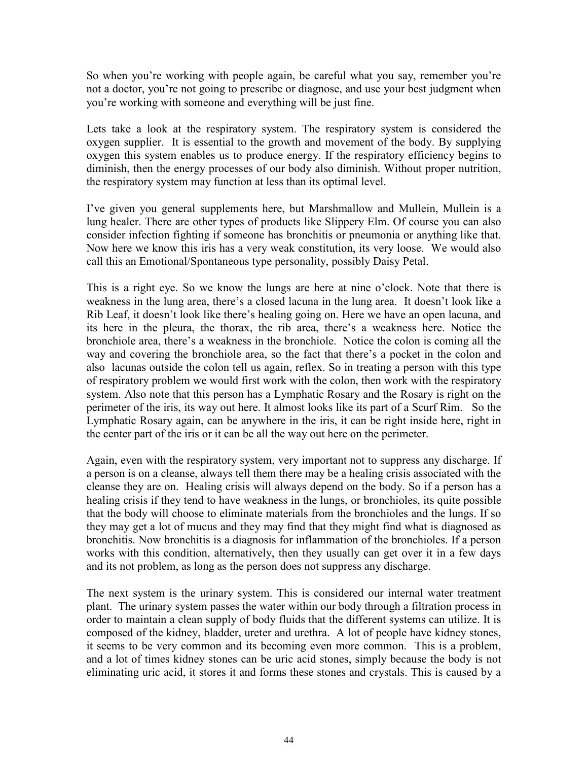So when you're working with people again, be careful what you say, remember you're not a doctor, you're not going to prescribe or diagnose, and use your best judgment when you're working with someone and everything will be just fine.

Lets take a look at the respiratory system. The respiratory system is considered the oxygen supplier. It is essential to the growth and movement of the body. By supplying oxygen this system enables us to produce energy. If the respiratory efficiency begins to diminish, then the energy processes of our body also diminish. Without proper nutrition, the respiratory system may function at less than its optimal level.

I've given you general supplements here, but Marshmallow and Mullein, Mullein is a lung healer. There are other types of products like Slippery Elm. Of course you can also consider infection fighting if someone has bronchitis or pneumonia or anything like that. Now here we know this iris has a very weak constitution, its very loose. We would also call this an Emotional/Spontaneous type personality, possibly Daisy Petal.

This is a right eye. So we know the lungs are here at nine o'clock. Note that there is weakness in the lung area, there's a closed lacuna in the lung area. It doesn't look like a Rib Leaf, it doesn't look like there's healing going on. Here we have an open lacuna, and its here in the pleura, the thorax, the rib area, there's a weakness here. Notice the bronchiole area, there's a weakness in the bronchiole. Notice the colon is coming all the way and covering the bronchiole area, so the fact that there's a pocket in the colon and also lacunas outside the colon tell us again, reflex. So in treating a person with this type of respiratory problem we would first work with the colon, then work with the respiratory system. Also note that this person has a Lymphatic Rosary and the Rosary is right on the perimeter of the iris, its way out here. It almost looks like its part of a Scurf Rim. So the Lymphatic Rosary again, can be anywhere in the iris, it can be right inside here, right in the center part of the iris or it can be all the way out here on the perimeter.

Again, even with the respiratory system, very important not to suppress any discharge. If a person is on a cleanse, always tell them there may be a healing crisis associated with the cleanse they are on. Healing crisis will always depend on the body. So if a person has a healing crisis if they tend to have weakness in the lungs, or bronchioles, its quite possible that the body will choose to eliminate materials from the bronchioles and the lungs. If so they may get a lot of mucus and they may find that they might find what is diagnosed as bronchitis. Now bronchitis is a diagnosis for inflammation of the bronchioles. If a person works with this condition, alternatively, then they usually can get over it in a few days and its not problem, as long as the person does not suppress any discharge.

The next system is the urinary system. This is considered our internal water treatment plant. The urinary system passes the water within our body through a filtration process in order to maintain a clean supply of body fluids that the different systems can utilize. It is composed of the kidney, bladder, ureter and urethra. A lot of people have kidney stones, it seems to be very common and its becoming even more common. This is a problem, and a lot of times kidney stones can be uric acid stones, simply because the body is not eliminating uric acid, it stores it and forms these stones and crystals. This is caused by a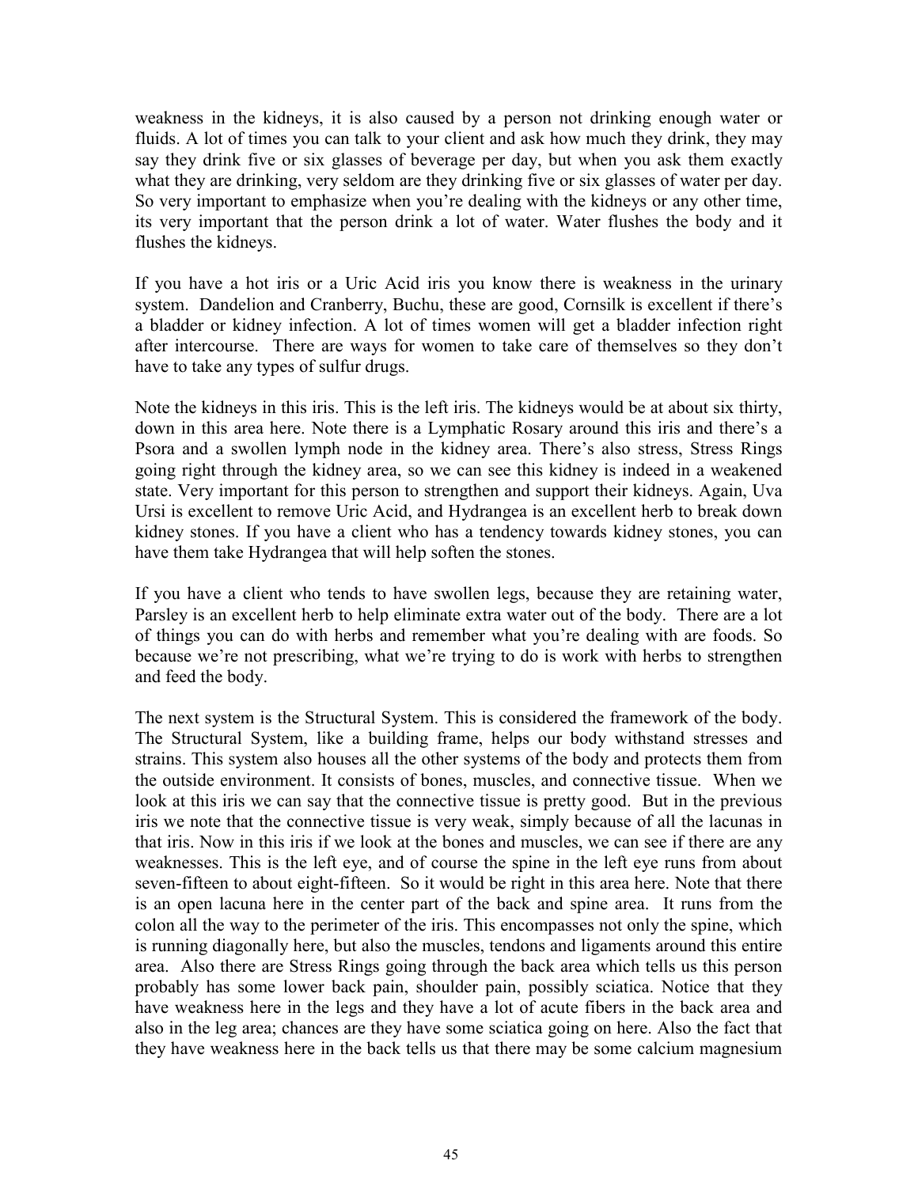weakness in the kidneys, it is also caused by a person not drinking enough water or fluids. A lot of times you can talk to your client and ask how much they drink, they may say they drink five or six glasses of beverage per day, but when you ask them exactly what they are drinking, very seldom are they drinking five or six glasses of water per day. So very important to emphasize when you're dealing with the kidneys or any other time, its very important that the person drink a lot of water. Water flushes the body and it flushes the kidneys.

If you have a hot iris or a Uric Acid iris you know there is weakness in the urinary system. Dandelion and Cranberry, Buchu, these are good, Cornsilk is excellent if there's a bladder or kidney infection. A lot of times women will get a bladder infection right after intercourse. There are ways for women to take care of themselves so they don't have to take any types of sulfur drugs.

Note the kidneys in this iris. This is the left iris. The kidneys would be at about six thirty, down in this area here. Note there is a Lymphatic Rosary around this iris and there's a Psora and a swollen lymph node in the kidney area. There's also stress, Stress Rings going right through the kidney area, so we can see this kidney is indeed in a weakened state. Very important for this person to strengthen and support their kidneys. Again, Uva Ursi is excellent to remove Uric Acid, and Hydrangea is an excellent herb to break down kidney stones. If you have a client who has a tendency towards kidney stones, you can have them take Hydrangea that will help soften the stones.

If you have a client who tends to have swollen legs, because they are retaining water, Parsley is an excellent herb to help eliminate extra water out of the body. There are a lot of things you can do with herbs and remember what you're dealing with are foods. So because we're not prescribing, what we're trying to do is work with herbs to strengthen and feed the body.

The next system is the Structural System. This is considered the framework of the body. The Structural System, like a building frame, helps our body withstand stresses and strains. This system also houses all the other systems of the body and protects them from the outside environment. It consists of bones, muscles, and connective tissue. When we look at this iris we can say that the connective tissue is pretty good. But in the previous iris we note that the connective tissue is very weak, simply because of all the lacunas in that iris. Now in this iris if we look at the bones and muscles, we can see if there are any weaknesses. This is the left eye, and of course the spine in the left eye runs from about seven-fifteen to about eight-fifteen. So it would be right in this area here. Note that there is an open lacuna here in the center part of the back and spine area. It runs from the colon all the way to the perimeter of the iris. This encompasses not only the spine, which is running diagonally here, but also the muscles, tendons and ligaments around this entire area. Also there are Stress Rings going through the back area which tells us this person probably has some lower back pain, shoulder pain, possibly sciatica. Notice that they have weakness here in the legs and they have a lot of acute fibers in the back area and also in the leg area; chances are they have some sciatica going on here. Also the fact that they have weakness here in the back tells us that there may be some calcium magnesium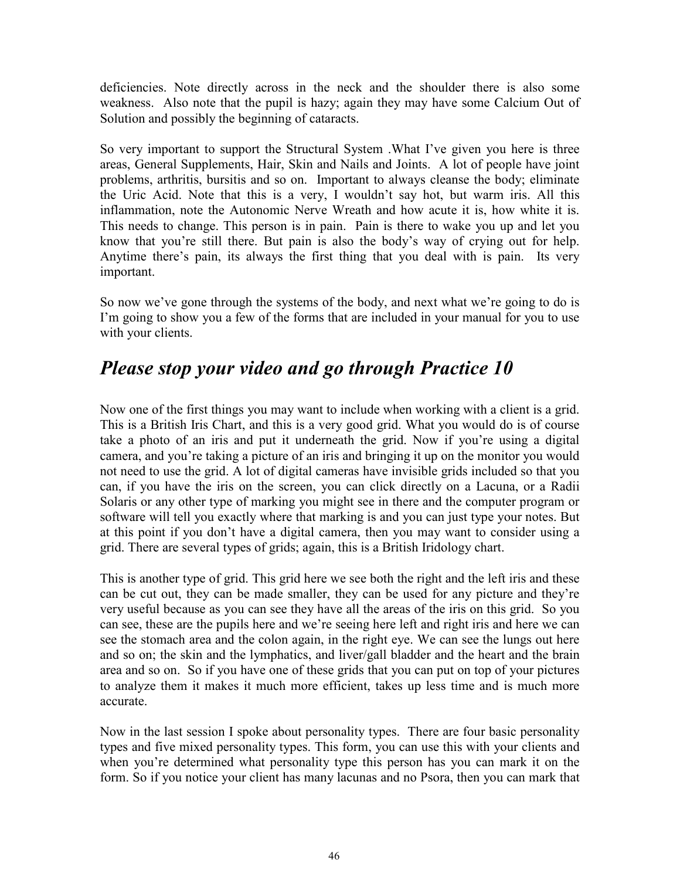deficiencies. Note directly across in the neck and the shoulder there is also some weakness. Also note that the pupil is hazy; again they may have some Calcium Out of Solution and possibly the beginning of cataracts.

So very important to support the Structural System .What I've given you here is three areas, General Supplements, Hair, Skin and Nails and Joints. A lot of people have joint problems, arthritis, bursitis and so on. Important to always cleanse the body; eliminate the Uric Acid. Note that this is a very, I wouldn't say hot, but warm iris. All this inflammation, note the Autonomic Nerve Wreath and how acute it is, how white it is. This needs to change. This person is in pain. Pain is there to wake you up and let you know that you're still there. But pain is also the body's way of crying out for help. Anytime there's pain, its always the first thing that you deal with is pain. Its very important.

So now we've gone through the systems of the body, and next what we're going to do is I'm going to show you a few of the forms that are included in your manual for you to use with your clients.

## *Please stop your video and go through Practice 10*

Now one of the first things you may want to include when working with a client is a grid. This is a British Iris Chart, and this is a very good grid. What you would do is of course take a photo of an iris and put it underneath the grid. Now if you're using a digital camera, and you're taking a picture of an iris and bringing it up on the monitor you would not need to use the grid. A lot of digital cameras have invisible grids included so that you can, if you have the iris on the screen, you can click directly on a Lacuna, or a Radii Solaris or any other type of marking you might see in there and the computer program or software will tell you exactly where that marking is and you can just type your notes. But at this point if you don't have a digital camera, then you may want to consider using a grid. There are several types of grids; again, this is a British Iridology chart.

This is another type of grid. This grid here we see both the right and the left iris and these can be cut out, they can be made smaller, they can be used for any picture and they're very useful because as you can see they have all the areas of the iris on this grid. So you can see, these are the pupils here and we're seeing here left and right iris and here we can see the stomach area and the colon again, in the right eye. We can see the lungs out here and so on; the skin and the lymphatics, and liver/gall bladder and the heart and the brain area and so on. So if you have one of these grids that you can put on top of your pictures to analyze them it makes it much more efficient, takes up less time and is much more accurate.

Now in the last session I spoke about personality types. There are four basic personality types and five mixed personality types. This form, you can use this with your clients and when you're determined what personality type this person has you can mark it on the form. So if you notice your client has many lacunas and no Psora, then you can mark that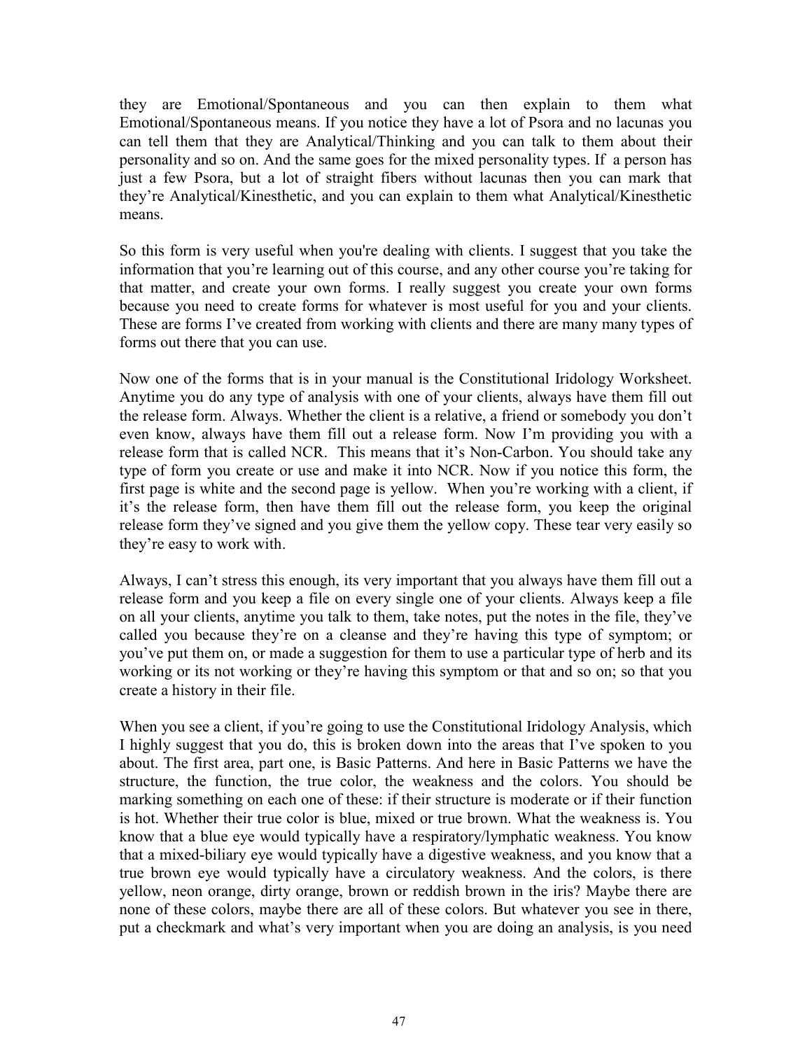they are Emotional/Spontaneous and you can then explain to them what Emotional/Spontaneous means. If you notice they have a lot of Psora and no lacunas you can tell them that they are Analytical/Thinking and you can talk to them about their personality and so on. And the same goes for the mixed personality types. If a person has just a few Psora, but a lot of straight fibers without lacunas then you can mark that they're Analytical/Kinesthetic, and you can explain to them what Analytical/Kinesthetic means.

So this form is very useful when you're dealing with clients. I suggest that you take the information that you're learning out of this course, and any other course you're taking for that matter, and create your own forms. I really suggest you create your own forms because you need to create forms for whatever is most useful for you and your clients. These are forms I've created from working with clients and there are many many types of forms out there that you can use.

Now one of the forms that is in your manual is the Constitutional Iridology Worksheet. Anytime you do any type of analysis with one of your clients, always have them fill out the release form. Always. Whether the client is a relative, a friend or somebody you don't even know, always have them fill out a release form. Now I'm providing you with a release form that is called NCR. This means that it's Non-Carbon. You should take any type of form you create or use and make it into NCR. Now if you notice this form, the first page is white and the second page is yellow. When you're working with a client, if it's the release form, then have them fill out the release form, you keep the original release form they've signed and you give them the yellow copy. These tear very easily so they're easy to work with.

Always, I can't stress this enough, its very important that you always have them fill out a release form and you keep a file on every single one of your clients. Always keep a file on all your clients, anytime you talk to them, take notes, put the notes in the file, they've called you because they're on a cleanse and they're having this type of symptom; or you've put them on, or made a suggestion for them to use a particular type of herb and its working or its not working or they're having this symptom or that and so on; so that you create a history in their file.

When you see a client, if you're going to use the Constitutional Iridology Analysis, which I highly suggest that you do, this is broken down into the areas that I've spoken to you about. The first area, part one, is Basic Patterns. And here in Basic Patterns we have the structure, the function, the true color, the weakness and the colors. You should be marking something on each one of these: if their structure is moderate or if their function is hot. Whether their true color is blue, mixed or true brown. What the weakness is. You know that a blue eye would typically have a respiratory/lymphatic weakness. You know that a mixed-biliary eye would typically have a digestive weakness, and you know that a true brown eye would typically have a circulatory weakness. And the colors, is there yellow, neon orange, dirty orange, brown or reddish brown in the iris? Maybe there are none of these colors, maybe there are all of these colors. But whatever you see in there, put a checkmark and what's very important when you are doing an analysis, is you need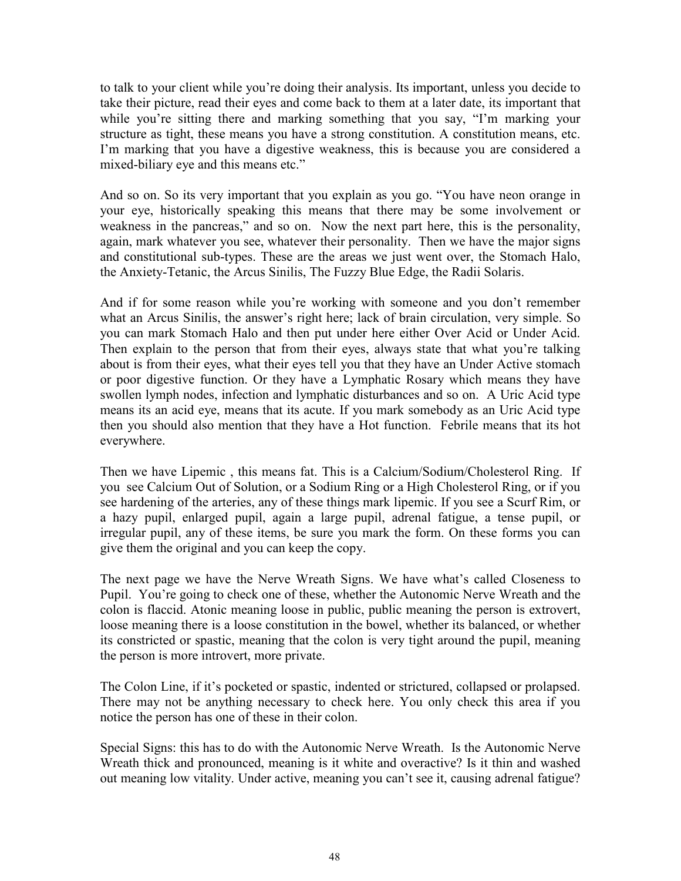to talk to your client while you're doing their analysis. Its important, unless you decide to take their picture, read their eyes and come back to them at a later date, its important that while you're sitting there and marking something that you say, "I'm marking your structure as tight, these means you have a strong constitution. A constitution means, etc. I'm marking that you have a digestive weakness, this is because you are considered a mixed-biliary eye and this means etc."

And so on. So its very important that you explain as you go. "You have neon orange in your eye, historically speaking this means that there may be some involvement or weakness in the pancreas," and so on. Now the next part here, this is the personality, again, mark whatever you see, whatever their personality. Then we have the major signs and constitutional sub-types. These are the areas we just went over, the Stomach Halo, the Anxiety-Tetanic, the Arcus Sinilis, The Fuzzy Blue Edge, the Radii Solaris.

And if for some reason while you're working with someone and you don't remember what an Arcus Sinilis, the answer's right here; lack of brain circulation, very simple. So you can mark Stomach Halo and then put under here either Over Acid or Under Acid. Then explain to the person that from their eyes, always state that what you're talking about is from their eyes, what their eyes tell you that they have an Under Active stomach or poor digestive function. Or they have a Lymphatic Rosary which means they have swollen lymph nodes, infection and lymphatic disturbances and so on. A Uric Acid type means its an acid eye, means that its acute. If you mark somebody as an Uric Acid type then you should also mention that they have a Hot function. Febrile means that its hot everywhere.

Then we have Lipemic , this means fat. This is a Calcium/Sodium/Cholesterol Ring. If you see Calcium Out of Solution, or a Sodium Ring or a High Cholesterol Ring, or if you see hardening of the arteries, any of these things mark lipemic. If you see a Scurf Rim, or a hazy pupil, enlarged pupil, again a large pupil, adrenal fatigue, a tense pupil, or irregular pupil, any of these items, be sure you mark the form. On these forms you can give them the original and you can keep the copy.

The next page we have the Nerve Wreath Signs. We have what's called Closeness to Pupil. You're going to check one of these, whether the Autonomic Nerve Wreath and the colon is flaccid. Atonic meaning loose in public, public meaning the person is extrovert, loose meaning there is a loose constitution in the bowel, whether its balanced, or whether its constricted or spastic, meaning that the colon is very tight around the pupil, meaning the person is more introvert, more private.

The Colon Line, if it's pocketed or spastic, indented or strictured, collapsed or prolapsed. There may not be anything necessary to check here. You only check this area if you notice the person has one of these in their colon.

Special Signs: this has to do with the Autonomic Nerve Wreath. Is the Autonomic Nerve Wreath thick and pronounced, meaning is it white and overactive? Is it thin and washed out meaning low vitality. Under active, meaning you can't see it, causing adrenal fatigue?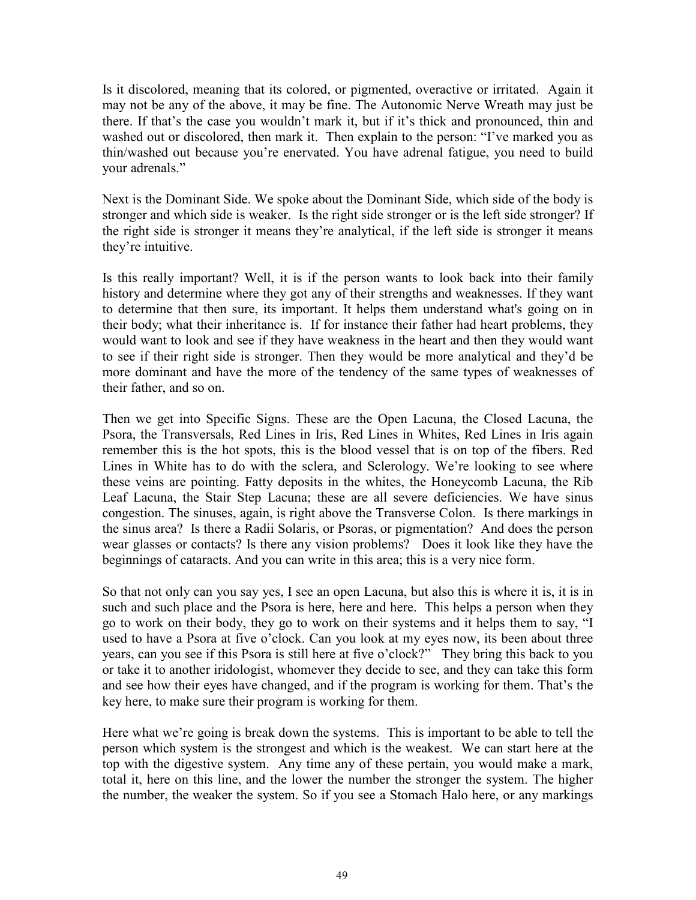Is it discolored, meaning that its colored, or pigmented, overactive or irritated. Again it may not be any of the above, it may be fine. The Autonomic Nerve Wreath may just be there. If that's the case you wouldn't mark it, but if it's thick and pronounced, thin and washed out or discolored, then mark it. Then explain to the person: "I've marked you as thin/washed out because you're enervated. You have adrenal fatigue, you need to build your adrenals."

Next is the Dominant Side. We spoke about the Dominant Side, which side of the body is stronger and which side is weaker. Is the right side stronger or is the left side stronger? If the right side is stronger it means they're analytical, if the left side is stronger it means they're intuitive.

Is this really important? Well, it is if the person wants to look back into their family history and determine where they got any of their strengths and weaknesses. If they want to determine that then sure, its important. It helps them understand what's going on in their body; what their inheritance is. If for instance their father had heart problems, they would want to look and see if they have weakness in the heart and then they would want to see if their right side is stronger. Then they would be more analytical and they'd be more dominant and have the more of the tendency of the same types of weaknesses of their father, and so on.

Then we get into Specific Signs. These are the Open Lacuna, the Closed Lacuna, the Psora, the Transversals, Red Lines in Iris, Red Lines in Whites, Red Lines in Iris again remember this is the hot spots, this is the blood vessel that is on top of the fibers. Red Lines in White has to do with the sclera, and Sclerology. We're looking to see where these veins are pointing. Fatty deposits in the whites, the Honeycomb Lacuna, the Rib Leaf Lacuna, the Stair Step Lacuna; these are all severe deficiencies. We have sinus congestion. The sinuses, again, is right above the Transverse Colon. Is there markings in the sinus area? Is there a Radii Solaris, or Psoras, or pigmentation? And does the person wear glasses or contacts? Is there any vision problems? Does it look like they have the beginnings of cataracts. And you can write in this area; this is a very nice form.

So that not only can you say yes, I see an open Lacuna, but also this is where it is, it is in such and such place and the Psora is here, here and here. This helps a person when they go to work on their body, they go to work on their systems and it helps them to say, "I used to have a Psora at five o'clock. Can you look at my eyes now, its been about three years, can you see if this Psora is still here at five o'clock?" They bring this back to you or take it to another iridologist, whomever they decide to see, and they can take this form and see how their eyes have changed, and if the program is working for them. That's the key here, to make sure their program is working for them.

Here what we're going is break down the systems. This is important to be able to tell the person which system is the strongest and which is the weakest. We can start here at the top with the digestive system. Any time any of these pertain, you would make a mark, total it, here on this line, and the lower the number the stronger the system. The higher the number, the weaker the system. So if you see a Stomach Halo here, or any markings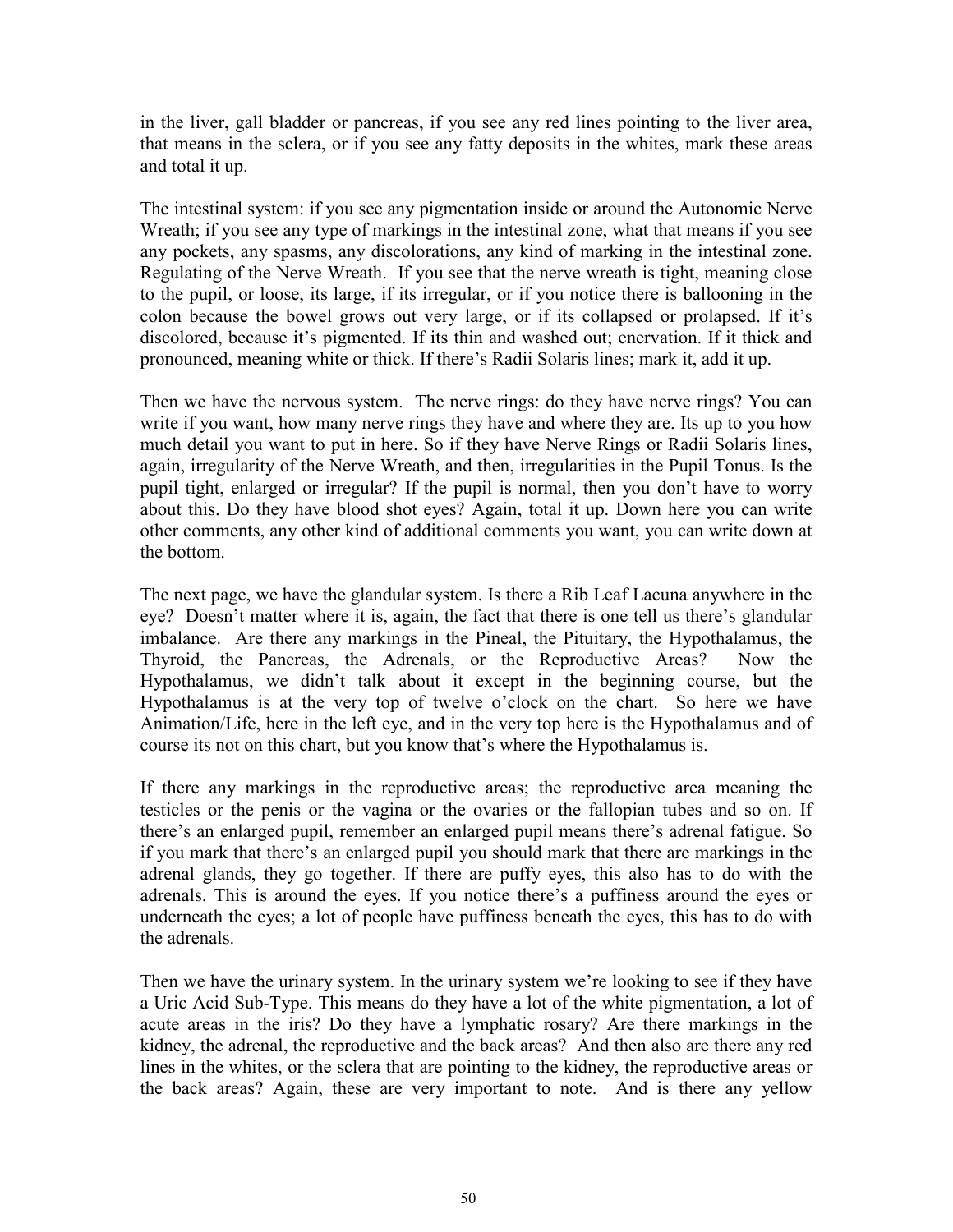in the liver, gall bladder or pancreas, if you see any red lines pointing to the liver area, that means in the sclera, or if you see any fatty deposits in the whites, mark these areas and total it up.

The intestinal system: if you see any pigmentation inside or around the Autonomic Nerve Wreath; if you see any type of markings in the intestinal zone, what that means if you see any pockets, any spasms, any discolorations, any kind of marking in the intestinal zone. Regulating of the Nerve Wreath. If you see that the nerve wreath is tight, meaning close to the pupil, or loose, its large, if its irregular, or if you notice there is ballooning in the colon because the bowel grows out very large, or if its collapsed or prolapsed. If it's discolored, because it's pigmented. If its thin and washed out; enervation. If it thick and pronounced, meaning white or thick. If there's Radii Solaris lines; mark it, add it up.

Then we have the nervous system. The nerve rings: do they have nerve rings? You can write if you want, how many nerve rings they have and where they are. Its up to you how much detail you want to put in here. So if they have Nerve Rings or Radii Solaris lines, again, irregularity of the Nerve Wreath, and then, irregularities in the Pupil Tonus. Is the pupil tight, enlarged or irregular? If the pupil is normal, then you don't have to worry about this. Do they have blood shot eyes? Again, total it up. Down here you can write other comments, any other kind of additional comments you want, you can write down at the bottom.

The next page, we have the glandular system. Is there a Rib Leaf Lacuna anywhere in the eye? Doesn't matter where it is, again, the fact that there is one tell us there's glandular imbalance. Are there any markings in the Pineal, the Pituitary, the Hypothalamus, the Thyroid, the Pancreas, the Adrenals, or the Reproductive Areas? Now the Hypothalamus, we didn't talk about it except in the beginning course, but the Hypothalamus is at the very top of twelve o'clock on the chart. So here we have Animation/Life, here in the left eye, and in the very top here is the Hypothalamus and of course its not on this chart, but you know that's where the Hypothalamus is.

If there any markings in the reproductive areas; the reproductive area meaning the testicles or the penis or the vagina or the ovaries or the fallopian tubes and so on. If there's an enlarged pupil, remember an enlarged pupil means there's adrenal fatigue. So if you mark that there's an enlarged pupil you should mark that there are markings in the adrenal glands, they go together. If there are puffy eyes, this also has to do with the adrenals. This is around the eyes. If you notice there's a puffiness around the eyes or underneath the eyes; a lot of people have puffiness beneath the eyes, this has to do with the adrenals.

Then we have the urinary system. In the urinary system we're looking to see if they have a Uric Acid Sub-Type. This means do they have a lot of the white pigmentation, a lot of acute areas in the iris? Do they have a lymphatic rosary? Are there markings in the kidney, the adrenal, the reproductive and the back areas? And then also are there any red lines in the whites, or the sclera that are pointing to the kidney, the reproductive areas or the back areas? Again, these are very important to note. And is there any yellow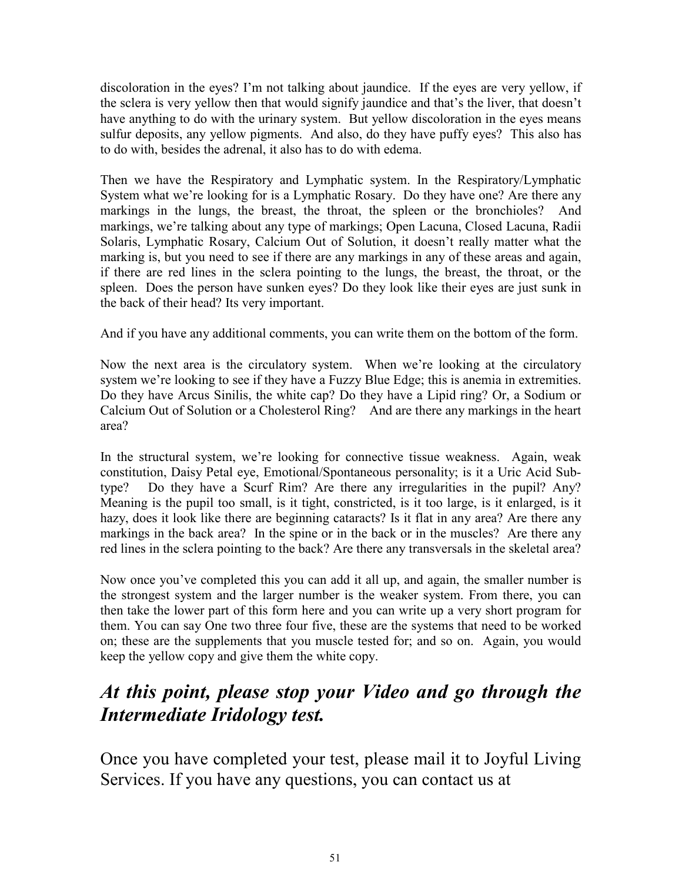discoloration in the eyes? I'm not talking about jaundice. If the eyes are very yellow, if the sclera is very yellow then that would signify jaundice and that's the liver, that doesn't have anything to do with the urinary system. But yellow discoloration in the eyes means sulfur deposits, any yellow pigments. And also, do they have puffy eyes? This also has to do with, besides the adrenal, it also has to do with edema.

Then we have the Respiratory and Lymphatic system. In the Respiratory/Lymphatic System what we're looking for is a Lymphatic Rosary. Do they have one? Are there any markings in the lungs, the breast, the throat, the spleen or the bronchioles? And markings, we're talking about any type of markings; Open Lacuna, Closed Lacuna, Radii Solaris, Lymphatic Rosary, Calcium Out of Solution, it doesn't really matter what the marking is, but you need to see if there are any markings in any of these areas and again, if there are red lines in the sclera pointing to the lungs, the breast, the throat, or the spleen. Does the person have sunken eyes? Do they look like their eyes are just sunk in the back of their head? Its very important.

And if you have any additional comments, you can write them on the bottom of the form.

Now the next area is the circulatory system. When we're looking at the circulatory system we're looking to see if they have a Fuzzy Blue Edge; this is anemia in extremities. Do they have Arcus Sinilis, the white cap? Do they have a Lipid ring? Or, a Sodium or Calcium Out of Solution or a Cholesterol Ring? And are there any markings in the heart area?

In the structural system, we're looking for connective tissue weakness. Again, weak constitution, Daisy Petal eye, Emotional/Spontaneous personality; is it a Uric Acid Sub-type? Do they have a Scurf Rim? Are there any irregularities in the pupil? Any? Meaning is the pupil too small, is it tight, constricted, is it too large, is it enlarged, is it hazy, does it look like there are beginning cataracts? Is it flat in any area? Are there any markings in the back area? In the spine or in the back or in the muscles? Are there any red lines in the sclera pointing to the back? Are there any transversals in the skeletal area?

Now once you've completed this you can add it all up, and again, the smaller number is the strongest system and the larger number is the weaker system. From there, you can then take the lower part of this form here and you can write up a very short program for them. You can say One two three four five, these are the systems that need to be worked on; these are the supplements that you muscle tested for; and so on. Again, you would keep the yellow copy and give them the white copy.

## ***At this point, please stop your Video and go through the Intermediate Iridology test.***

Once you have completed your test, please mail it to Joyful Living Services. If you have any questions, you can contact us at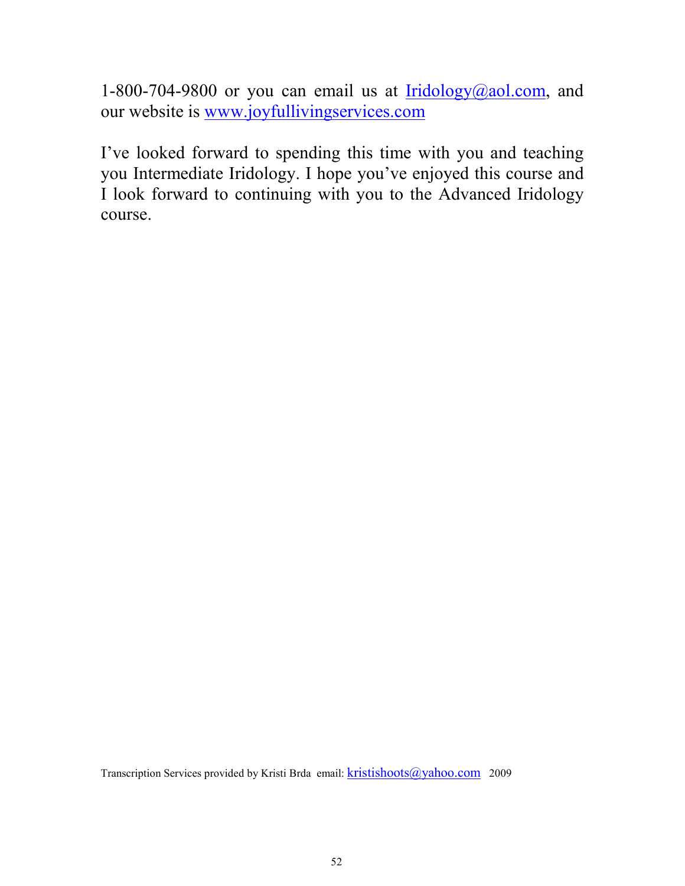1-800-704-9800 or you can email us at Iridology@aol.com, and our website is www.joyfullivingservices.com

I've looked forward to spending this time with you and teaching you Intermediate Iridology. I hope you've enjoyed this course and I look forward to continuing with you to the Advanced Iridology course.

Transcription Services provided by Kristi Brda email: kristishoots@yahoo.com 2009